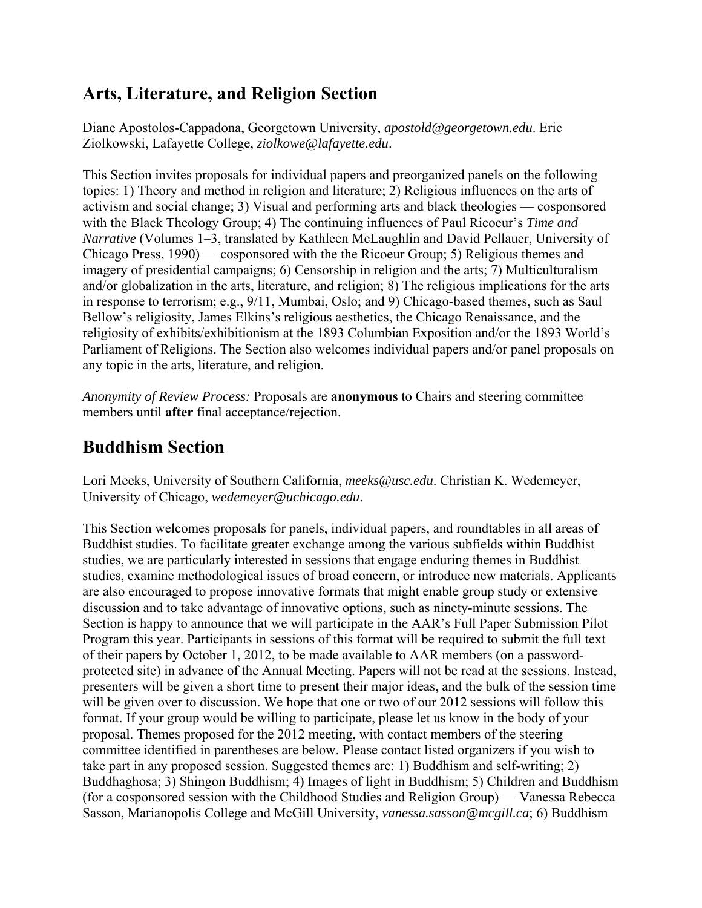## Arts, Literature, and Religion Section

Diane Apostolos-Cappadona, Georgetown University, *apostold@georgetown.edu*. Eric Ziolkowski, Lafayette College, *ziolkowe@lafayette.edu*.

This Section invites proposals for individual papers and preorganized panels on the following topics: 1) Theory and method in religion and literature; 2) Religious influences on the arts of activism and social change; 3) Visual and performing arts and black theologies — cosponsored with the Black Theology Group; 4) The continuing influences of Paul Ricoeur's *Time and Narrative* (Volumes 1–3, translated by Kathleen McLaughlin and David Pellauer, University of Chicago Press, 1990) — cosponsored with the the Ricoeur Group; 5) Religious themes and imagery of presidential campaigns; 6) Censorship in religion and the arts; 7) Multiculturalism and/or globalization in the arts, literature, and religion; 8) The religious implications for the arts in response to terrorism; e.g., 9/11, Mumbai, Oslo; and 9) Chicago-based themes, such as Saul Bellow's religiosity, James Elkins's religious aesthetics, the Chicago Renaissance, and the religiosity of exhibits/exhibitionism at the 1893 Columbian Exposition and/or the 1893 World's Parliament of Religions. The Section also welcomes individual papers and/or panel proposals on any topic in the arts, literature, and religion.

*Anonymity of Review Process:* Proposals are **anonymous** to Chairs and steering committee members until **after** final acceptance/rejection.

## Buddhism Section

Lori Meeks, University of Southern California, *meeks@usc.edu*. Christian K. Wedemeyer, University of Chicago, *wedemeyer@uchicago.edu*.

This Section welcomes proposals for panels, individual papers, and roundtables in all areas of Buddhist studies. To facilitate greater exchange among the various subfields within Buddhist studies, we are particularly interested in sessions that engage enduring themes in Buddhist studies, examine methodological issues of broad concern, or introduce new materials. Applicants are also encouraged to propose innovative formats that might enable group study or extensive discussion and to take advantage of innovative options, such as ninety-minute sessions. The Section is happy to announce that we will participate in the AAR's Full Paper Submission Pilot Program this year. Participants in sessions of this format will be required to submit the full text of their papers by October 1, 2012, to be made available to AAR members (on a password-protected site) in advance of the Annual Meeting. Papers will not be read at the sessions. Instead, presenters will be given a short time to present their major ideas, and the bulk of the session time will be given over to discussion. We hope that one or two of our 2012 sessions will follow this format. If your group would be willing to participate, please let us know in the body of your proposal. Themes proposed for the 2012 meeting, with contact members of the steering committee identified in parentheses are below. Please contact listed organizers if you wish to take part in any proposed session. Suggested themes are: 1) Buddhism and self-writing; 2) Buddhaghosa; 3) Shingon Buddhism; 4) Images of light in Buddhism; 5) Children and Buddhism (for a cosponsored session with the Childhood Studies and Religion Group) — Vanessa Rebecca Sasson, Marianopolis College and McGill University, *vanessa.sasson@mcgill.ca*; 6) Buddhism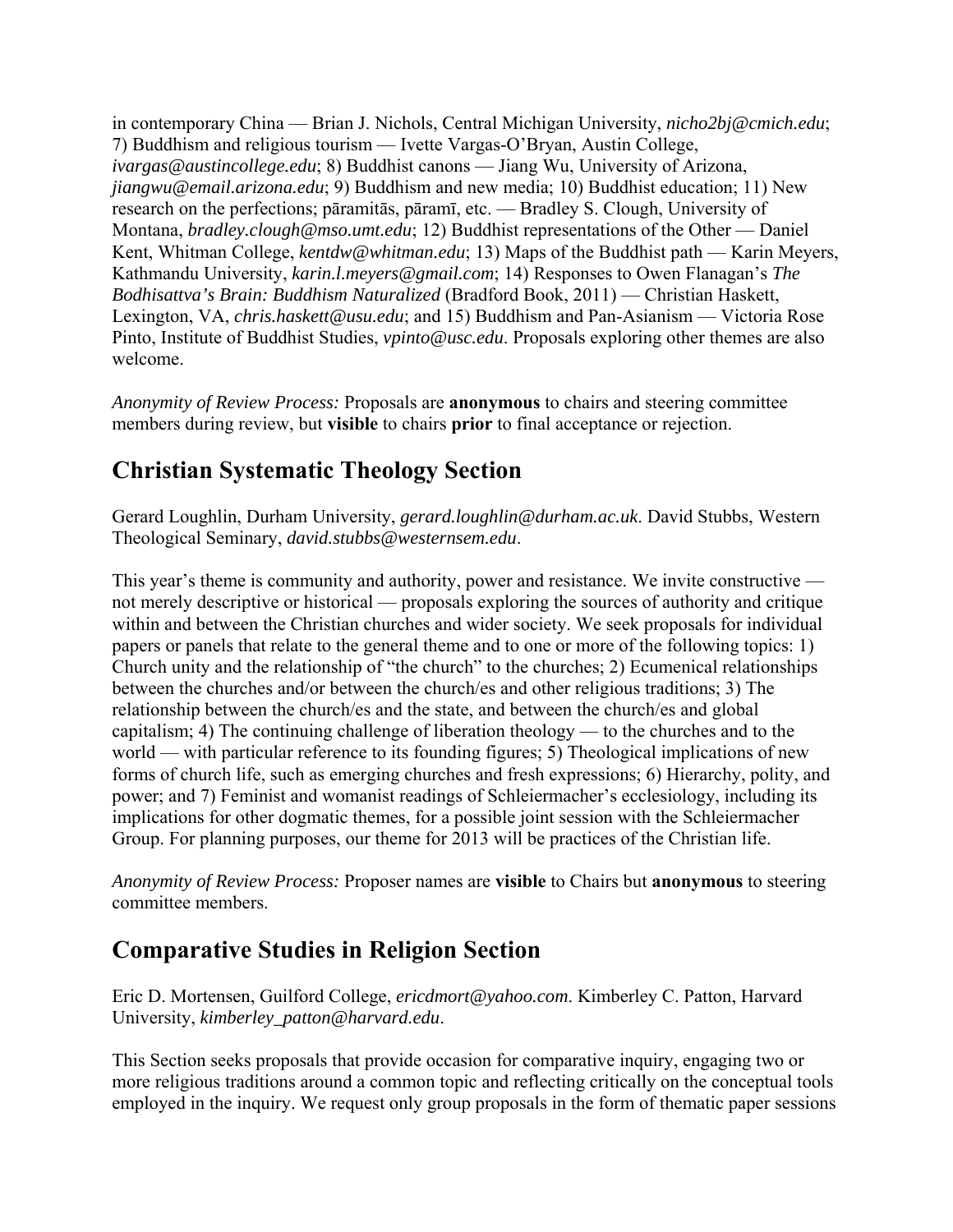in contemporary China — Brian J. Nichols, Central Michigan University, *nicho2bj@cmich.edu*; 7) Buddhism and religious tourism — Ivette Vargas-O'Bryan, Austin College, *ivargas@austincollege.edu*; 8) Buddhist canons — Jiang Wu, University of Arizona, *jiangwu@email.arizona.edu*; 9) Buddhism and new media; 10) Buddhist education; 11) New research on the perfections; pāramitās, pāramī, etc. — Bradley S. Clough, University of Montana, *bradley.clough@mso.umt.edu*; 12) Buddhist representations of the Other — Daniel Kent, Whitman College, *kentdw@whitman.edu*; 13) Maps of the Buddhist path — Karin Meyers, Kathmandu University, *karin.l.meyers@gmail.com*; 14) Responses to Owen Flanagan's *The Bodhisattva's Brain: Buddhism Naturalized* (Bradford Book, 2011) — Christian Haskett, Lexington, VA, *chris.haskett@usu.edu*; and 15) Buddhism and Pan-Asianism — Victoria Rose Pinto, Institute of Buddhist Studies, *vpinto@usc.edu*. Proposals exploring other themes are also welcome.

*Anonymity of Review Process:* Proposals are **anonymous** to chairs and steering committee members during review, but **visible** to chairs **prior** to final acceptance or rejection.

## Christian Systematic Theology Section

Gerard Loughlin, Durham University, *gerard.loughlin@durham.ac.uk*. David Stubbs, Western Theological Seminary, *david.stubbs@westernsem.edu*.

This year's theme is community and authority, power and resistance. We invite constructive — not merely descriptive or historical — proposals exploring the sources of authority and critique within and between the Christian churches and wider society. We seek proposals for individual papers or panels that relate to the general theme and to one or more of the following topics: 1) Church unity and the relationship of "the church" to the churches; 2) Ecumenical relationships between the churches and/or between the church/es and other religious traditions; 3) The relationship between the church/es and the state, and between the church/es and global capitalism; 4) The continuing challenge of liberation theology — to the churches and to the world — with particular reference to its founding figures; 5) Theological implications of new forms of church life, such as emerging churches and fresh expressions; 6) Hierarchy, polity, and power; and 7) Feminist and womanist readings of Schleiermacher's ecclesiology, including its implications for other dogmatic themes, for a possible joint session with the Schleiermacher Group. For planning purposes, our theme for 2013 will be practices of the Christian life.

*Anonymity of Review Process:* Proposer names are **visible** to Chairs but **anonymous** to steering committee members.

## Comparative Studies in Religion Section

Eric D. Mortensen, Guilford College, *ericdmort@yahoo.com*. Kimberley C. Patton, Harvard University, *kimberley_patton@harvard.edu*.

This Section seeks proposals that provide occasion for comparative inquiry, engaging two or more religious traditions around a common topic and reflecting critically on the conceptual tools employed in the inquiry. We request only group proposals in the form of thematic paper sessions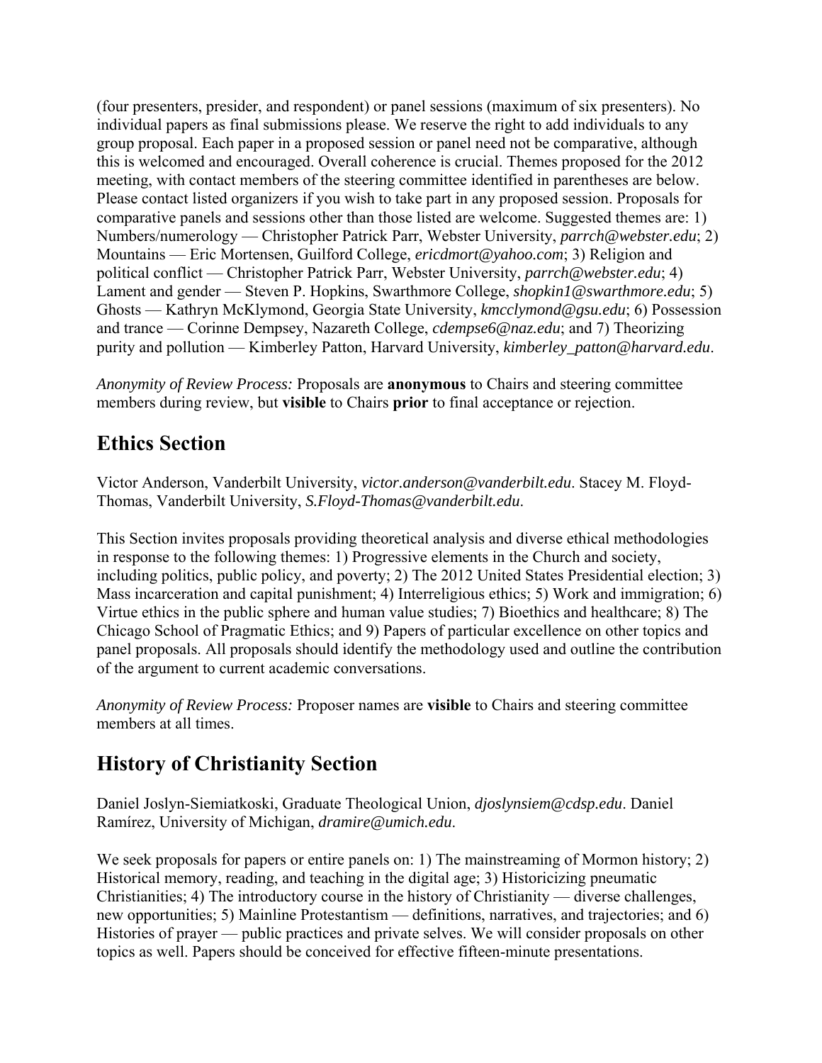(four presenters, presider, and respondent) or panel sessions (maximum of six presenters). No individual papers as final submissions please. We reserve the right to add individuals to any group proposal. Each paper in a proposed session or panel need not be comparative, although this is welcomed and encouraged. Overall coherence is crucial. Themes proposed for the 2012 meeting, with contact members of the steering committee identified in parentheses are below. Please contact listed organizers if you wish to take part in any proposed session. Proposals for comparative panels and sessions other than those listed are welcome. Suggested themes are: 1) Numbers/numerology — Christopher Patrick Parr, Webster University, *parrch@webster.edu*; 2) Mountains — Eric Mortensen, Guilford College, *ericdmort@yahoo.com*; 3) Religion and political conflict — Christopher Patrick Parr, Webster University, *parrch@webster.edu*; 4) Lament and gender — Steven P. Hopkins, Swarthmore College, *shopkin1@swarthmore.edu*; 5) Ghosts — Kathryn McKlymond, Georgia State University, *kmcclymond@gsu.edu*; 6) Possession and trance — Corinne Dempsey, Nazareth College, *cdempse6@naz.edu*; and 7) Theorizing purity and pollution — Kimberley Patton, Harvard University, *kimberley_patton@harvard.edu*.

*Anonymity of Review Process:* Proposals are **anonymous** to Chairs and steering committee members during review, but **visible** to Chairs **prior** to final acceptance or rejection.

## Ethics Section

Victor Anderson, Vanderbilt University, *victor.anderson@vanderbilt.edu*. Stacey M. Floyd-Thomas, Vanderbilt University, *S.Floyd-Thomas@vanderbilt.edu*.

This Section invites proposals providing theoretical analysis and diverse ethical methodologies in response to the following themes: 1) Progressive elements in the Church and society, including politics, public policy, and poverty; 2) The 2012 United States Presidential election; 3) Mass incarceration and capital punishment; 4) Interreligious ethics; 5) Work and immigration; 6) Virtue ethics in the public sphere and human value studies; 7) Bioethics and healthcare; 8) The Chicago School of Pragmatic Ethics; and 9) Papers of particular excellence on other topics and panel proposals. All proposals should identify the methodology used and outline the contribution of the argument to current academic conversations.

*Anonymity of Review Process:* Proposer names are **visible** to Chairs and steering committee members at all times.

## History of Christianity Section

Daniel Joslyn-Siemiatkoski, Graduate Theological Union, *djoslynsiem@cdsp.edu*. Daniel Ramírez, University of Michigan, *dramire@umich.edu*.

We seek proposals for papers or entire panels on: 1) The mainstreaming of Mormon history; 2) Historical memory, reading, and teaching in the digital age; 3) Historicizing pneumatic Christianities; 4) The introductory course in the history of Christianity — diverse challenges, new opportunities; 5) Mainline Protestantism — definitions, narratives, and trajectories; and 6) Histories of prayer — public practices and private selves. We will consider proposals on other topics as well. Papers should be conceived for effective fifteen-minute presentations.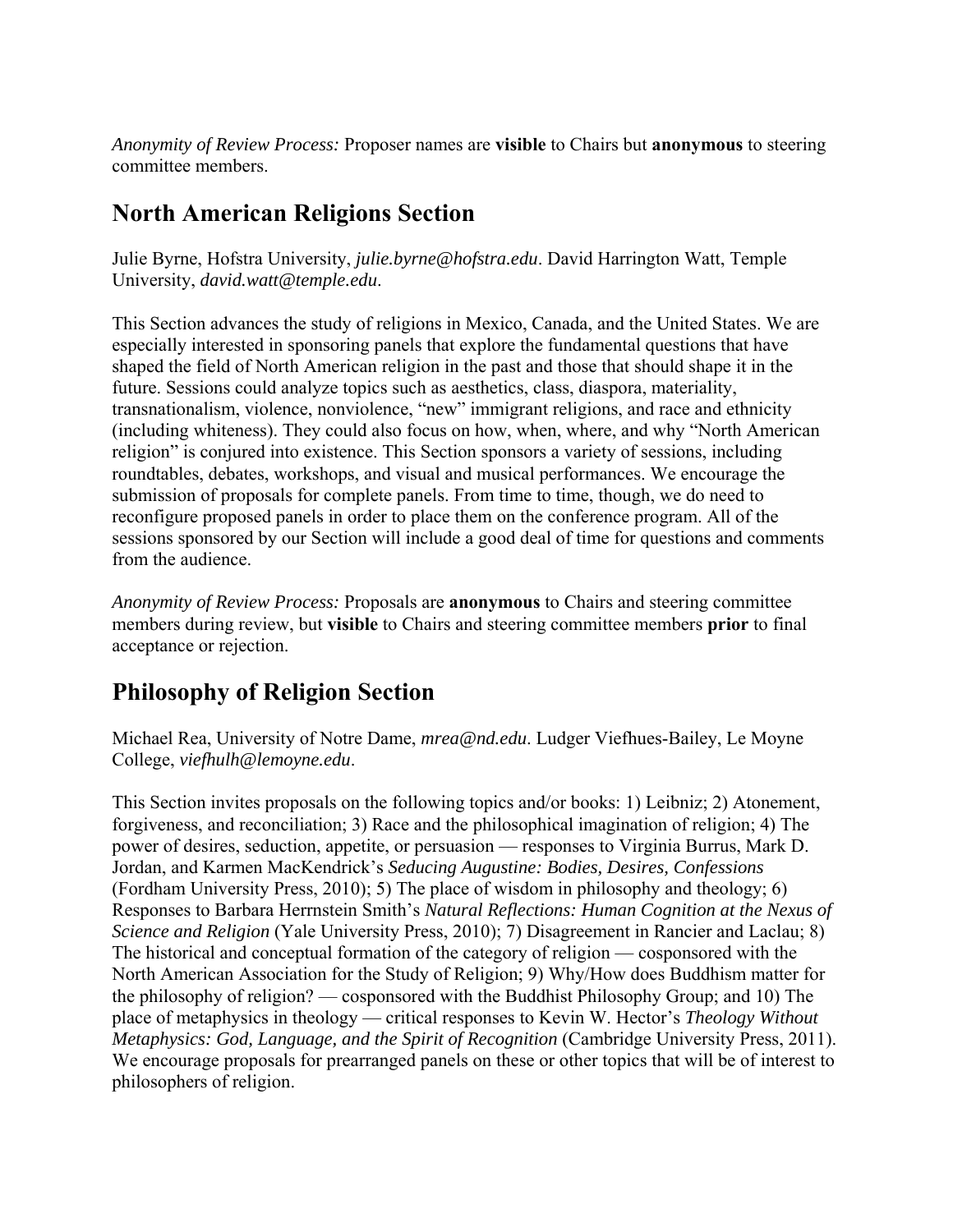*Anonymity of Review Process:* Proposer names are **visible** to Chairs but **anonymous** to steering committee members.

## North American Religions Section

Julie Byrne, Hofstra University, *julie.byrne@hofstra.edu*. David Harrington Watt, Temple University, *david.watt@temple.edu*.

This Section advances the study of religions in Mexico, Canada, and the United States. We are especially interested in sponsoring panels that explore the fundamental questions that have shaped the field of North American religion in the past and those that should shape it in the future. Sessions could analyze topics such as aesthetics, class, diaspora, materiality, transnationalism, violence, nonviolence, "new" immigrant religions, and race and ethnicity (including whiteness). They could also focus on how, when, where, and why "North American religion" is conjured into existence. This Section sponsors a variety of sessions, including roundtables, debates, workshops, and visual and musical performances. We encourage the submission of proposals for complete panels. From time to time, though, we do need to reconfigure proposed panels in order to place them on the conference program. All of the sessions sponsored by our Section will include a good deal of time for questions and comments from the audience.

*Anonymity of Review Process:* Proposals are **anonymous** to Chairs and steering committee members during review, but **visible** to Chairs and steering committee members **prior** to final acceptance or rejection.

## Philosophy of Religion Section

Michael Rea, University of Notre Dame, *mrea@nd.edu*. Ludger Viefhues-Bailey, Le Moyne College, *viefhulh@lemoyne.edu*.

This Section invites proposals on the following topics and/or books: 1) Leibniz; 2) Atonement, forgiveness, and reconciliation; 3) Race and the philosophical imagination of religion; 4) The power of desires, seduction, appetite, or persuasion — responses to Virginia Burrus, Mark D. Jordan, and Karmen MacKendrick's *Seducing Augustine: Bodies, Desires, Confessions* (Fordham University Press, 2010); 5) The place of wisdom in philosophy and theology; 6) Responses to Barbara Herrnstein Smith's *Natural Reflections: Human Cognition at the Nexus of Science and Religion* (Yale University Press, 2010); 7) Disagreement in Rancier and Laclau; 8) The historical and conceptual formation of the category of religion — cosponsored with the North American Association for the Study of Religion; 9) Why/How does Buddhism matter for the philosophy of religion? — cosponsored with the Buddhist Philosophy Group; and 10) The place of metaphysics in theology — critical responses to Kevin W. Hector's *Theology Without Metaphysics: God, Language, and the Spirit of Recognition* (Cambridge University Press, 2011). We encourage proposals for prearranged panels on these or other topics that will be of interest to philosophers of religion.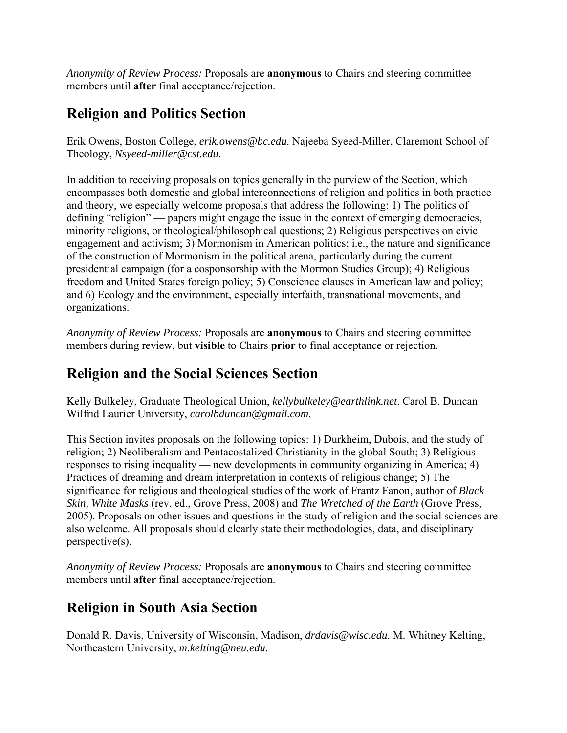*Anonymity of Review Process:* Proposals are **anonymous** to Chairs and steering committee members until **after** final acceptance/rejection.

## Religion and Politics Section

Erik Owens, Boston College, *erik.owens@bc.edu*. Najeeba Syeed-Miller, Claremont School of Theology, *Nsyeed-miller@cst.edu*.

In addition to receiving proposals on topics generally in the purview of the Section, which encompasses both domestic and global interconnections of religion and politics in both practice and theory, we especially welcome proposals that address the following: 1) The politics of defining "religion" — papers might engage the issue in the context of emerging democracies, minority religions, or theological/philosophical questions; 2) Religious perspectives on civic engagement and activism; 3) Mormonism in American politics; i.e., the nature and significance of the construction of Mormonism in the political arena, particularly during the current presidential campaign (for a cosponsorship with the Mormon Studies Group); 4) Religious freedom and United States foreign policy; 5) Conscience clauses in American law and policy; and 6) Ecology and the environment, especially interfaith, transnational movements, and organizations.

*Anonymity of Review Process:* Proposals are **anonymous** to Chairs and steering committee members during review, but **visible** to Chairs **prior** to final acceptance or rejection.

## Religion and the Social Sciences Section

Kelly Bulkeley, Graduate Theological Union, *kellybulkeley@earthlink.net*. Carol B. Duncan Wilfrid Laurier University, *carolbduncan@gmail.com*.

This Section invites proposals on the following topics: 1) Durkheim, Dubois, and the study of religion; 2) Neoliberalism and Pentacostalized Christianity in the global South; 3) Religious responses to rising inequality — new developments in community organizing in America; 4) Practices of dreaming and dream interpretation in contexts of religious change; 5) The significance for religious and theological studies of the work of Frantz Fanon, author of *Black Skin, White Masks* (rev. ed., Grove Press, 2008) and *The Wretched of the Earth* (Grove Press, 2005). Proposals on other issues and questions in the study of religion and the social sciences are also welcome. All proposals should clearly state their methodologies, data, and disciplinary perspective(s).

*Anonymity of Review Process:* Proposals are **anonymous** to Chairs and steering committee members until **after** final acceptance/rejection.

## Religion in South Asia Section

Donald R. Davis, University of Wisconsin, Madison, *drdavis@wisc.edu*. M. Whitney Kelting, Northeastern University, *m.kelting@neu.edu*.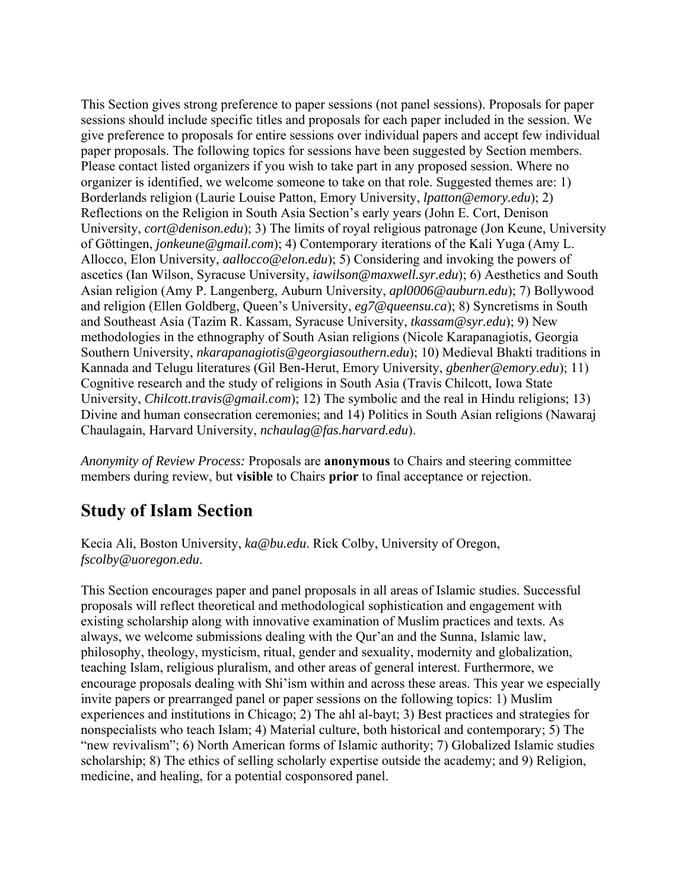This Section gives strong preference to paper sessions (not panel sessions). Proposals for paper sessions should include specific titles and proposals for each paper included in the session. We give preference to proposals for entire sessions over individual papers and accept few individual paper proposals. The following topics for sessions have been suggested by Section members. Please contact listed organizers if you wish to take part in any proposed session. Where no organizer is identified, we welcome someone to take on that role. Suggested themes are: 1) Borderlands religion (Laurie Louise Patton, Emory University, *lpatton@emory.edu*); 2) Reflections on the Religion in South Asia Section's early years (John E. Cort, Denison University, *cort@denison.edu*); 3) The limits of royal religious patronage (Jon Keune, University of Göttingen, *jonkeune@gmail.com*); 4) Contemporary iterations of the Kali Yuga (Amy L. Allocco, Elon University, *aallocco@elon.edu*); 5) Considering and invoking the powers of ascetics (Ian Wilson, Syracuse University, *iawilson@maxwell.syr.edu*); 6) Aesthetics and South Asian religion (Amy P. Langenberg, Auburn University, *apl0006@auburn.edu*); 7) Bollywood and religion (Ellen Goldberg, Queen's University, *eg7@queensu.ca*); 8) Syncretisms in South and Southeast Asia (Tazim R. Kassam, Syracuse University, *tkassam@syr.edu*); 9) New methodologies in the ethnography of South Asian religions (Nicole Karapanagiotis, Georgia Southern University, *nkarapanagiotis@georgiasouthern.edu*); 10) Medieval Bhakti traditions in Kannada and Telugu literatures (Gil Ben-Herut, Emory University, *gbenher@emory.edu*); 11) Cognitive research and the study of religions in South Asia (Travis Chilcott, Iowa State University, *Chilcott.travis@gmail.com*); 12) The symbolic and the real in Hindu religions; 13) Divine and human consecration ceremonies; and 14) Politics in South Asian religions (Nawaraj Chaulagain, Harvard University, *nchaulag@fas.harvard.edu*).

*Anonymity of Review Process:* Proposals are **anonymous** to Chairs and steering committee members during review, but **visible** to Chairs **prior** to final acceptance or rejection.

## Study of Islam Section

Kecia Ali, Boston University, *ka@bu.edu*. Rick Colby, University of Oregon, *fscolby@uoregon.edu*.

This Section encourages paper and panel proposals in all areas of Islamic studies. Successful proposals will reflect theoretical and methodological sophistication and engagement with existing scholarship along with innovative examination of Muslim practices and texts. As always, we welcome submissions dealing with the Qur'an and the Sunna, Islamic law, philosophy, theology, mysticism, ritual, gender and sexuality, modernity and globalization, teaching Islam, religious pluralism, and other areas of general interest. Furthermore, we encourage proposals dealing with Shi'ism within and across these areas. This year we especially invite papers or prearranged panel or paper sessions on the following topics: 1) Muslim experiences and institutions in Chicago; 2) The ahl al-bayt; 3) Best practices and strategies for nonspecialists who teach Islam; 4) Material culture, both historical and contemporary; 5) The "new revivalism"; 6) North American forms of Islamic authority; 7) Globalized Islamic studies scholarship; 8) The ethics of selling scholarly expertise outside the academy; and 9) Religion, medicine, and healing, for a potential cosponsored panel.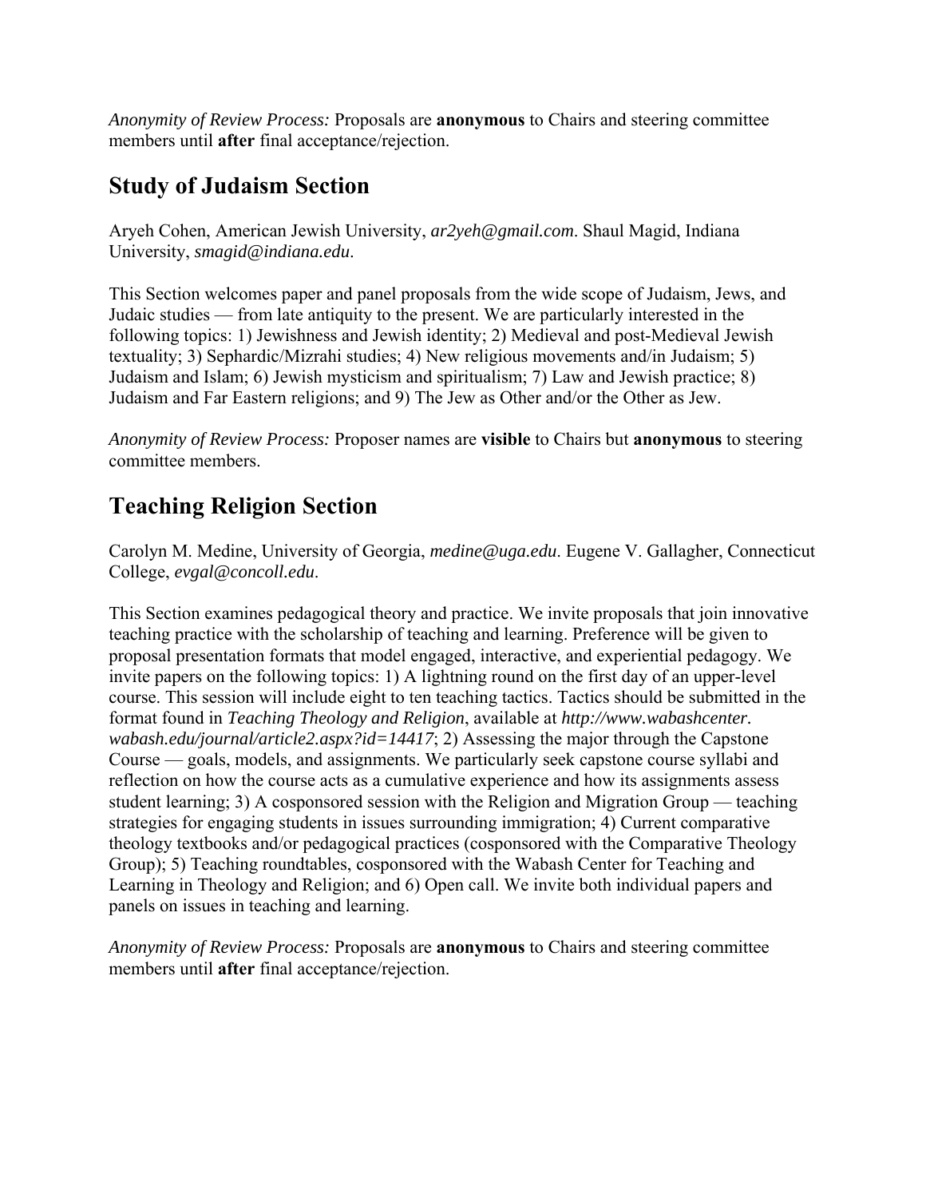*Anonymity of Review Process:* Proposals are **anonymous** to Chairs and steering committee members until **after** final acceptance/rejection.

## Study of Judaism Section

Aryeh Cohen, American Jewish University, *ar2yeh@gmail.com*. Shaul Magid, Indiana University, *smagid@indiana.edu*.

This Section welcomes paper and panel proposals from the wide scope of Judaism, Jews, and Judaic studies — from late antiquity to the present. We are particularly interested in the following topics: 1) Jewishness and Jewish identity; 2) Medieval and post-Medieval Jewish textuality; 3) Sephardic/Mizrahi studies; 4) New religious movements and/in Judaism; 5) Judaism and Islam; 6) Jewish mysticism and spiritualism; 7) Law and Jewish practice; 8) Judaism and Far Eastern religions; and 9) The Jew as Other and/or the Other as Jew.

*Anonymity of Review Process:* Proposer names are **visible** to Chairs but **anonymous** to steering committee members.

## Teaching Religion Section

Carolyn M. Medine, University of Georgia, *medine@uga.edu*. Eugene V. Gallagher, Connecticut College, *evgal@concoll.edu*.

This Section examines pedagogical theory and practice. We invite proposals that join innovative teaching practice with the scholarship of teaching and learning. Preference will be given to proposal presentation formats that model engaged, interactive, and experiential pedagogy. We invite papers on the following topics: 1) A lightning round on the first day of an upper-level course. This session will include eight to ten teaching tactics. Tactics should be submitted in the format found in *Teaching Theology and Religion*, available at *http://www.wabashcenter.wabash.edu/journal/article2.aspx?id=14417*; 2) Assessing the major through the Capstone Course — goals, models, and assignments. We particularly seek capstone course syllabi and reflection on how the course acts as a cumulative experience and how its assignments assess student learning; 3) A cosponsored session with the Religion and Migration Group — teaching strategies for engaging students in issues surrounding immigration; 4) Current comparative theology textbooks and/or pedagogical practices (cosponsored with the Comparative Theology Group); 5) Teaching roundtables, cosponsored with the Wabash Center for Teaching and Learning in Theology and Religion; and 6) Open call. We invite both individual papers and panels on issues in teaching and learning.

*Anonymity of Review Process:* Proposals are **anonymous** to Chairs and steering committee members until **after** final acceptance/rejection.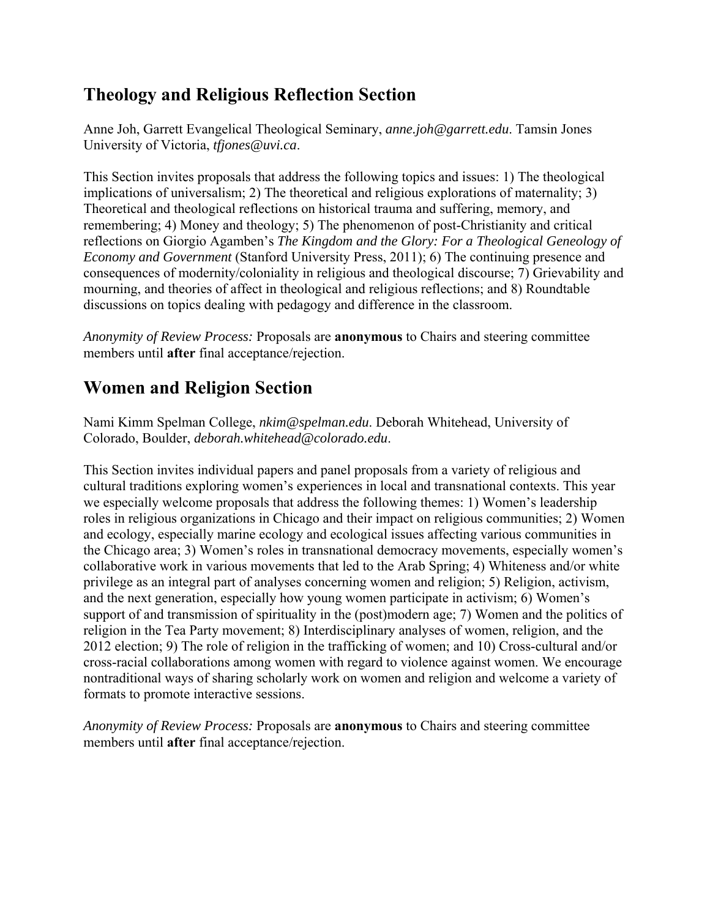## Theology and Religious Reflection Section

Anne Joh, Garrett Evangelical Theological Seminary, *anne.joh@garrett.edu*. Tamsin Jones University of Victoria, *tfjones@uvi.ca*.

This Section invites proposals that address the following topics and issues: 1) The theological implications of universalism; 2) The theoretical and religious explorations of maternality; 3) Theoretical and theological reflections on historical trauma and suffering, memory, and remembering; 4) Money and theology; 5) The phenomenon of post-Christianity and critical reflections on Giorgio Agamben's *The Kingdom and the Glory: For a Theological Geneology of Economy and Government* (Stanford University Press, 2011); 6) The continuing presence and consequences of modernity/coloniality in religious and theological discourse; 7) Grievability and mourning, and theories of affect in theological and religious reflections; and 8) Roundtable discussions on topics dealing with pedagogy and difference in the classroom.

*Anonymity of Review Process:* Proposals are **anonymous** to Chairs and steering committee members until **after** final acceptance/rejection.

## Women and Religion Section

Nami Kimm Spelman College, *nkim@spelman.edu*. Deborah Whitehead, University of Colorado, Boulder, *deborah.whitehead@colorado.edu*.

This Section invites individual papers and panel proposals from a variety of religious and cultural traditions exploring women's experiences in local and transnational contexts. This year we especially welcome proposals that address the following themes: 1) Women's leadership roles in religious organizations in Chicago and their impact on religious communities; 2) Women and ecology, especially marine ecology and ecological issues affecting various communities in the Chicago area; 3) Women's roles in transnational democracy movements, especially women's collaborative work in various movements that led to the Arab Spring; 4) Whiteness and/or white privilege as an integral part of analyses concerning women and religion; 5) Religion, activism, and the next generation, especially how young women participate in activism; 6) Women's support of and transmission of spirituality in the (post)modern age; 7) Women and the politics of religion in the Tea Party movement; 8) Interdisciplinary analyses of women, religion, and the 2012 election; 9) The role of religion in the trafficking of women; and 10) Cross-cultural and/or cross-racial collaborations among women with regard to violence against women. We encourage nontraditional ways of sharing scholarly work on women and religion and welcome a variety of formats to promote interactive sessions.

*Anonymity of Review Process:* Proposals are **anonymous** to Chairs and steering committee members until **after** final acceptance/rejection.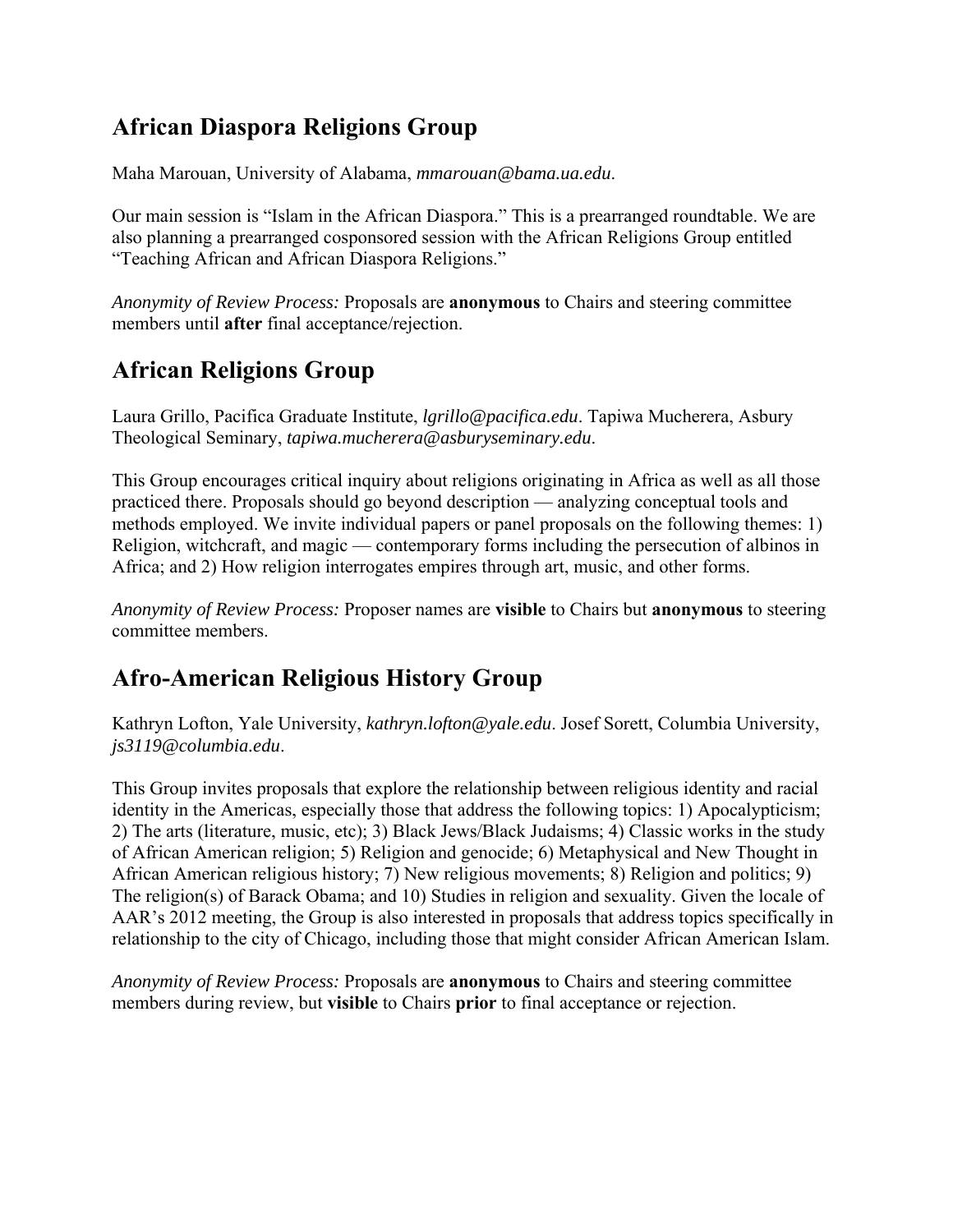## African Diaspora Religions Group

Maha Marouan, University of Alabama, *mmarouan@bama.ua.edu*.

Our main session is “Islam in the African Diaspora.” This is a prearranged roundtable. We are also planning a prearranged cosponsored session with the African Religions Group entitled “Teaching African and African Diaspora Religions.”

*Anonymity of Review Process:* Proposals are **anonymous** to Chairs and steering committee members until **after** final acceptance/rejection.

## African Religions Group

Laura Grillo, Pacifica Graduate Institute, *lgrillo@pacifica.edu*. Tapiwa Mucherera, Asbury Theological Seminary, *tapiwa.mucherera@asburyseminary.edu*.

This Group encourages critical inquiry about religions originating in Africa as well as all those practiced there. Proposals should go beyond description — analyzing conceptual tools and methods employed. We invite individual papers or panel proposals on the following themes: 1) Religion, witchcraft, and magic — contemporary forms including the persecution of albinos in Africa; and 2) How religion interrogates empires through art, music, and other forms.

*Anonymity of Review Process:* Proposer names are **visible** to Chairs but **anonymous** to steering committee members.

## Afro-American Religious History Group

Kathryn Lofton, Yale University, *kathryn.lofton@yale.edu*. Josef Sorett, Columbia University, *js3119@columbia.edu*.

This Group invites proposals that explore the relationship between religious identity and racial identity in the Americas, especially those that address the following topics: 1) Apocalypticism; 2) The arts (literature, music, etc); 3) Black Jews/Black Judaisms; 4) Classic works in the study of African American religion; 5) Religion and genocide; 6) Metaphysical and New Thought in African American religious history; 7) New religious movements; 8) Religion and politics; 9) The religion(s) of Barack Obama; and 10) Studies in religion and sexuality. Given the locale of AAR’s 2012 meeting, the Group is also interested in proposals that address topics specifically in relationship to the city of Chicago, including those that might consider African American Islam.

*Anonymity of Review Process:* Proposals are **anonymous** to Chairs and steering committee members during review, but **visible** to Chairs **prior** to final acceptance or rejection.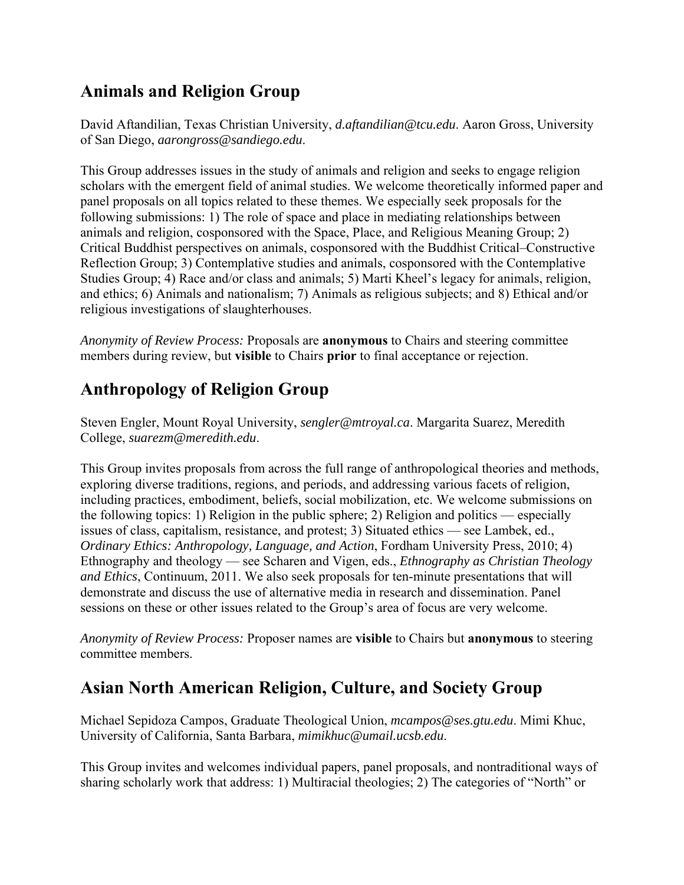## Animals and Religion Group

David Aftandilian, Texas Christian University, *d.aftandilian@tcu.edu*. Aaron Gross, University of San Diego, *aarongross@sandiego.edu*.

This Group addresses issues in the study of animals and religion and seeks to engage religion scholars with the emergent field of animal studies. We welcome theoretically informed paper and panel proposals on all topics related to these themes. We especially seek proposals for the following submissions: 1) The role of space and place in mediating relationships between animals and religion, cosponsored with the Space, Place, and Religious Meaning Group; 2) Critical Buddhist perspectives on animals, cosponsored with the Buddhist Critical–Constructive Reflection Group; 3) Contemplative studies and animals, cosponsored with the Contemplative Studies Group; 4) Race and/or class and animals; 5) Marti Kheel's legacy for animals, religion, and ethics; 6) Animals and nationalism; 7) Animals as religious subjects; and 8) Ethical and/or religious investigations of slaughterhouses.

*Anonymity of Review Process:* Proposals are **anonymous** to Chairs and steering committee members during review, but **visible** to Chairs **prior** to final acceptance or rejection.

## Anthropology of Religion Group

Steven Engler, Mount Royal University, *sengler@mtroyal.ca*. Margarita Suarez, Meredith College, *suarezm@meredith.edu*.

This Group invites proposals from across the full range of anthropological theories and methods, exploring diverse traditions, regions, and periods, and addressing various facets of religion, including practices, embodiment, beliefs, social mobilization, etc. We welcome submissions on the following topics: 1) Religion in the public sphere; 2) Religion and politics — especially issues of class, capitalism, resistance, and protest; 3) Situated ethics — see Lambek, ed., *Ordinary Ethics: Anthropology, Language, and Action*, Fordham University Press, 2010; 4) Ethnography and theology — see Scharen and Vigen, eds., *Ethnography as Christian Theology and Ethics*, Continuum, 2011. We also seek proposals for ten-minute presentations that will demonstrate and discuss the use of alternative media in research and dissemination. Panel sessions on these or other issues related to the Group's area of focus are very welcome.

*Anonymity of Review Process:* Proposer names are **visible** to Chairs but **anonymous** to steering committee members.

## Asian North American Religion, Culture, and Society Group

Michael Sepidoza Campos, Graduate Theological Union, *mcampos@ses.gtu.edu*. Mimi Khuc, University of California, Santa Barbara, *mimikhuc@umail.ucsb.edu*.

This Group invites and welcomes individual papers, panel proposals, and nontraditional ways of sharing scholarly work that address: 1) Multiracial theologies; 2) The categories of "North" or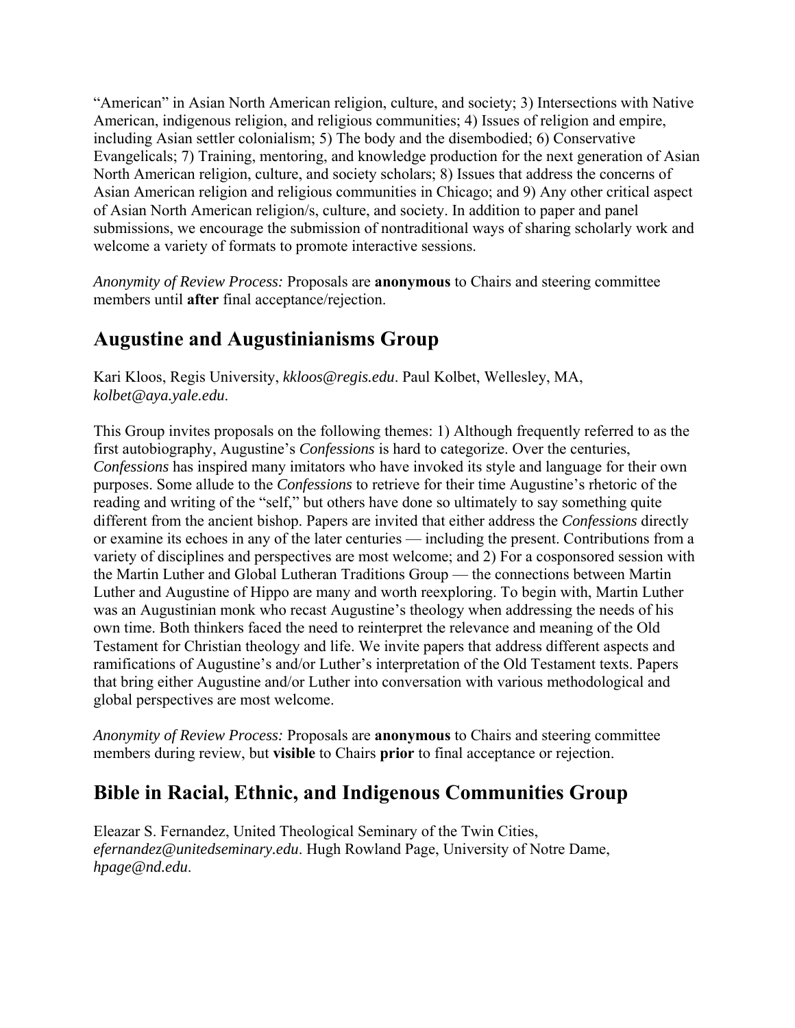"American" in Asian North American religion, culture, and society; 3) Intersections with Native American, indigenous religion, and religious communities; 4) Issues of religion and empire, including Asian settler colonialism; 5) The body and the disembodied; 6) Conservative Evangelicals; 7) Training, mentoring, and knowledge production for the next generation of Asian North American religion, culture, and society scholars; 8) Issues that address the concerns of Asian American religion and religious communities in Chicago; and 9) Any other critical aspect of Asian North American religion/s, culture, and society. In addition to paper and panel submissions, we encourage the submission of nontraditional ways of sharing scholarly work and welcome a variety of formats to promote interactive sessions.

*Anonymity of Review Process:* Proposals are **anonymous** to Chairs and steering committee members until **after** final acceptance/rejection.

## Augustine and Augustinianisms Group

Kari Kloos, Regis University, *kkloos@regis.edu*. Paul Kolbet, Wellesley, MA, *kolbet@aya.yale.edu*.

This Group invites proposals on the following themes: 1) Although frequently referred to as the first autobiography, Augustine's *Confessions* is hard to categorize. Over the centuries, *Confessions* has inspired many imitators who have invoked its style and language for their own purposes. Some allude to the *Confessions* to retrieve for their time Augustine's rhetoric of the reading and writing of the "self," but others have done so ultimately to say something quite different from the ancient bishop. Papers are invited that either address the *Confessions* directly or examine its echoes in any of the later centuries — including the present. Contributions from a variety of disciplines and perspectives are most welcome; and 2) For a cosponsored session with the Martin Luther and Global Lutheran Traditions Group — the connections between Martin Luther and Augustine of Hippo are many and worth reexploring. To begin with, Martin Luther was an Augustinian monk who recast Augustine's theology when addressing the needs of his own time. Both thinkers faced the need to reinterpret the relevance and meaning of the Old Testament for Christian theology and life. We invite papers that address different aspects and ramifications of Augustine's and/or Luther's interpretation of the Old Testament texts. Papers that bring either Augustine and/or Luther into conversation with various methodological and global perspectives are most welcome.

*Anonymity of Review Process:* Proposals are **anonymous** to Chairs and steering committee members during review, but **visible** to Chairs **prior** to final acceptance or rejection.

## Bible in Racial, Ethnic, and Indigenous Communities Group

Eleazar S. Fernandez, United Theological Seminary of the Twin Cities, *efernandez@unitedseminary.edu*. Hugh Rowland Page, University of Notre Dame, *hpage@nd.edu*.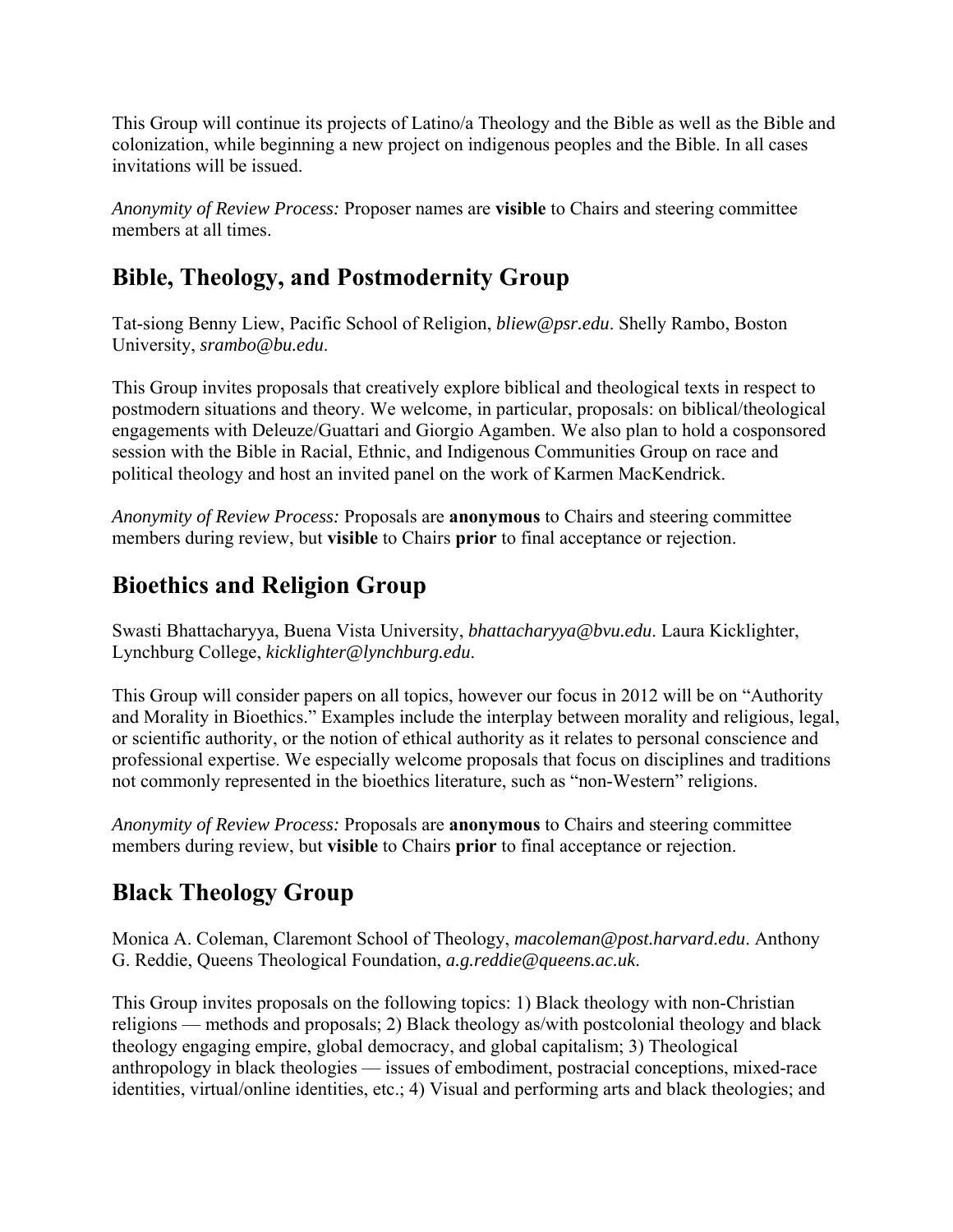This Group will continue its projects of Latino/a Theology and the Bible as well as the Bible and colonization, while beginning a new project on indigenous peoples and the Bible. In all cases invitations will be issued.

*Anonymity of Review Process:* Proposer names are **visible** to Chairs and steering committee members at all times.

## Bible, Theology, and Postmodernity Group

Tat-siong Benny Liew, Pacific School of Religion, *bliew@psr.edu*. Shelly Rambo, Boston University, *srambo@bu.edu*.

This Group invites proposals that creatively explore biblical and theological texts in respect to postmodern situations and theory. We welcome, in particular, proposals: on biblical/theological engagements with Deleuze/Guattari and Giorgio Agamben. We also plan to hold a cosponsored session with the Bible in Racial, Ethnic, and Indigenous Communities Group on race and political theology and host an invited panel on the work of Karmen MacKendrick.

*Anonymity of Review Process:* Proposals are **anonymous** to Chairs and steering committee members during review, but **visible** to Chairs **prior** to final acceptance or rejection.

## Bioethics and Religion Group

Swasti Bhattacharyya, Buena Vista University, *bhattacharyya@bvu.edu*. Laura Kicklighter, Lynchburg College, *kicklighter@lynchburg.edu*.

This Group will consider papers on all topics, however our focus in 2012 will be on "Authority and Morality in Bioethics." Examples include the interplay between morality and religious, legal, or scientific authority, or the notion of ethical authority as it relates to personal conscience and professional expertise. We especially welcome proposals that focus on disciplines and traditions not commonly represented in the bioethics literature, such as "non-Western" religions.

*Anonymity of Review Process:* Proposals are **anonymous** to Chairs and steering committee members during review, but **visible** to Chairs **prior** to final acceptance or rejection.

## Black Theology Group

Monica A. Coleman, Claremont School of Theology, *macoleman@post.harvard.edu*. Anthony G. Reddie, Queens Theological Foundation, *a.g.reddie@queens.ac.uk*.

This Group invites proposals on the following topics: 1) Black theology with non-Christian religions — methods and proposals; 2) Black theology as/with postcolonial theology and black theology engaging empire, global democracy, and global capitalism; 3) Theological anthropology in black theologies — issues of embodiment, postracial conceptions, mixed-race identities, virtual/online identities, etc.; 4) Visual and performing arts and black theologies; and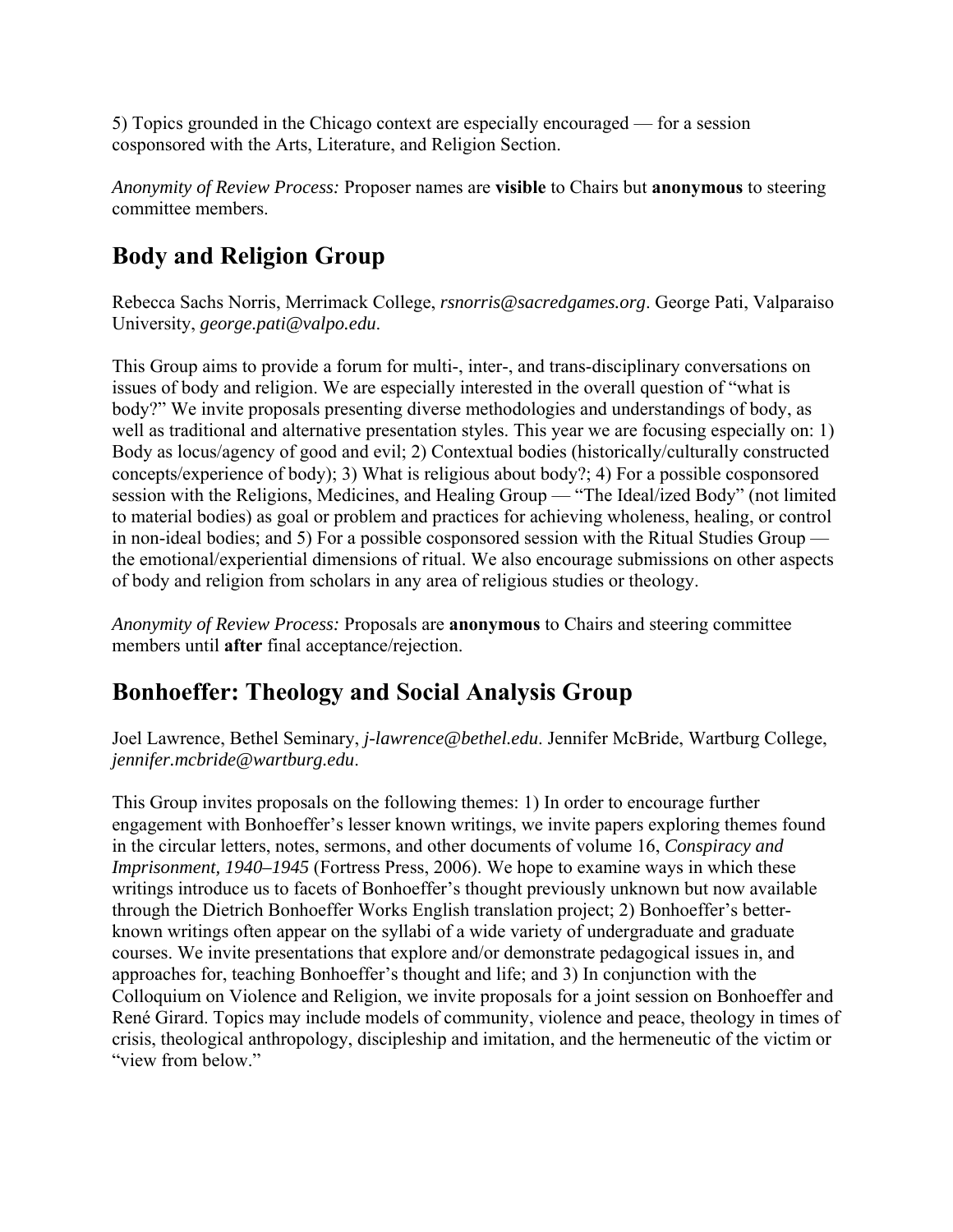5) Topics grounded in the Chicago context are especially encouraged — for a session cosponsored with the Arts, Literature, and Religion Section.

*Anonymity of Review Process:* Proposer names are **visible** to Chairs but **anonymous** to steering committee members.

## Body and Religion Group

Rebecca Sachs Norris, Merrimack College, *rsnorris@sacredgames.org*. George Pati, Valparaiso University, *george.pati@valpo.edu*.

This Group aims to provide a forum for multi-, inter-, and trans-disciplinary conversations on issues of body and religion. We are especially interested in the overall question of "what is body?" We invite proposals presenting diverse methodologies and understandings of body, as well as traditional and alternative presentation styles. This year we are focusing especially on: 1) Body as locus/agency of good and evil; 2) Contextual bodies (historically/culturally constructed concepts/experience of body); 3) What is religious about body?; 4) For a possible cosponsored session with the Religions, Medicines, and Healing Group — "The Ideal/ized Body" (not limited to material bodies) as goal or problem and practices for achieving wholeness, healing, or control in non-ideal bodies; and 5) For a possible cosponsored session with the Ritual Studies Group — the emotional/experiential dimensions of ritual. We also encourage submissions on other aspects of body and religion from scholars in any area of religious studies or theology.

*Anonymity of Review Process:* Proposals are **anonymous** to Chairs and steering committee members until **after** final acceptance/rejection.

## Bonhoeffer: Theology and Social Analysis Group

Joel Lawrence, Bethel Seminary, *j-lawrence@bethel.edu*. Jennifer McBride, Wartburg College, *jennifer.mcbride@wartburg.edu*.

This Group invites proposals on the following themes: 1) In order to encourage further engagement with Bonhoeffer's lesser known writings, we invite papers exploring themes found in the circular letters, notes, sermons, and other documents of volume 16, *Conspiracy and Imprisonment, 1940–1945* (Fortress Press, 2006). We hope to examine ways in which these writings introduce us to facets of Bonhoeffer's thought previously unknown but now available through the Dietrich Bonhoeffer Works English translation project; 2) Bonhoeffer's better-known writings often appear on the syllabi of a wide variety of undergraduate and graduate courses. We invite presentations that explore and/or demonstrate pedagogical issues in, and approaches for, teaching Bonhoeffer's thought and life; and 3) In conjunction with the Colloquium on Violence and Religion, we invite proposals for a joint session on Bonhoeffer and René Girard. Topics may include models of community, violence and peace, theology in times of crisis, theological anthropology, discipleship and imitation, and the hermeneutic of the victim or "view from below."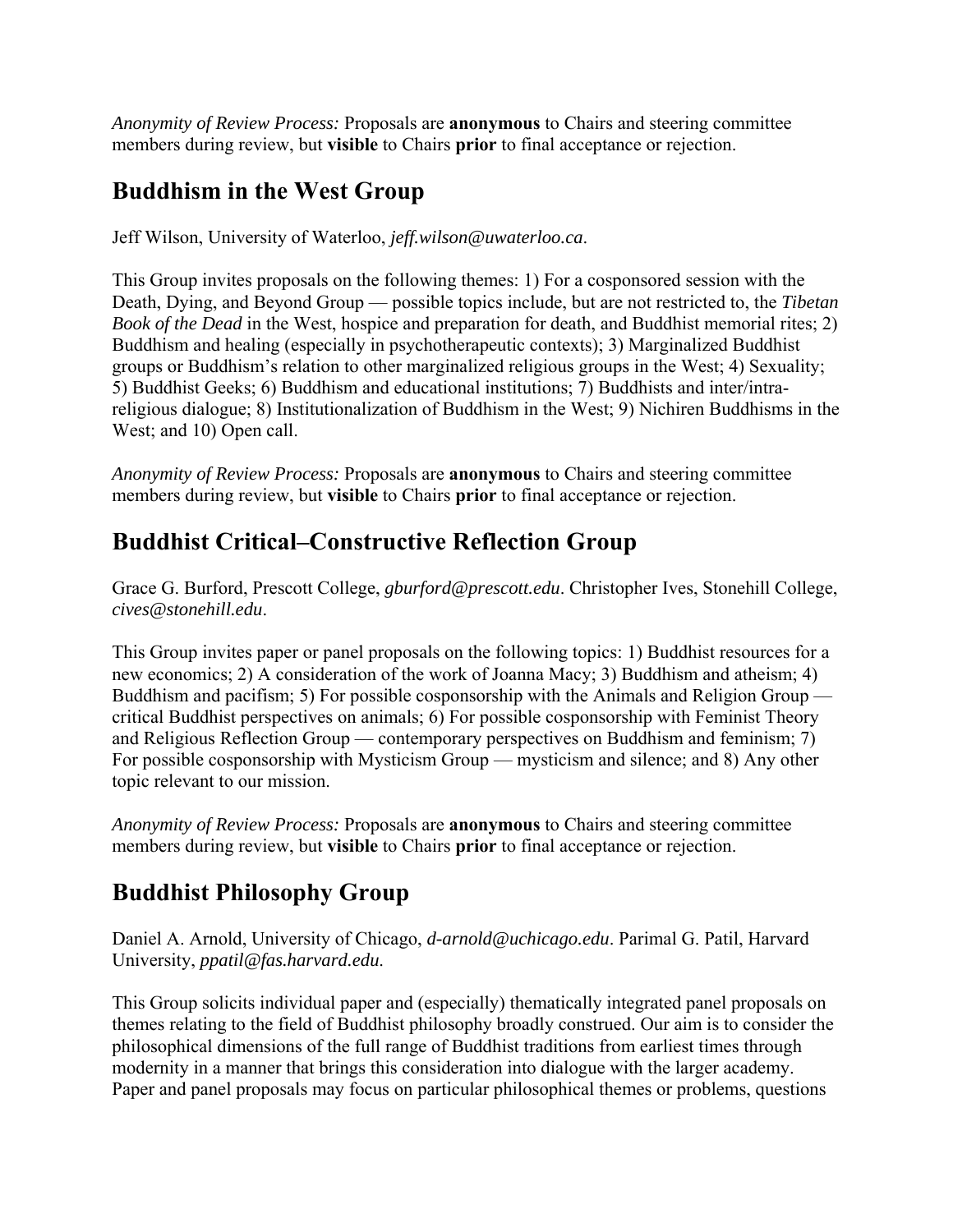*Anonymity of Review Process:* Proposals are **anonymous** to Chairs and steering committee members during review, but **visible** to Chairs **prior** to final acceptance or rejection.

## Buddhism in the West Group

Jeff Wilson, University of Waterloo, *jeff.wilson@uwaterloo.ca*.

This Group invites proposals on the following themes: 1) For a cosponsored session with the Death, Dying, and Beyond Group — possible topics include, but are not restricted to, the *Tibetan Book of the Dead* in the West, hospice and preparation for death, and Buddhist memorial rites; 2) Buddhism and healing (especially in psychotherapeutic contexts); 3) Marginalized Buddhist groups or Buddhism's relation to other marginalized religious groups in the West; 4) Sexuality; 5) Buddhist Geeks; 6) Buddhism and educational institutions; 7) Buddhists and inter/intra-religious dialogue; 8) Institutionalization of Buddhism in the West; 9) Nichiren Buddhisms in the West; and 10) Open call.

*Anonymity of Review Process:* Proposals are **anonymous** to Chairs and steering committee members during review, but **visible** to Chairs **prior** to final acceptance or rejection.

## Buddhist Critical–Constructive Reflection Group

Grace G. Burford, Prescott College, *gburford@prescott.edu*. Christopher Ives, Stonehill College, *cives@stonehill.edu*.

This Group invites paper or panel proposals on the following topics: 1) Buddhist resources for a new economics; 2) A consideration of the work of Joanna Macy; 3) Buddhism and atheism; 4) Buddhism and pacifism; 5) For possible cosponsorship with the Animals and Religion Group — critical Buddhist perspectives on animals; 6) For possible cosponsorship with Feminist Theory and Religious Reflection Group — contemporary perspectives on Buddhism and feminism; 7) For possible cosponsorship with Mysticism Group — mysticism and silence; and 8) Any other topic relevant to our mission.

*Anonymity of Review Process:* Proposals are **anonymous** to Chairs and steering committee members during review, but **visible** to Chairs **prior** to final acceptance or rejection.

## Buddhist Philosophy Group

Daniel A. Arnold, University of Chicago, *d-arnold@uchicago.edu*. Parimal G. Patil, Harvard University, *ppatil@fas.harvard.edu.*

This Group solicits individual paper and (especially) thematically integrated panel proposals on themes relating to the field of Buddhist philosophy broadly construed. Our aim is to consider the philosophical dimensions of the full range of Buddhist traditions from earliest times through modernity in a manner that brings this consideration into dialogue with the larger academy. Paper and panel proposals may focus on particular philosophical themes or problems, questions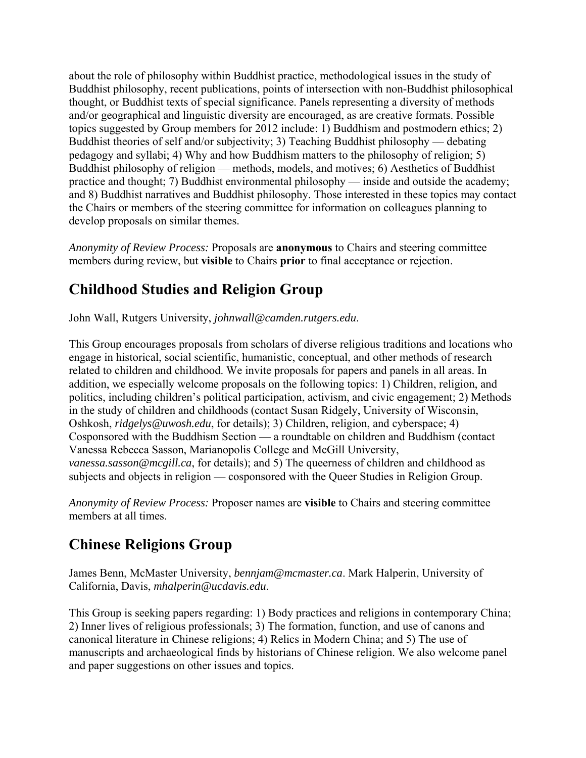about the role of philosophy within Buddhist practice, methodological issues in the study of Buddhist philosophy, recent publications, points of intersection with non-Buddhist philosophical thought, or Buddhist texts of special significance. Panels representing a diversity of methods and/or geographical and linguistic diversity are encouraged, as are creative formats. Possible topics suggested by Group members for 2012 include: 1) Buddhism and postmodern ethics; 2) Buddhist theories of self and/or subjectivity; 3) Teaching Buddhist philosophy — debating pedagogy and syllabi; 4) Why and how Buddhism matters to the philosophy of religion; 5) Buddhist philosophy of religion — methods, models, and motives; 6) Aesthetics of Buddhist practice and thought; 7) Buddhist environmental philosophy — inside and outside the academy; and 8) Buddhist narratives and Buddhist philosophy. Those interested in these topics may contact the Chairs or members of the steering committee for information on colleagues planning to develop proposals on similar themes.

*Anonymity of Review Process:* Proposals are **anonymous** to Chairs and steering committee members during review, but **visible** to Chairs **prior** to final acceptance or rejection.

## Childhood Studies and Religion Group

John Wall, Rutgers University, *johnwall@camden.rutgers.edu*.

This Group encourages proposals from scholars of diverse religious traditions and locations who engage in historical, social scientific, humanistic, conceptual, and other methods of research related to children and childhood. We invite proposals for papers and panels in all areas. In addition, we especially welcome proposals on the following topics: 1) Children, religion, and politics, including children's political participation, activism, and civic engagement; 2) Methods in the study of children and childhoods (contact Susan Ridgely, University of Wisconsin, Oshkosh, *ridgelys@uwosh.edu*, for details); 3) Children, religion, and cyberspace; 4) Cosponsored with the Buddhism Section — a roundtable on children and Buddhism (contact Vanessa Rebecca Sasson, Marianopolis College and McGill University, *vanessa.sasson@mcgill.ca*, for details); and 5) The queerness of children and childhood as subjects and objects in religion — cosponsored with the Queer Studies in Religion Group.

*Anonymity of Review Process:* Proposer names are **visible** to Chairs and steering committee members at all times.

## Chinese Religions Group

James Benn, McMaster University, *bennjam@mcmaster.ca*. Mark Halperin, University of California, Davis, *mhalperin@ucdavis.edu*.

This Group is seeking papers regarding: 1) Body practices and religions in contemporary China; 2) Inner lives of religious professionals; 3) The formation, function, and use of canons and canonical literature in Chinese religions; 4) Relics in Modern China; and 5) The use of manuscripts and archaeological finds by historians of Chinese religion. We also welcome panel and paper suggestions on other issues and topics.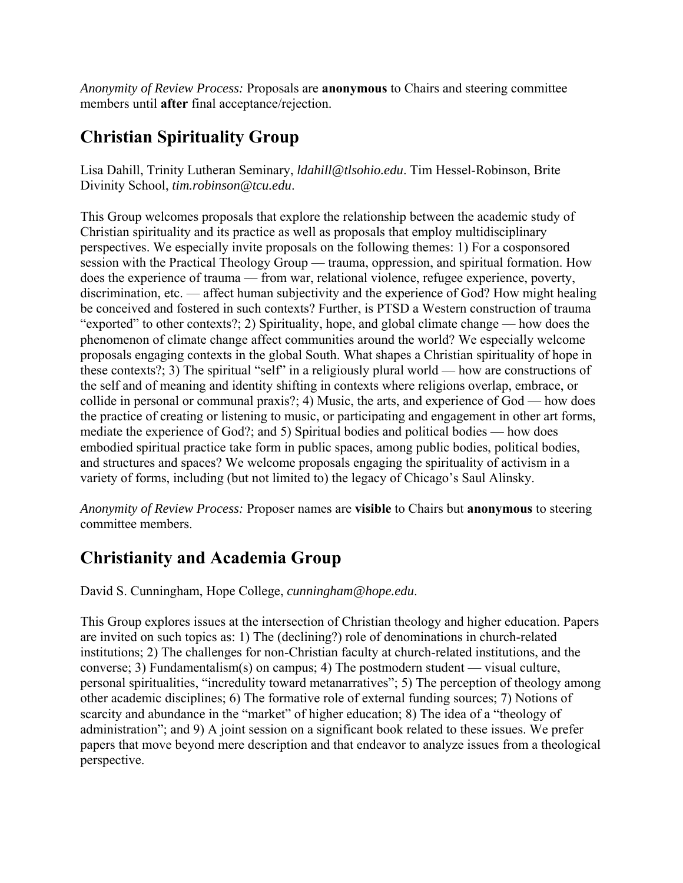*Anonymity of Review Process:* Proposals are **anonymous** to Chairs and steering committee members until **after** final acceptance/rejection.

## Christian Spirituality Group

Lisa Dahill, Trinity Lutheran Seminary, *ldahill@tlsohio.edu*. Tim Hessel-Robinson, Brite Divinity School, *tim.robinson@tcu.edu*.

This Group welcomes proposals that explore the relationship between the academic study of Christian spirituality and its practice as well as proposals that employ multidisciplinary perspectives. We especially invite proposals on the following themes: 1) For a cosponsored session with the Practical Theology Group — trauma, oppression, and spiritual formation. How does the experience of trauma — from war, relational violence, refugee experience, poverty, discrimination, etc. — affect human subjectivity and the experience of God? How might healing be conceived and fostered in such contexts? Further, is PTSD a Western construction of trauma "exported" to other contexts?; 2) Spirituality, hope, and global climate change — how does the phenomenon of climate change affect communities around the world? We especially welcome proposals engaging contexts in the global South. What shapes a Christian spirituality of hope in these contexts?; 3) The spiritual "self" in a religiously plural world — how are constructions of the self and of meaning and identity shifting in contexts where religions overlap, embrace, or collide in personal or communal praxis?; 4) Music, the arts, and experience of God — how does the practice of creating or listening to music, or participating and engagement in other art forms, mediate the experience of God?; and 5) Spiritual bodies and political bodies — how does embodied spiritual practice take form in public spaces, among public bodies, political bodies, and structures and spaces? We welcome proposals engaging the spirituality of activism in a variety of forms, including (but not limited to) the legacy of Chicago's Saul Alinsky.

*Anonymity of Review Process:* Proposer names are **visible** to Chairs but **anonymous** to steering committee members.

## Christianity and Academia Group

David S. Cunningham, Hope College, *cunningham@hope.edu*.

This Group explores issues at the intersection of Christian theology and higher education. Papers are invited on such topics as: 1) The (declining?) role of denominations in church-related institutions; 2) The challenges for non-Christian faculty at church-related institutions, and the converse; 3) Fundamentalism(s) on campus; 4) The postmodern student — visual culture, personal spiritualities, "incredulity toward metanarratives"; 5) The perception of theology among other academic disciplines; 6) The formative role of external funding sources; 7) Notions of scarcity and abundance in the "market" of higher education; 8) The idea of a "theology of administration"; and 9) A joint session on a significant book related to these issues. We prefer papers that move beyond mere description and that endeavor to analyze issues from a theological perspective.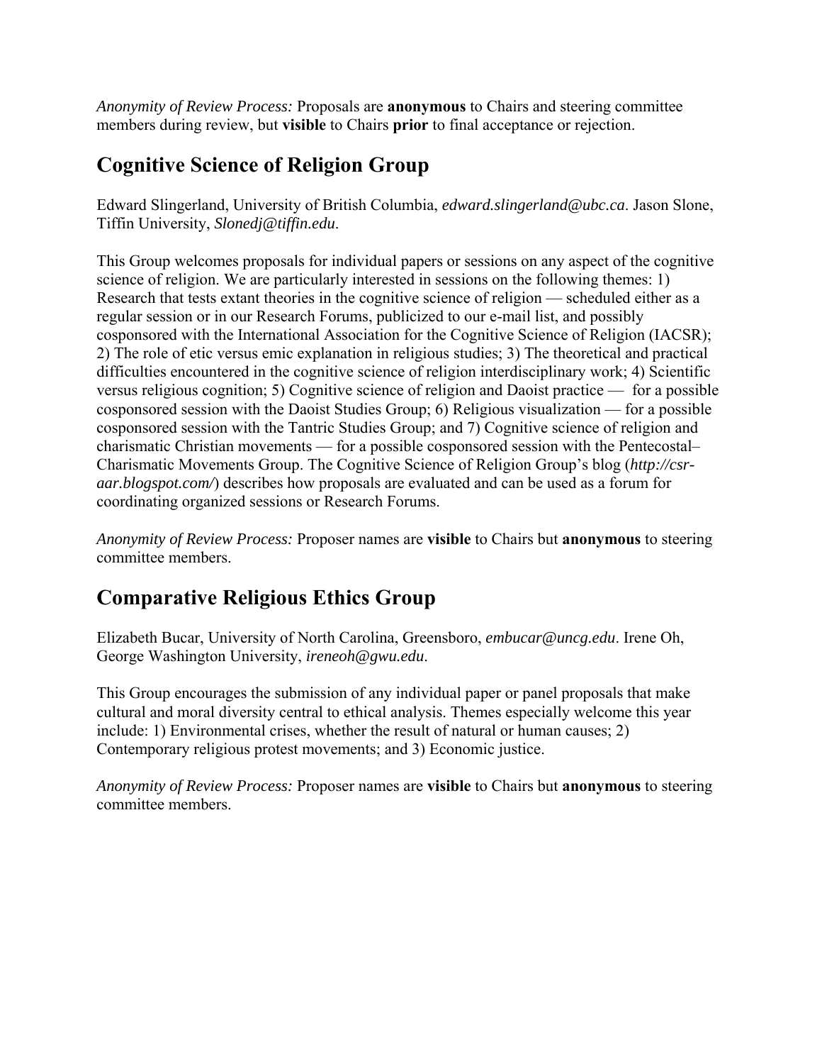*Anonymity of Review Process:* Proposals are **anonymous** to Chairs and steering committee members during review, but **visible** to Chairs **prior** to final acceptance or rejection.

## Cognitive Science of Religion Group

Edward Slingerland, University of British Columbia, *edward.slingerland@ubc.ca*. Jason Slone, Tiffin University, *Slonedj@tiffin.edu*.

This Group welcomes proposals for individual papers or sessions on any aspect of the cognitive science of religion. We are particularly interested in sessions on the following themes: 1) Research that tests extant theories in the cognitive science of religion — scheduled either as a regular session or in our Research Forums, publicized to our e-mail list, and possibly cosponsored with the International Association for the Cognitive Science of Religion (IACSR); 2) The role of etic versus emic explanation in religious studies; 3) The theoretical and practical difficulties encountered in the cognitive science of religion interdisciplinary work; 4) Scientific versus religious cognition; 5) Cognitive science of religion and Daoist practice — for a possible cosponsored session with the Daoist Studies Group; 6) Religious visualization — for a possible cosponsored session with the Tantric Studies Group; and 7) Cognitive science of religion and charismatic Christian movements — for a possible cosponsored session with the Pentecostal–Charismatic Movements Group. The Cognitive Science of Religion Group's blog (*http://csr-aar.blogspot.com/*) describes how proposals are evaluated and can be used as a forum for coordinating organized sessions or Research Forums.

*Anonymity of Review Process:* Proposer names are **visible** to Chairs but **anonymous** to steering committee members.

## Comparative Religious Ethics Group

Elizabeth Bucar, University of North Carolina, Greensboro, *embucar@uncg.edu*. Irene Oh, George Washington University, *ireneoh@gwu.edu*.

This Group encourages the submission of any individual paper or panel proposals that make cultural and moral diversity central to ethical analysis. Themes especially welcome this year include: 1) Environmental crises, whether the result of natural or human causes; 2) Contemporary religious protest movements; and 3) Economic justice.

*Anonymity of Review Process:* Proposer names are **visible** to Chairs but **anonymous** to steering committee members.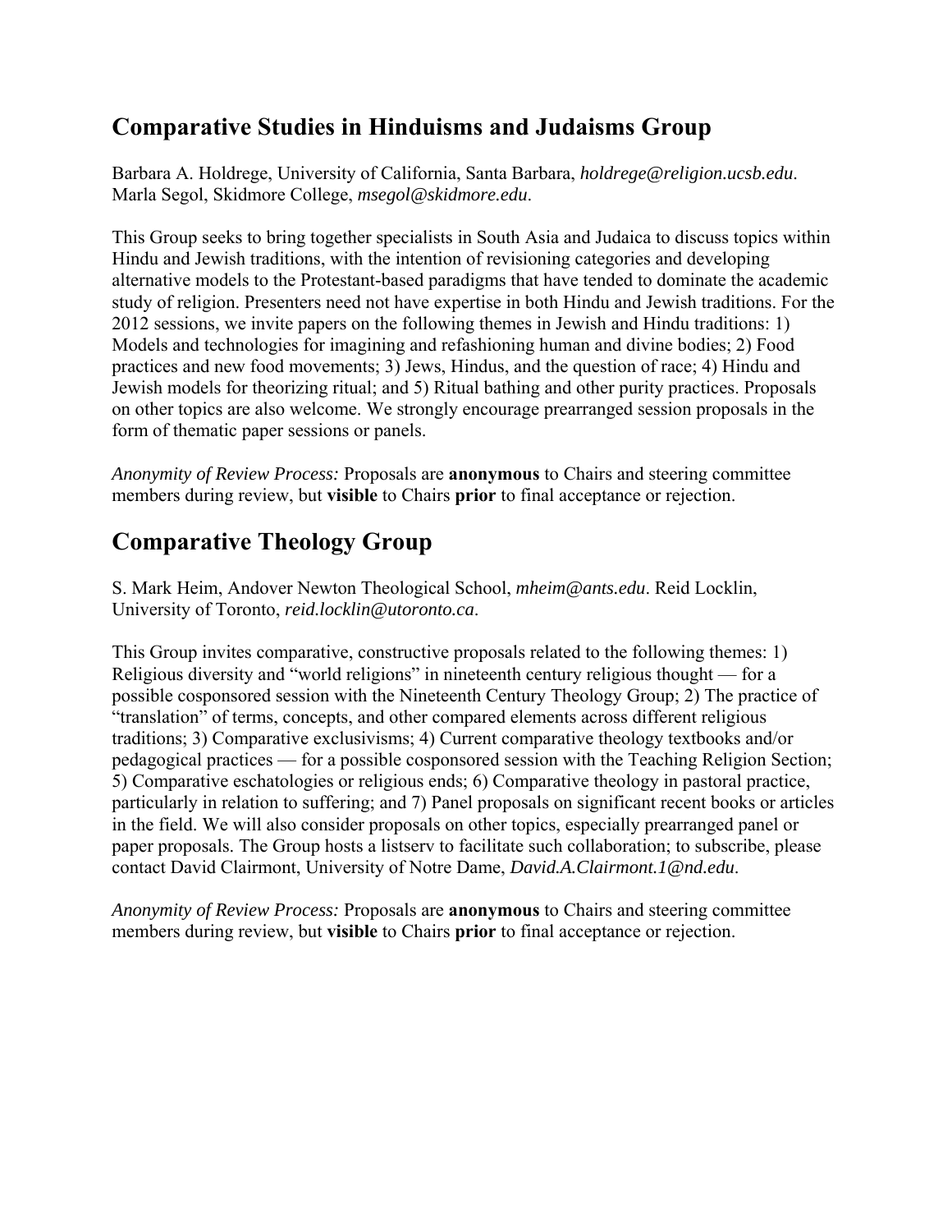## Comparative Studies in Hinduisms and Judaisms Group

Barbara A. Holdrege, University of California, Santa Barbara, *holdrege@religion.ucsb.edu*. Marla Segol, Skidmore College, *msegol@skidmore.edu*.

This Group seeks to bring together specialists in South Asia and Judaica to discuss topics within Hindu and Jewish traditions, with the intention of revisioning categories and developing alternative models to the Protestant-based paradigms that have tended to dominate the academic study of religion. Presenters need not have expertise in both Hindu and Jewish traditions. For the 2012 sessions, we invite papers on the following themes in Jewish and Hindu traditions: 1) Models and technologies for imagining and refashioning human and divine bodies; 2) Food practices and new food movements; 3) Jews, Hindus, and the question of race; 4) Hindu and Jewish models for theorizing ritual; and 5) Ritual bathing and other purity practices. Proposals on other topics are also welcome. We strongly encourage prearranged session proposals in the form of thematic paper sessions or panels.

*Anonymity of Review Process:* Proposals are **anonymous** to Chairs and steering committee members during review, but **visible** to Chairs **prior** to final acceptance or rejection.

## Comparative Theology Group

S. Mark Heim, Andover Newton Theological School, *mheim@ants.edu*. Reid Locklin, University of Toronto, *reid.locklin@utoronto.ca*.

This Group invites comparative, constructive proposals related to the following themes: 1) Religious diversity and "world religions" in nineteenth century religious thought — for a possible cosponsored session with the Nineteenth Century Theology Group; 2) The practice of "translation" of terms, concepts, and other compared elements across different religious traditions; 3) Comparative exclusivisms; 4) Current comparative theology textbooks and/or pedagogical practices — for a possible cosponsored session with the Teaching Religion Section; 5) Comparative eschatologies or religious ends; 6) Comparative theology in pastoral practice, particularly in relation to suffering; and 7) Panel proposals on significant recent books or articles in the field. We will also consider proposals on other topics, especially prearranged panel or paper proposals. The Group hosts a listserv to facilitate such collaboration; to subscribe, please contact David Clairmont, University of Notre Dame, *David.A.Clairmont.1@nd.edu*.

*Anonymity of Review Process:* Proposals are **anonymous** to Chairs and steering committee members during review, but **visible** to Chairs **prior** to final acceptance or rejection.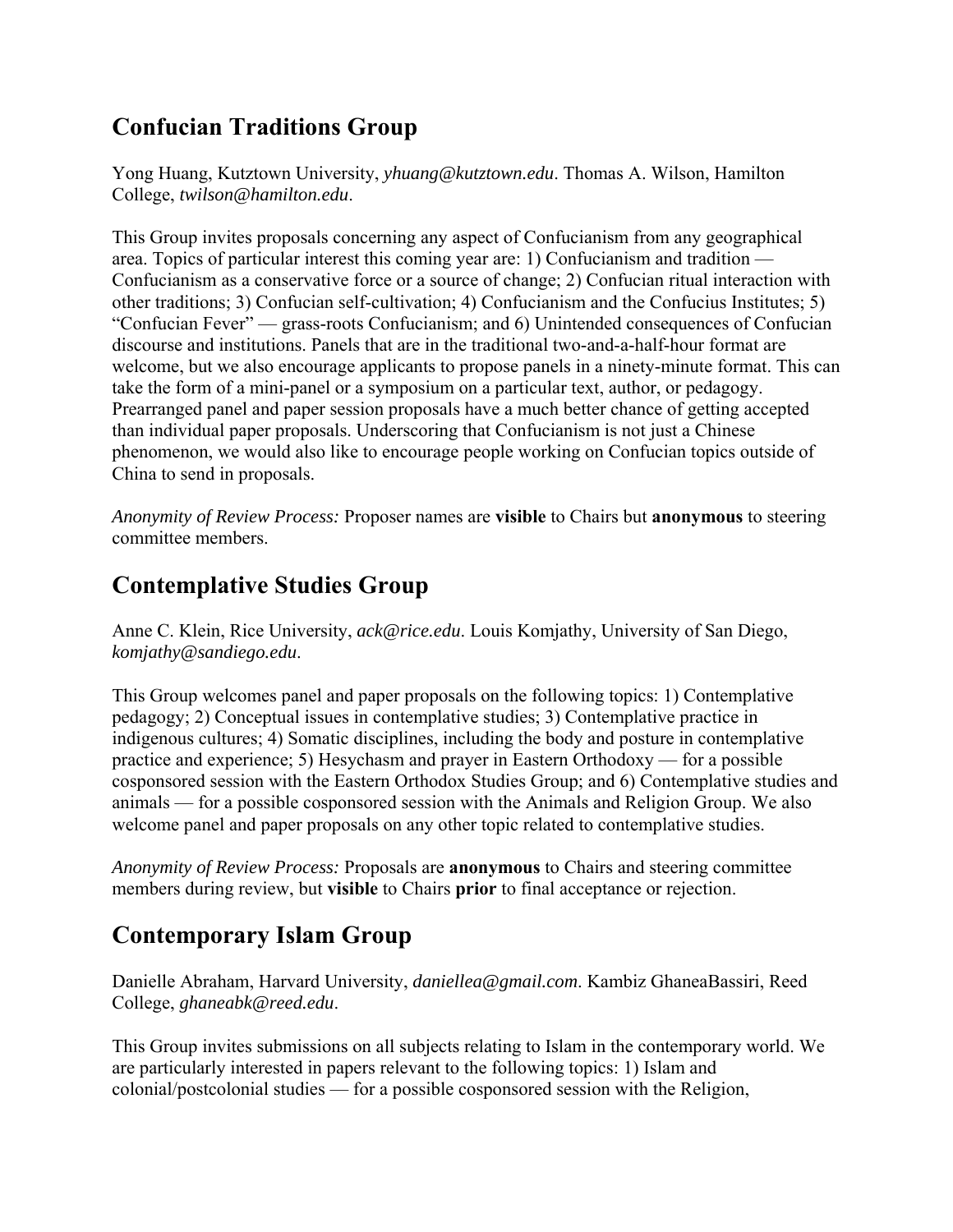## Confucian Traditions Group

Yong Huang, Kutztown University, *yhuang@kutztown.edu*. Thomas A. Wilson, Hamilton College, *twilson@hamilton.edu*.

This Group invites proposals concerning any aspect of Confucianism from any geographical area. Topics of particular interest this coming year are: 1) Confucianism and tradition — Confucianism as a conservative force or a source of change; 2) Confucian ritual interaction with other traditions; 3) Confucian self-cultivation; 4) Confucianism and the Confucius Institutes; 5) "Confucian Fever" — grass-roots Confucianism; and 6) Unintended consequences of Confucian discourse and institutions. Panels that are in the traditional two-and-a-half-hour format are welcome, but we also encourage applicants to propose panels in a ninety-minute format. This can take the form of a mini-panel or a symposium on a particular text, author, or pedagogy. Prearranged panel and paper session proposals have a much better chance of getting accepted than individual paper proposals. Underscoring that Confucianism is not just a Chinese phenomenon, we would also like to encourage people working on Confucian topics outside of China to send in proposals.

*Anonymity of Review Process:* Proposer names are **visible** to Chairs but **anonymous** to steering committee members.

## Contemplative Studies Group

Anne C. Klein, Rice University, *ack@rice.edu*. Louis Komjathy, University of San Diego, *komjathy@sandiego.edu*.

This Group welcomes panel and paper proposals on the following topics: 1) Contemplative pedagogy; 2) Conceptual issues in contemplative studies; 3) Contemplative practice in indigenous cultures; 4) Somatic disciplines, including the body and posture in contemplative practice and experience; 5) Hesychasm and prayer in Eastern Orthodoxy — for a possible cosponsored session with the Eastern Orthodox Studies Group; and 6) Contemplative studies and animals — for a possible cosponsored session with the Animals and Religion Group. We also welcome panel and paper proposals on any other topic related to contemplative studies.

*Anonymity of Review Process:* Proposals are **anonymous** to Chairs and steering committee members during review, but **visible** to Chairs **prior** to final acceptance or rejection.

## Contemporary Islam Group

Danielle Abraham, Harvard University, *daniellea@gmail.com*. Kambiz GhaneaBassiri, Reed College, *ghaneabk@reed.edu*.

This Group invites submissions on all subjects relating to Islam in the contemporary world. We are particularly interested in papers relevant to the following topics: 1) Islam and colonial/postcolonial studies — for a possible cosponsored session with the Religion,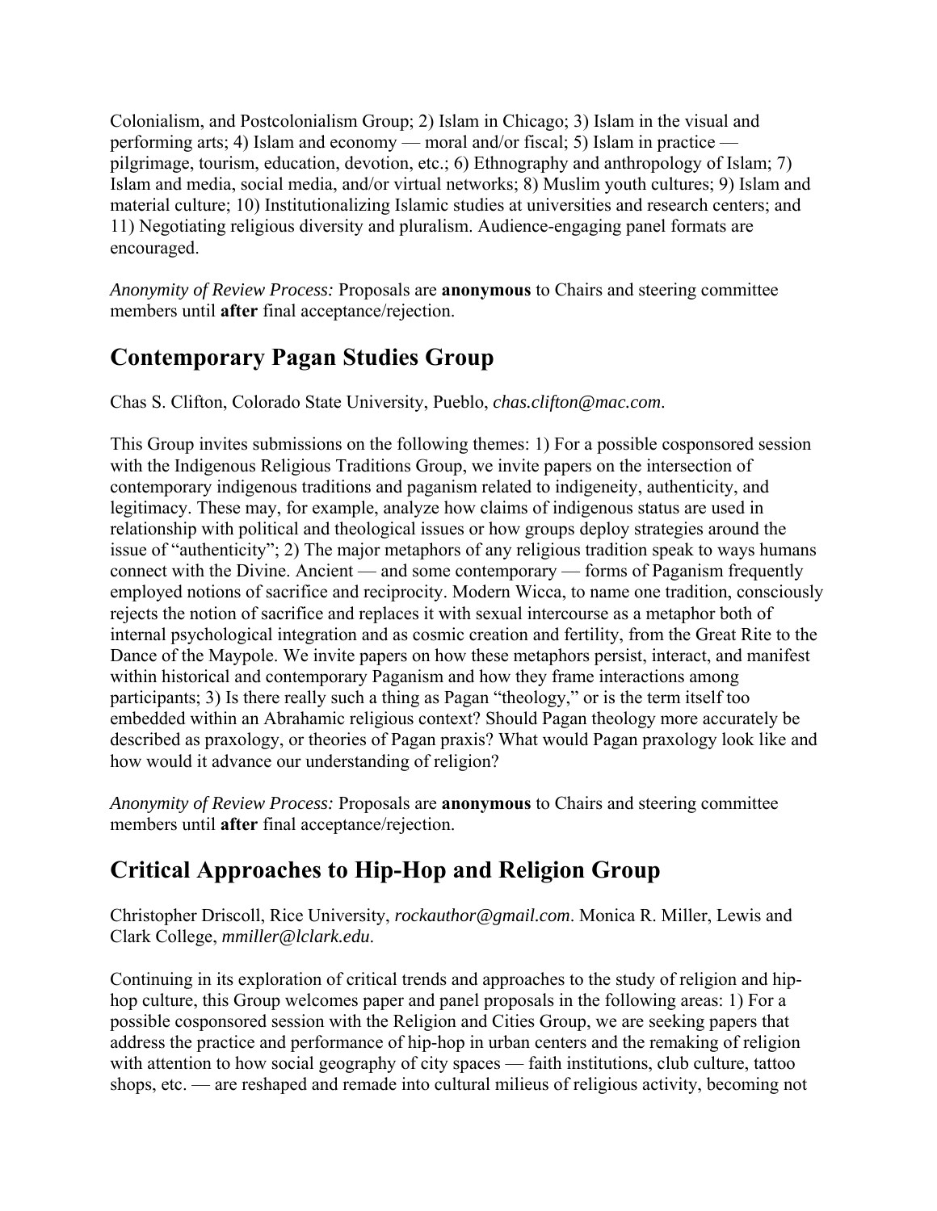Colonialism, and Postcolonialism Group; 2) Islam in Chicago; 3) Islam in the visual and performing arts; 4) Islam and economy — moral and/or fiscal; 5) Islam in practice — pilgrimage, tourism, education, devotion, etc.; 6) Ethnography and anthropology of Islam; 7) Islam and media, social media, and/or virtual networks; 8) Muslim youth cultures; 9) Islam and material culture; 10) Institutionalizing Islamic studies at universities and research centers; and 11) Negotiating religious diversity and pluralism. Audience-engaging panel formats are encouraged.

*Anonymity of Review Process:* Proposals are **anonymous** to Chairs and steering committee members until **after** final acceptance/rejection.

## Contemporary Pagan Studies Group

Chas S. Clifton, Colorado State University, Pueblo, *chas.clifton@mac.com*.

This Group invites submissions on the following themes: 1) For a possible cosponsored session with the Indigenous Religious Traditions Group, we invite papers on the intersection of contemporary indigenous traditions and paganism related to indigeneity, authenticity, and legitimacy. These may, for example, analyze how claims of indigenous status are used in relationship with political and theological issues or how groups deploy strategies around the issue of "authenticity"; 2) The major metaphors of any religious tradition speak to ways humans connect with the Divine. Ancient — and some contemporary — forms of Paganism frequently employed notions of sacrifice and reciprocity. Modern Wicca, to name one tradition, consciously rejects the notion of sacrifice and replaces it with sexual intercourse as a metaphor both of internal psychological integration and as cosmic creation and fertility, from the Great Rite to the Dance of the Maypole. We invite papers on how these metaphors persist, interact, and manifest within historical and contemporary Paganism and how they frame interactions among participants; 3) Is there really such a thing as Pagan "theology," or is the term itself too embedded within an Abrahamic religious context? Should Pagan theology more accurately be described as praxology, or theories of Pagan praxis? What would Pagan praxology look like and how would it advance our understanding of religion?

*Anonymity of Review Process:* Proposals are **anonymous** to Chairs and steering committee members until **after** final acceptance/rejection.

## Critical Approaches to Hip-Hop and Religion Group

Christopher Driscoll, Rice University, *rockauthor@gmail.com*. Monica R. Miller, Lewis and Clark College, *mmiller@lclark.edu*.

Continuing in its exploration of critical trends and approaches to the study of religion and hip-hop culture, this Group welcomes paper and panel proposals in the following areas: 1) For a possible cosponsored session with the Religion and Cities Group, we are seeking papers that address the practice and performance of hip-hop in urban centers and the remaking of religion with attention to how social geography of city spaces — faith institutions, club culture, tattoo shops, etc. — are reshaped and remade into cultural milieus of religious activity, becoming not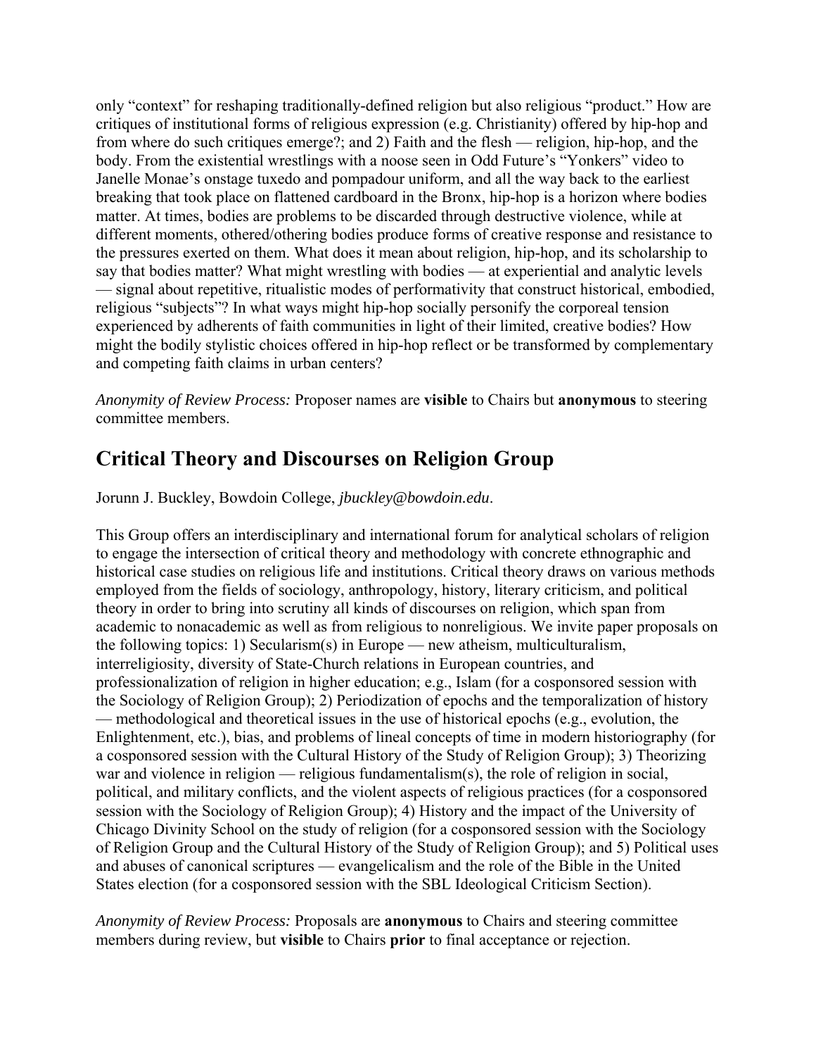only "context" for reshaping traditionally-defined religion but also religious "product." How are critiques of institutional forms of religious expression (e.g. Christianity) offered by hip-hop and from where do such critiques emerge?; and 2) Faith and the flesh — religion, hip-hop, and the body. From the existential wrestlings with a noose seen in Odd Future's "Yonkers" video to Janelle Monae's onstage tuxedo and pompadour uniform, and all the way back to the earliest breaking that took place on flattened cardboard in the Bronx, hip-hop is a horizon where bodies matter. At times, bodies are problems to be discarded through destructive violence, while at different moments, othered/othering bodies produce forms of creative response and resistance to the pressures exerted on them. What does it mean about religion, hip-hop, and its scholarship to say that bodies matter? What might wrestling with bodies — at experiential and analytic levels — signal about repetitive, ritualistic modes of performativity that construct historical, embodied, religious "subjects"? In what ways might hip-hop socially personify the corporeal tension experienced by adherents of faith communities in light of their limited, creative bodies? How might the bodily stylistic choices offered in hip-hop reflect or be transformed by complementary and competing faith claims in urban centers?

*Anonymity of Review Process:* Proposer names are **visible** to Chairs but **anonymous** to steering committee members.

## Critical Theory and Discourses on Religion Group

Jorunn J. Buckley, Bowdoin College, *jbuckley@bowdoin.edu*.

This Group offers an interdisciplinary and international forum for analytical scholars of religion to engage the intersection of critical theory and methodology with concrete ethnographic and historical case studies on religious life and institutions. Critical theory draws on various methods employed from the fields of sociology, anthropology, history, literary criticism, and political theory in order to bring into scrutiny all kinds of discourses on religion, which span from academic to nonacademic as well as from religious to nonreligious. We invite paper proposals on the following topics: 1) Secularism(s) in Europe — new atheism, multiculturalism, interreligiosity, diversity of State-Church relations in European countries, and professionalization of religion in higher education; e.g., Islam (for a cosponsored session with the Sociology of Religion Group); 2) Periodization of epochs and the temporalization of history — methodological and theoretical issues in the use of historical epochs (e.g., evolution, the Enlightenment, etc.), bias, and problems of lineal concepts of time in modern historiography (for a cosponsored session with the Cultural History of the Study of Religion Group); 3) Theorizing war and violence in religion — religious fundamentalism(s), the role of religion in social, political, and military conflicts, and the violent aspects of religious practices (for a cosponsored session with the Sociology of Religion Group); 4) History and the impact of the University of Chicago Divinity School on the study of religion (for a cosponsored session with the Sociology of Religion Group and the Cultural History of the Study of Religion Group); and 5) Political uses and abuses of canonical scriptures — evangelicalism and the role of the Bible in the United States election (for a cosponsored session with the SBL Ideological Criticism Section).

*Anonymity of Review Process:* Proposals are **anonymous** to Chairs and steering committee members during review, but **visible** to Chairs **prior** to final acceptance or rejection.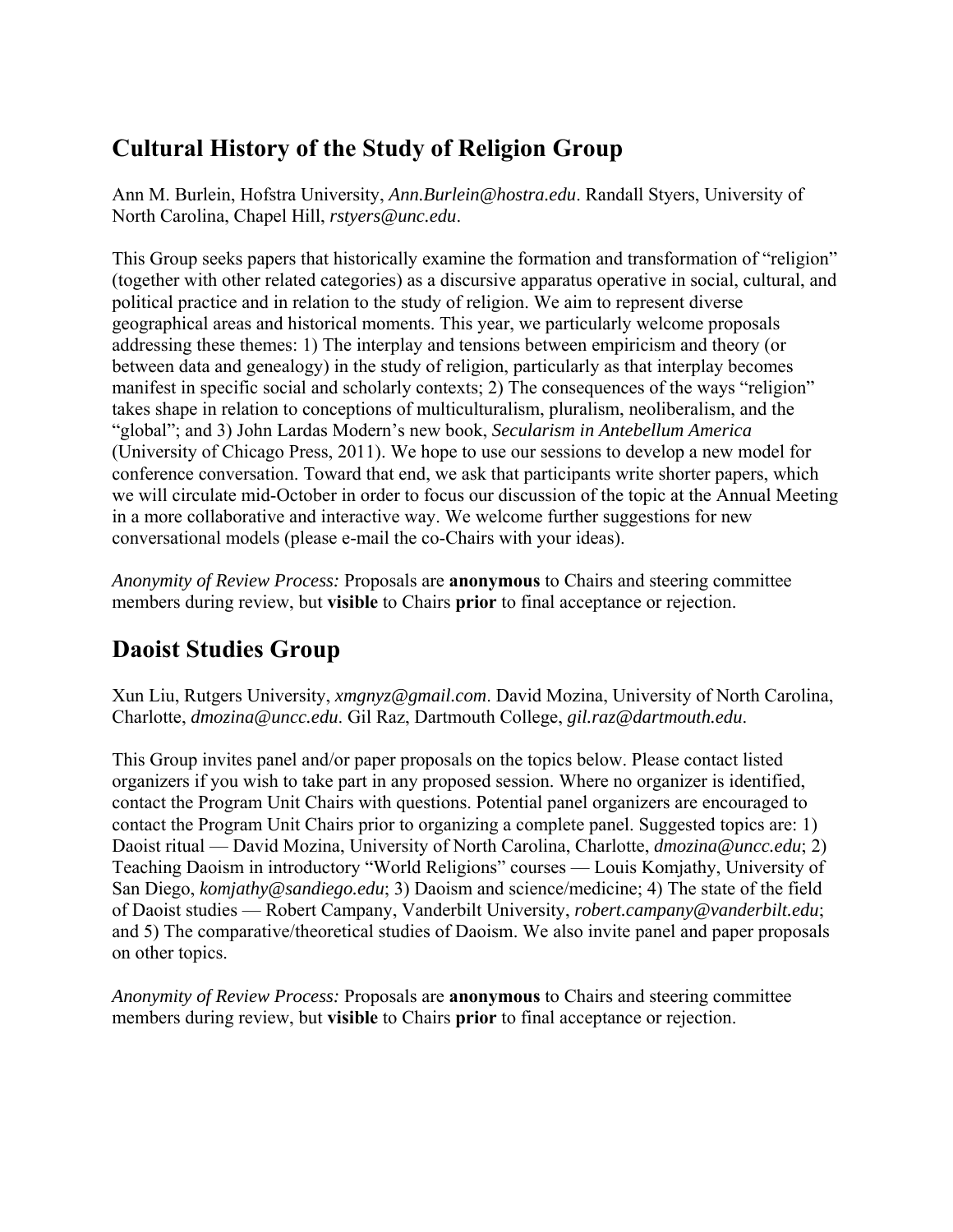## Cultural History of the Study of Religion Group

Ann M. Burlein, Hofstra University, *Ann.Burlein@hostra.edu*. Randall Styers, University of North Carolina, Chapel Hill, *rstyers@unc.edu*.

This Group seeks papers that historically examine the formation and transformation of "religion" (together with other related categories) as a discursive apparatus operative in social, cultural, and political practice and in relation to the study of religion. We aim to represent diverse geographical areas and historical moments. This year, we particularly welcome proposals addressing these themes: 1) The interplay and tensions between empiricism and theory (or between data and genealogy) in the study of religion, particularly as that interplay becomes manifest in specific social and scholarly contexts; 2) The consequences of the ways "religion" takes shape in relation to conceptions of multiculturalism, pluralism, neoliberalism, and the "global"; and 3) John Lardas Modern's new book, *Secularism in Antebellum America* (University of Chicago Press, 2011). We hope to use our sessions to develop a new model for conference conversation. Toward that end, we ask that participants write shorter papers, which we will circulate mid-October in order to focus our discussion of the topic at the Annual Meeting in a more collaborative and interactive way. We welcome further suggestions for new conversational models (please e-mail the co-Chairs with your ideas).

*Anonymity of Review Process:* Proposals are **anonymous** to Chairs and steering committee members during review, but **visible** to Chairs **prior** to final acceptance or rejection.

## Daoist Studies Group

Xun Liu, Rutgers University, *xmgnyz@gmail.com*. David Mozina, University of North Carolina, Charlotte, *dmozina@uncc.edu*. Gil Raz, Dartmouth College, *gil.raz@dartmouth.edu*.

This Group invites panel and/or paper proposals on the topics below. Please contact listed organizers if you wish to take part in any proposed session. Where no organizer is identified, contact the Program Unit Chairs with questions. Potential panel organizers are encouraged to contact the Program Unit Chairs prior to organizing a complete panel. Suggested topics are: 1) Daoist ritual — David Mozina, University of North Carolina, Charlotte, *dmozina@uncc.edu*; 2) Teaching Daoism in introductory "World Religions" courses — Louis Komjathy, University of San Diego, *komjathy@sandiego.edu*; 3) Daoism and science/medicine; 4) The state of the field of Daoist studies — Robert Campany, Vanderbilt University, *robert.campany@vanderbilt.edu*; and 5) The comparative/theoretical studies of Daoism. We also invite panel and paper proposals on other topics.

*Anonymity of Review Process:* Proposals are **anonymous** to Chairs and steering committee members during review, but **visible** to Chairs **prior** to final acceptance or rejection.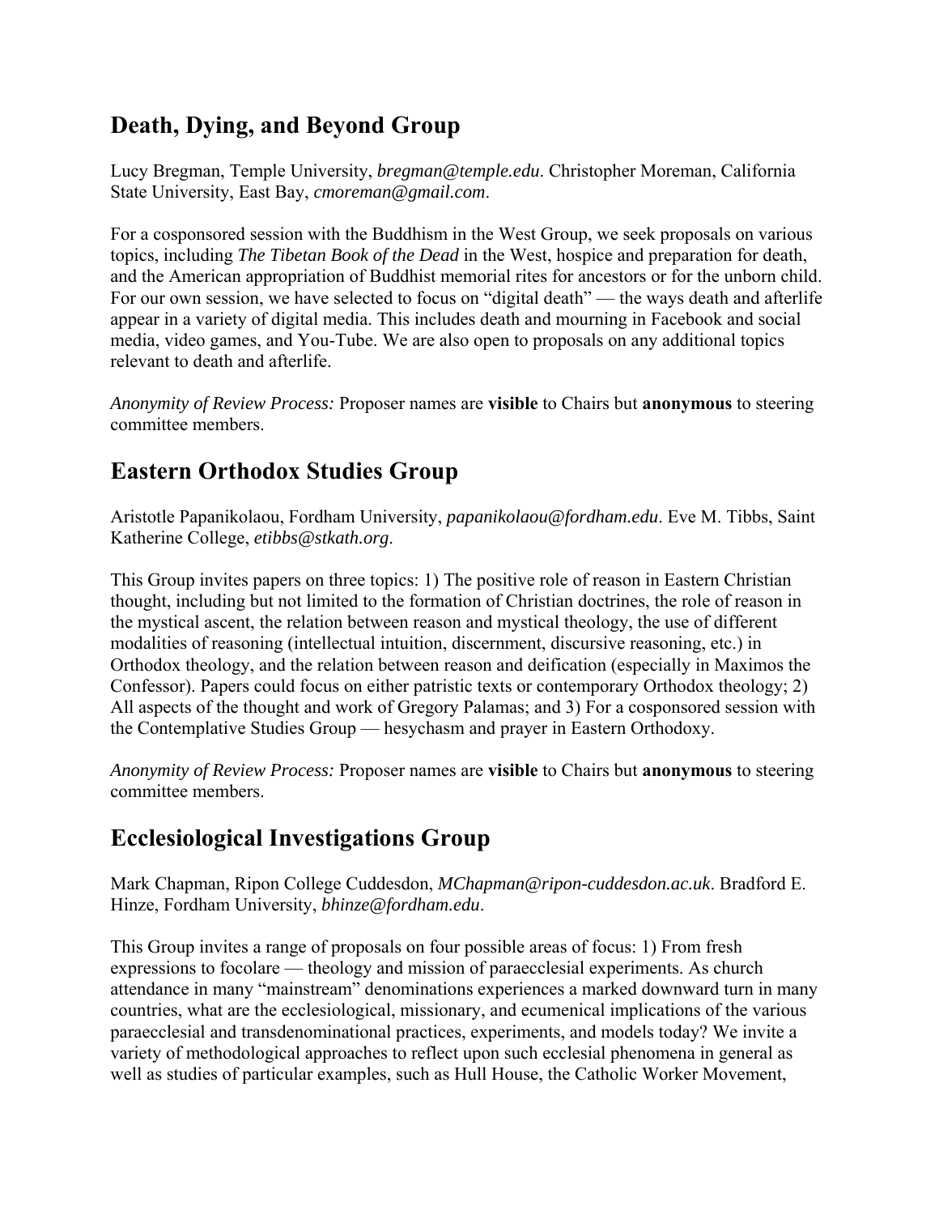## Death, Dying, and Beyond Group

Lucy Bregman, Temple University, *bregman@temple.edu*. Christopher Moreman, California State University, East Bay, *cmoreman@gmail.com*.

For a cosponsored session with the Buddhism in the West Group, we seek proposals on various topics, including *The Tibetan Book of the Dead* in the West, hospice and preparation for death, and the American appropriation of Buddhist memorial rites for ancestors or for the unborn child. For our own session, we have selected to focus on "digital death" — the ways death and afterlife appear in a variety of digital media. This includes death and mourning in Facebook and social media, video games, and You-Tube. We are also open to proposals on any additional topics relevant to death and afterlife.

*Anonymity of Review Process:* Proposer names are **visible** to Chairs but **anonymous** to steering committee members.

## Eastern Orthodox Studies Group

Aristotle Papanikolaou, Fordham University, *papanikolaou@fordham.edu*. Eve M. Tibbs, Saint Katherine College, *etibbs@stkath.org*.

This Group invites papers on three topics: 1) The positive role of reason in Eastern Christian thought, including but not limited to the formation of Christian doctrines, the role of reason in the mystical ascent, the relation between reason and mystical theology, the use of different modalities of reasoning (intellectual intuition, discernment, discursive reasoning, etc.) in Orthodox theology, and the relation between reason and deification (especially in Maximos the Confessor). Papers could focus on either patristic texts or contemporary Orthodox theology; 2) All aspects of the thought and work of Gregory Palamas; and 3) For a cosponsored session with the Contemplative Studies Group — hesychasm and prayer in Eastern Orthodoxy.

*Anonymity of Review Process:* Proposer names are **visible** to Chairs but **anonymous** to steering committee members.

## Ecclesiological Investigations Group

Mark Chapman, Ripon College Cuddesdon, *MChapman@ripon-cuddesdon.ac.uk*. Bradford E. Hinze, Fordham University, *bhinze@fordham.edu*.

This Group invites a range of proposals on four possible areas of focus: 1) From fresh expressions to focolare — theology and mission of paraecclesial experiments. As church attendance in many "mainstream" denominations experiences a marked downward turn in many countries, what are the ecclesiological, missionary, and ecumenical implications of the various paraecclesial and transdenominational practices, experiments, and models today? We invite a variety of methodological approaches to reflect upon such ecclesial phenomena in general as well as studies of particular examples, such as Hull House, the Catholic Worker Movement,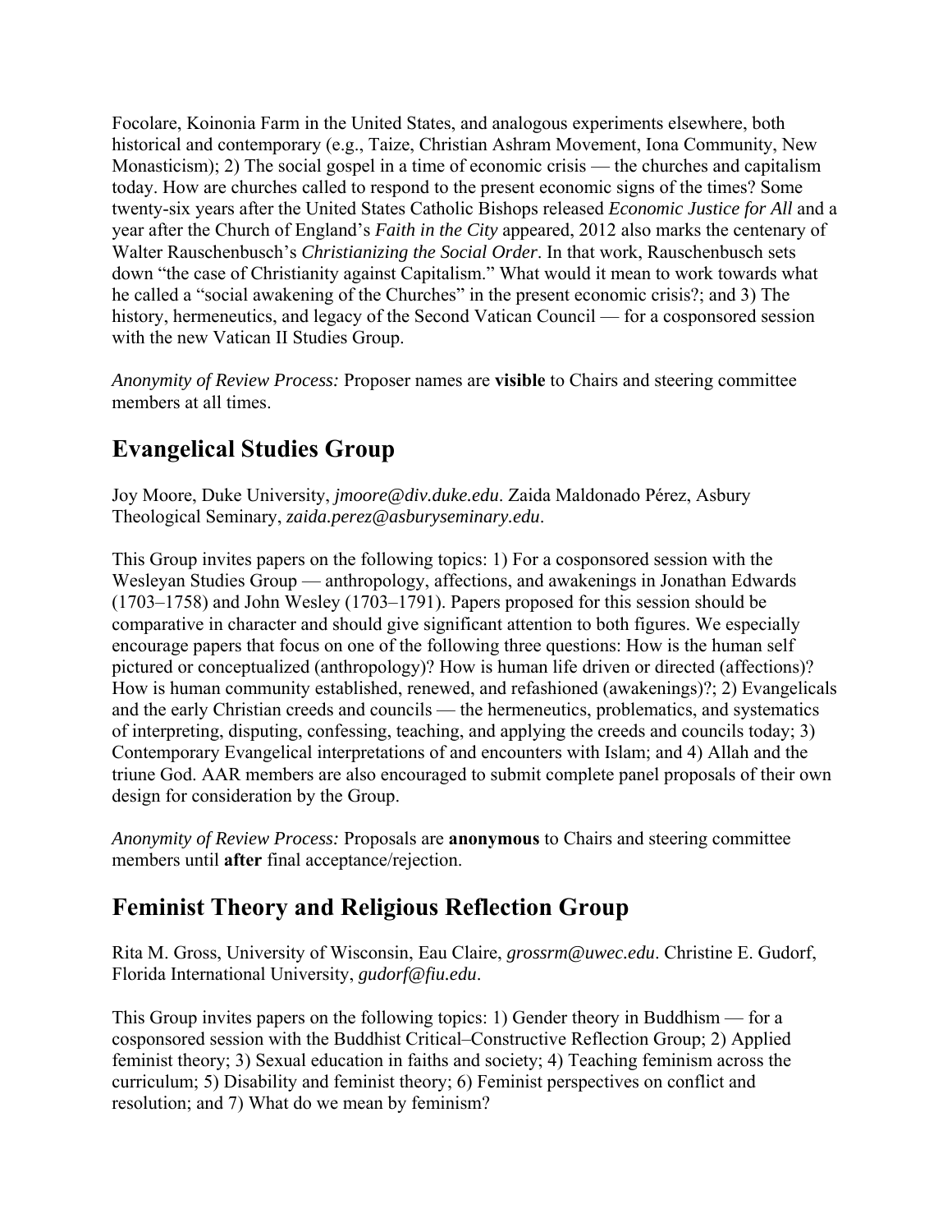Focolare, Koinonia Farm in the United States, and analogous experiments elsewhere, both historical and contemporary (e.g., Taize, Christian Ashram Movement, Iona Community, New Monasticism); 2) The social gospel in a time of economic crisis — the churches and capitalism today. How are churches called to respond to the present economic signs of the times? Some twenty-six years after the United States Catholic Bishops released *Economic Justice for All* and a year after the Church of England's *Faith in the City* appeared, 2012 also marks the centenary of Walter Rauschenbusch's *Christianizing the Social Order*. In that work, Rauschenbusch sets down "the case of Christianity against Capitalism." What would it mean to work towards what he called a "social awakening of the Churches" in the present economic crisis?; and 3) The history, hermeneutics, and legacy of the Second Vatican Council — for a cosponsored session with the new Vatican II Studies Group.

*Anonymity of Review Process:* Proposer names are **visible** to Chairs and steering committee members at all times.

## Evangelical Studies Group

Joy Moore, Duke University, *jmoore@div.duke.edu*. Zaida Maldonado Pérez, Asbury Theological Seminary, *zaida.perez@asburyseminary.edu*.

This Group invites papers on the following topics: 1) For a cosponsored session with the Wesleyan Studies Group — anthropology, affections, and awakenings in Jonathan Edwards (1703–1758) and John Wesley (1703–1791). Papers proposed for this session should be comparative in character and should give significant attention to both figures. We especially encourage papers that focus on one of the following three questions: How is the human self pictured or conceptualized (anthropology)? How is human life driven or directed (affections)? How is human community established, renewed, and refashioned (awakenings)?; 2) Evangelicals and the early Christian creeds and councils — the hermeneutics, problematics, and systematics of interpreting, disputing, confessing, teaching, and applying the creeds and councils today; 3) Contemporary Evangelical interpretations of and encounters with Islam; and 4) Allah and the triune God. AAR members are also encouraged to submit complete panel proposals of their own design for consideration by the Group.

*Anonymity of Review Process:* Proposals are **anonymous** to Chairs and steering committee members until **after** final acceptance/rejection.

## Feminist Theory and Religious Reflection Group

Rita M. Gross, University of Wisconsin, Eau Claire, *grossrm@uwec.edu*. Christine E. Gudorf, Florida International University, *gudorf@fiu.edu*.

This Group invites papers on the following topics: 1) Gender theory in Buddhism — for a cosponsored session with the Buddhist Critical–Constructive Reflection Group; 2) Applied feminist theory; 3) Sexual education in faiths and society; 4) Teaching feminism across the curriculum; 5) Disability and feminist theory; 6) Feminist perspectives on conflict and resolution; and 7) What do we mean by feminism?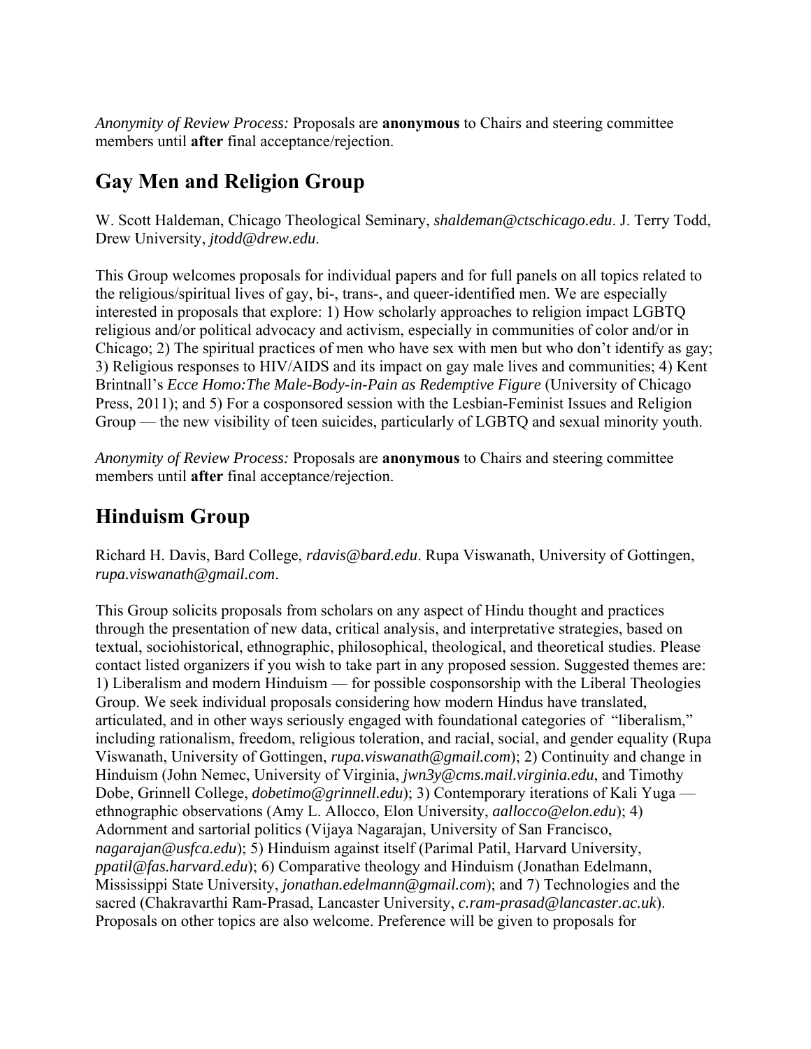*Anonymity of Review Process:* Proposals are **anonymous** to Chairs and steering committee members until **after** final acceptance/rejection.

## Gay Men and Religion Group

W. Scott Haldeman, Chicago Theological Seminary, *shaldeman@ctschicago.edu*. J. Terry Todd, Drew University, *jtodd@drew.edu*.

This Group welcomes proposals for individual papers and for full panels on all topics related to the religious/spiritual lives of gay, bi-, trans-, and queer-identified men. We are especially interested in proposals that explore: 1) How scholarly approaches to religion impact LGBTQ religious and/or political advocacy and activism, especially in communities of color and/or in Chicago; 2) The spiritual practices of men who have sex with men but who don't identify as gay; 3) Religious responses to HIV/AIDS and its impact on gay male lives and communities; 4) Kent Brintnall's *Ecce Homo:The Male-Body-in-Pain as Redemptive Figure* (University of Chicago Press, 2011); and 5) For a cosponsored session with the Lesbian-Feminist Issues and Religion Group — the new visibility of teen suicides, particularly of LGBTQ and sexual minority youth.

*Anonymity of Review Process:* Proposals are **anonymous** to Chairs and steering committee members until **after** final acceptance/rejection.

## Hinduism Group

Richard H. Davis, Bard College, *rdavis@bard.edu*. Rupa Viswanath, University of Gottingen, *rupa.viswanath@gmail.com*.

This Group solicits proposals from scholars on any aspect of Hindu thought and practices through the presentation of new data, critical analysis, and interpretative strategies, based on textual, sociohistorical, ethnographic, philosophical, theological, and theoretical studies. Please contact listed organizers if you wish to take part in any proposed session. Suggested themes are: 1) Liberalism and modern Hinduism — for possible cosponsorship with the Liberal Theologies Group. We seek individual proposals considering how modern Hindus have translated, articulated, and in other ways seriously engaged with foundational categories of "liberalism," including rationalism, freedom, religious toleration, and racial, social, and gender equality (Rupa Viswanath, University of Gottingen, *rupa.viswanath@gmail.com*); 2) Continuity and change in Hinduism (John Nemec, University of Virginia, *jwn3y@cms.mail.virginia.edu*, and Timothy Dobe, Grinnell College, *dobetimo@grinnell.edu*); 3) Contemporary iterations of Kali Yuga — ethnographic observations (Amy L. Allocco, Elon University, *aallocco@elon.edu*); 4) Adornment and sartorial politics (Vijaya Nagarajan, University of San Francisco, *nagarajan@usfca.edu*); 5) Hinduism against itself (Parimal Patil, Harvard University, *ppatil@fas.harvard.edu*); 6) Comparative theology and Hinduism (Jonathan Edelmann, Mississippi State University, *jonathan.edelmann@gmail.com*); and 7) Technologies and the sacred (Chakravarthi Ram-Prasad, Lancaster University, *c.ram-prasad@lancaster.ac.uk*). Proposals on other topics are also welcome. Preference will be given to proposals for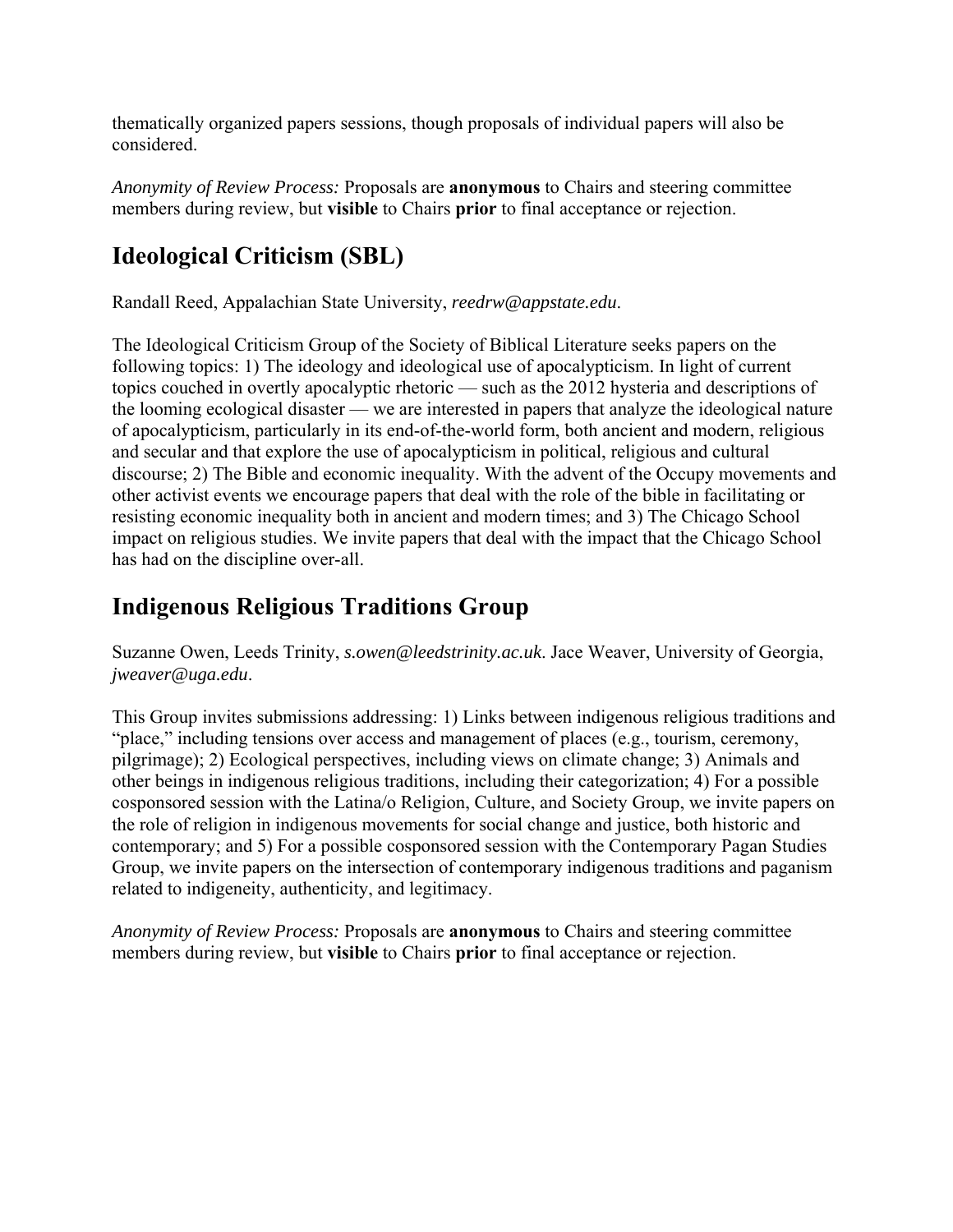thematically organized papers sessions, though proposals of individual papers will also be considered.

*Anonymity of Review Process:* Proposals are **anonymous** to Chairs and steering committee members during review, but **visible** to Chairs **prior** to final acceptance or rejection.

## Ideological Criticism (SBL)

Randall Reed, Appalachian State University, *reedrw@appstate.edu*.

The Ideological Criticism Group of the Society of Biblical Literature seeks papers on the following topics: 1) The ideology and ideological use of apocalypticism. In light of current topics couched in overtly apocalyptic rhetoric — such as the 2012 hysteria and descriptions of the looming ecological disaster — we are interested in papers that analyze the ideological nature of apocalypticism, particularly in its end-of-the-world form, both ancient and modern, religious and secular and that explore the use of apocalypticism in political, religious and cultural discourse; 2) The Bible and economic inequality. With the advent of the Occupy movements and other activist events we encourage papers that deal with the role of the bible in facilitating or resisting economic inequality both in ancient and modern times; and 3) The Chicago School impact on religious studies. We invite papers that deal with the impact that the Chicago School has had on the discipline over-all.

## Indigenous Religious Traditions Group

Suzanne Owen, Leeds Trinity, *s.owen@leedstrinity.ac.uk*. Jace Weaver, University of Georgia, *jweaver@uga.edu*.

This Group invites submissions addressing: 1) Links between indigenous religious traditions and "place," including tensions over access and management of places (e.g., tourism, ceremony, pilgrimage); 2) Ecological perspectives, including views on climate change; 3) Animals and other beings in indigenous religious traditions, including their categorization; 4) For a possible cosponsored session with the Latina/o Religion, Culture, and Society Group, we invite papers on the role of religion in indigenous movements for social change and justice, both historic and contemporary; and 5) For a possible cosponsored session with the Contemporary Pagan Studies Group, we invite papers on the intersection of contemporary indigenous traditions and paganism related to indigeneity, authenticity, and legitimacy.

*Anonymity of Review Process:* Proposals are **anonymous** to Chairs and steering committee members during review, but **visible** to Chairs **prior** to final acceptance or rejection.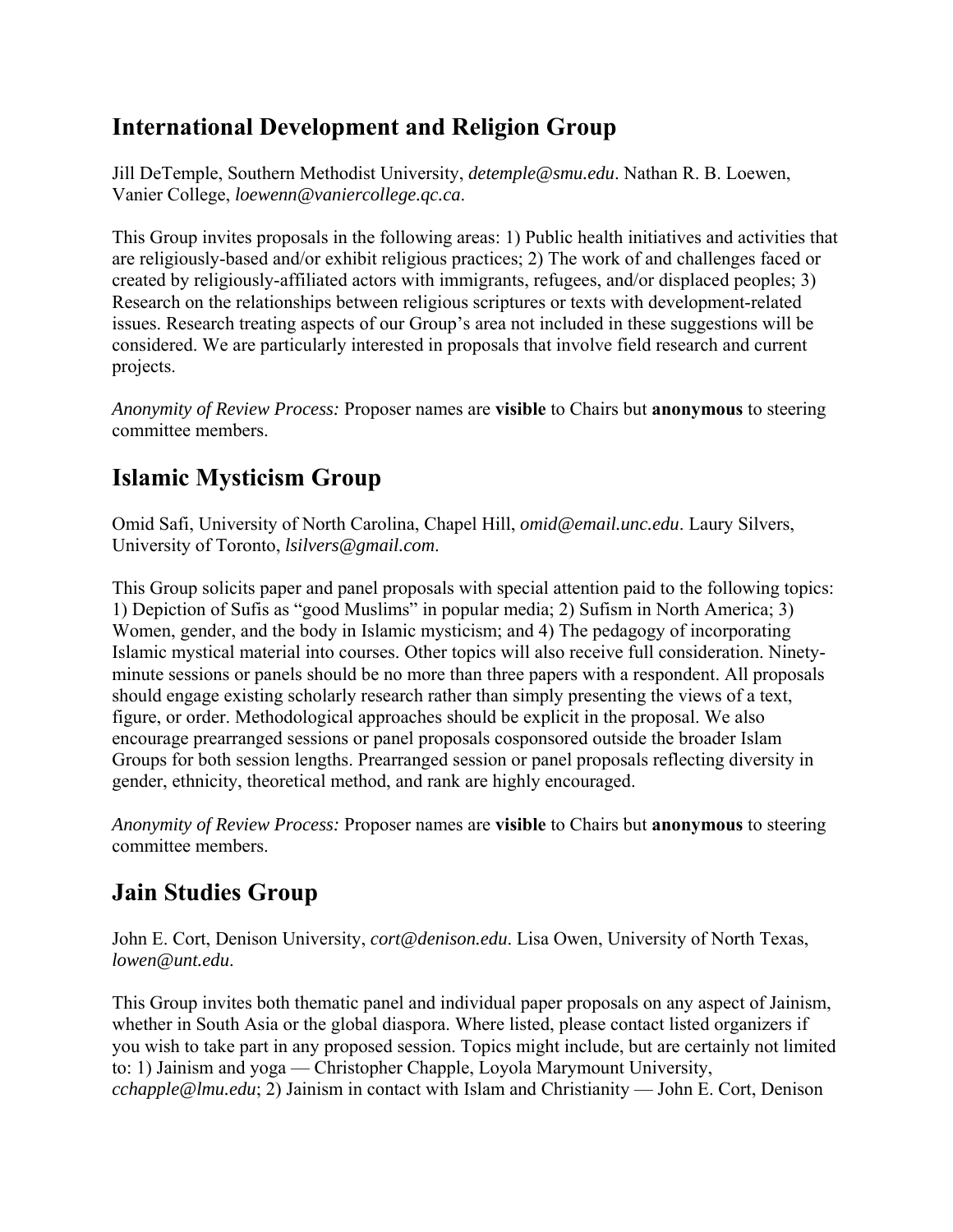## International Development and Religion Group

Jill DeTemple, Southern Methodist University, *detemple@smu.edu*. Nathan R. B. Loewen, Vanier College, *loewenn@vaniercollege.qc.ca*.

This Group invites proposals in the following areas: 1) Public health initiatives and activities that are religiously-based and/or exhibit religious practices; 2) The work of and challenges faced or created by religiously-affiliated actors with immigrants, refugees, and/or displaced peoples; 3) Research on the relationships between religious scriptures or texts with development-related issues. Research treating aspects of our Group's area not included in these suggestions will be considered. We are particularly interested in proposals that involve field research and current projects.

*Anonymity of Review Process:* Proposer names are **visible** to Chairs but **anonymous** to steering committee members.

## Islamic Mysticism Group

Omid Safi, University of North Carolina, Chapel Hill, *omid@email.unc.edu*. Laury Silvers, University of Toronto, *lsilvers@gmail.com*.

This Group solicits paper and panel proposals with special attention paid to the following topics: 1) Depiction of Sufis as "good Muslims" in popular media; 2) Sufism in North America; 3) Women, gender, and the body in Islamic mysticism; and 4) The pedagogy of incorporating Islamic mystical material into courses. Other topics will also receive full consideration. Ninety-minute sessions or panels should be no more than three papers with a respondent. All proposals should engage existing scholarly research rather than simply presenting the views of a text, figure, or order. Methodological approaches should be explicit in the proposal. We also encourage prearranged sessions or panel proposals cosponsored outside the broader Islam Groups for both session lengths. Prearranged session or panel proposals reflecting diversity in gender, ethnicity, theoretical method, and rank are highly encouraged.

*Anonymity of Review Process:* Proposer names are **visible** to Chairs but **anonymous** to steering committee members.

## Jain Studies Group

John E. Cort, Denison University, *cort@denison.edu*. Lisa Owen, University of North Texas, *lowen@unt.edu*.

This Group invites both thematic panel and individual paper proposals on any aspect of Jainism, whether in South Asia or the global diaspora. Where listed, please contact listed organizers if you wish to take part in any proposed session. Topics might include, but are certainly not limited to: 1) Jainism and yoga — Christopher Chapple, Loyola Marymount University, *cchapple@lmu.edu*; 2) Jainism in contact with Islam and Christianity — John E. Cort, Denison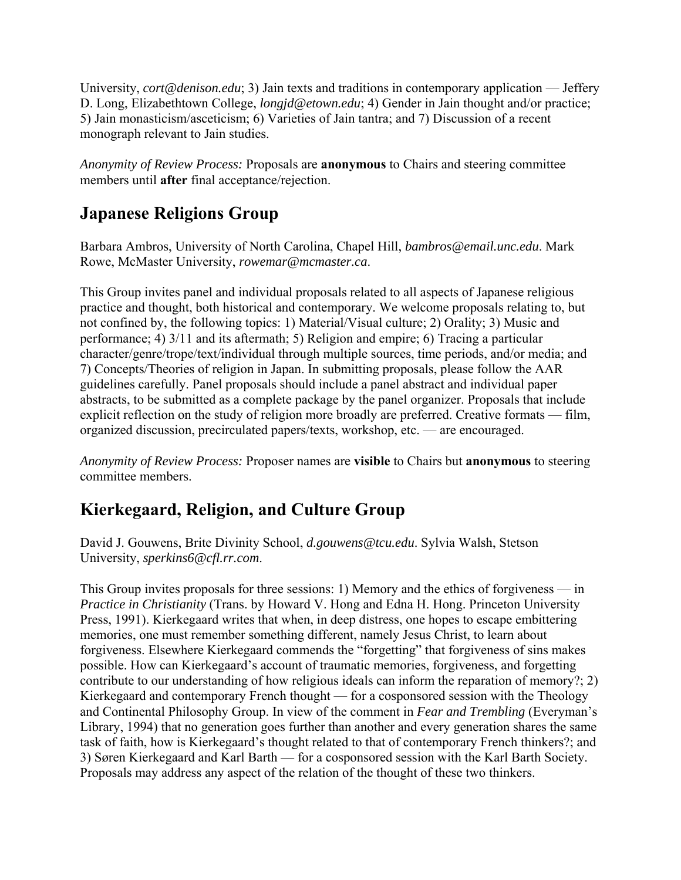University, *cort@denison.edu*; 3) Jain texts and traditions in contemporary application — Jeffery D. Long, Elizabethtown College, *longjd@etown.edu*; 4) Gender in Jain thought and/or practice; 5) Jain monasticism/asceticism; 6) Varieties of Jain tantra; and 7) Discussion of a recent monograph relevant to Jain studies.

*Anonymity of Review Process:* Proposals are **anonymous** to Chairs and steering committee members until **after** final acceptance/rejection.

## Japanese Religions Group

Barbara Ambros, University of North Carolina, Chapel Hill, *bambros@email.unc.edu*. Mark Rowe, McMaster University, *rowemar@mcmaster.ca*.

This Group invites panel and individual proposals related to all aspects of Japanese religious practice and thought, both historical and contemporary. We welcome proposals relating to, but not confined by, the following topics: 1) Material/Visual culture; 2) Orality; 3) Music and performance; 4) 3/11 and its aftermath; 5) Religion and empire; 6) Tracing a particular character/genre/trope/text/individual through multiple sources, time periods, and/or media; and 7) Concepts/Theories of religion in Japan. In submitting proposals, please follow the AAR guidelines carefully. Panel proposals should include a panel abstract and individual paper abstracts, to be submitted as a complete package by the panel organizer. Proposals that include explicit reflection on the study of religion more broadly are preferred. Creative formats — film, organized discussion, precirculated papers/texts, workshop, etc. — are encouraged.

*Anonymity of Review Process:* Proposer names are **visible** to Chairs but **anonymous** to steering committee members.

## Kierkegaard, Religion, and Culture Group

David J. Gouwens, Brite Divinity School, *d.gouwens@tcu.edu*. Sylvia Walsh, Stetson University, *sperkins6@cfl.rr.com*.

This Group invites proposals for three sessions: 1) Memory and the ethics of forgiveness — in *Practice in Christianity* (Trans. by Howard V. Hong and Edna H. Hong. Princeton University Press, 1991). Kierkegaard writes that when, in deep distress, one hopes to escape embittering memories, one must remember something different, namely Jesus Christ, to learn about forgiveness. Elsewhere Kierkegaard commends the "forgetting" that forgiveness of sins makes possible. How can Kierkegaard's account of traumatic memories, forgiveness, and forgetting contribute to our understanding of how religious ideals can inform the reparation of memory?; 2) Kierkegaard and contemporary French thought — for a cosponsored session with the Theology and Continental Philosophy Group. In view of the comment in *Fear and Trembling* (Everyman's Library, 1994) that no generation goes further than another and every generation shares the same task of faith, how is Kierkegaard's thought related to that of contemporary French thinkers?; and 3) Søren Kierkegaard and Karl Barth — for a cosponsored session with the Karl Barth Society. Proposals may address any aspect of the relation of the thought of these two thinkers.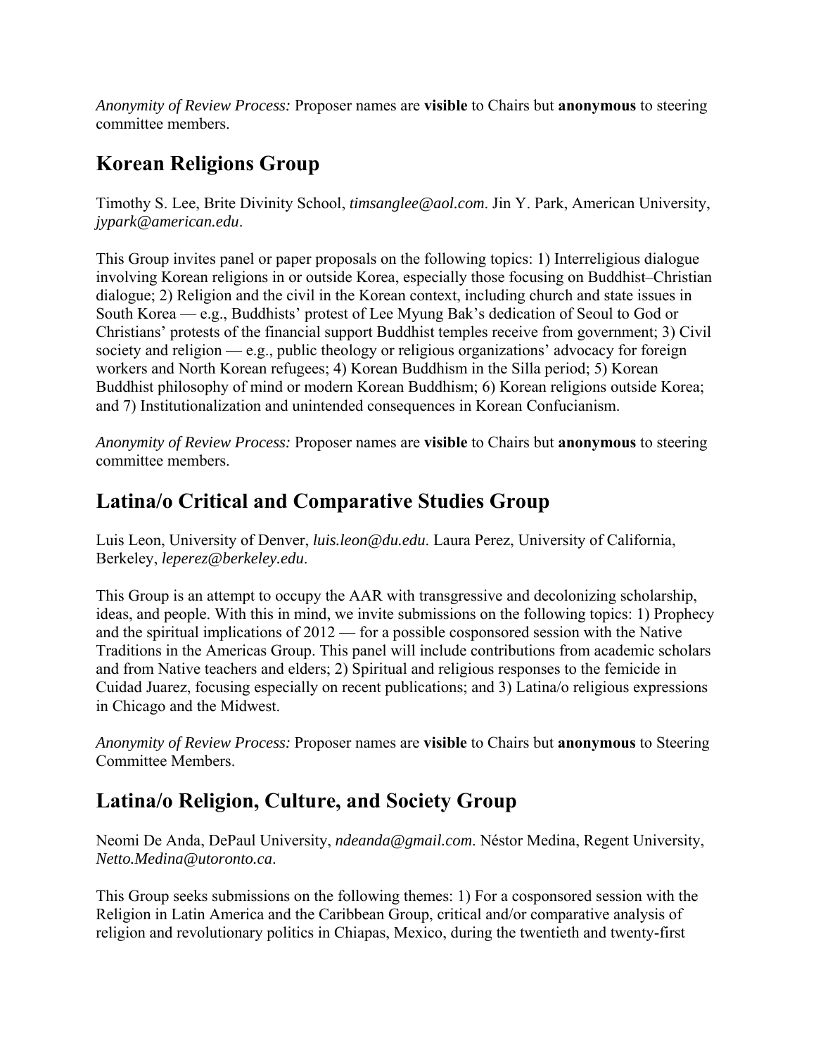*Anonymity of Review Process:* Proposer names are **visible** to Chairs but **anonymous** to steering committee members.

## Korean Religions Group

Timothy S. Lee, Brite Divinity School, *timsanglee@aol.com*. Jin Y. Park, American University, *jypark@american.edu*.

This Group invites panel or paper proposals on the following topics: 1) Interreligious dialogue involving Korean religions in or outside Korea, especially those focusing on Buddhist–Christian dialogue; 2) Religion and the civil in the Korean context, including church and state issues in South Korea — e.g., Buddhists' protest of Lee Myung Bak's dedication of Seoul to God or Christians' protests of the financial support Buddhist temples receive from government; 3) Civil society and religion — e.g., public theology or religious organizations' advocacy for foreign workers and North Korean refugees; 4) Korean Buddhism in the Silla period; 5) Korean Buddhist philosophy of mind or modern Korean Buddhism; 6) Korean religions outside Korea; and 7) Institutionalization and unintended consequences in Korean Confucianism.

*Anonymity of Review Process:* Proposer names are **visible** to Chairs but **anonymous** to steering committee members.

## Latina/o Critical and Comparative Studies Group

Luis Leon, University of Denver, *luis.leon@du.edu*. Laura Perez, University of California, Berkeley, *leperez@berkeley.edu*.

This Group is an attempt to occupy the AAR with transgressive and decolonizing scholarship, ideas, and people. With this in mind, we invite submissions on the following topics: 1) Prophecy and the spiritual implications of 2012 — for a possible cosponsored session with the Native Traditions in the Americas Group. This panel will include contributions from academic scholars and from Native teachers and elders; 2) Spiritual and religious responses to the femicide in Cuidad Juarez, focusing especially on recent publications; and 3) Latina/o religious expressions in Chicago and the Midwest.

*Anonymity of Review Process:* Proposer names are **visible** to Chairs but **anonymous** to Steering Committee Members.

## Latina/o Religion, Culture, and Society Group

Neomi De Anda, DePaul University, *ndeanda@gmail.com*. Néstor Medina, Regent University, *Netto.Medina@utoronto.ca*.

This Group seeks submissions on the following themes: 1) For a cosponsored session with the Religion in Latin America and the Caribbean Group, critical and/or comparative analysis of religion and revolutionary politics in Chiapas, Mexico, during the twentieth and twenty-first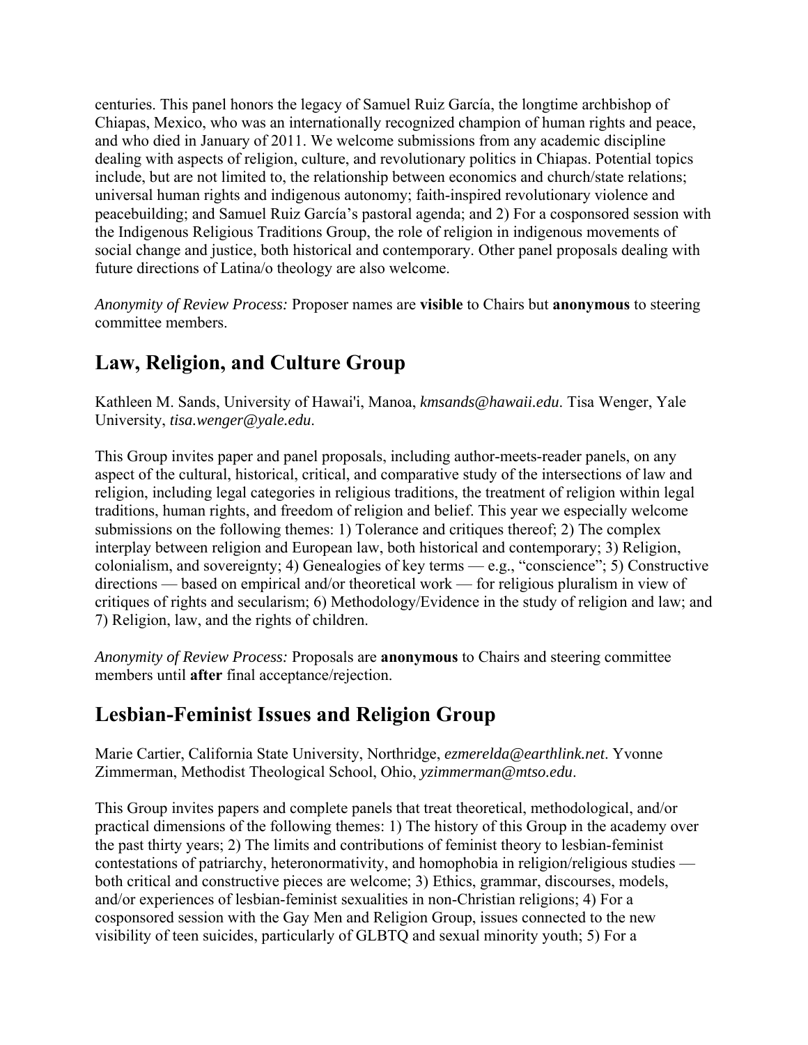centuries. This panel honors the legacy of Samuel Ruiz García, the longtime archbishop of Chiapas, Mexico, who was an internationally recognized champion of human rights and peace, and who died in January of 2011. We welcome submissions from any academic discipline dealing with aspects of religion, culture, and revolutionary politics in Chiapas. Potential topics include, but are not limited to, the relationship between economics and church/state relations; universal human rights and indigenous autonomy; faith-inspired revolutionary violence and peacebuilding; and Samuel Ruiz García's pastoral agenda; and 2) For a cosponsored session with the Indigenous Religious Traditions Group, the role of religion in indigenous movements of social change and justice, both historical and contemporary. Other panel proposals dealing with future directions of Latina/o theology are also welcome.

*Anonymity of Review Process:* Proposer names are **visible** to Chairs but **anonymous** to steering committee members.

## Law, Religion, and Culture Group

Kathleen M. Sands, University of Hawai'i, Manoa, *kmsands@hawaii.edu*. Tisa Wenger, Yale University, *tisa.wenger@yale.edu*.

This Group invites paper and panel proposals, including author-meets-reader panels, on any aspect of the cultural, historical, critical, and comparative study of the intersections of law and religion, including legal categories in religious traditions, the treatment of religion within legal traditions, human rights, and freedom of religion and belief. This year we especially welcome submissions on the following themes: 1) Tolerance and critiques thereof; 2) The complex interplay between religion and European law, both historical and contemporary; 3) Religion, colonialism, and sovereignty; 4) Genealogies of key terms — e.g., "conscience"; 5) Constructive directions — based on empirical and/or theoretical work — for religious pluralism in view of critiques of rights and secularism; 6) Methodology/Evidence in the study of religion and law; and 7) Religion, law, and the rights of children.

*Anonymity of Review Process:* Proposals are **anonymous** to Chairs and steering committee members until **after** final acceptance/rejection.

## Lesbian-Feminist Issues and Religion Group

Marie Cartier, California State University, Northridge, *ezmerelda@earthlink.net*. Yvonne Zimmerman, Methodist Theological School, Ohio, *yzimmerman@mtso.edu*.

This Group invites papers and complete panels that treat theoretical, methodological, and/or practical dimensions of the following themes: 1) The history of this Group in the academy over the past thirty years; 2) The limits and contributions of feminist theory to lesbian-feminist contestations of patriarchy, heteronormativity, and homophobia in religion/religious studies — both critical and constructive pieces are welcome; 3) Ethics, grammar, discourses, models, and/or experiences of lesbian-feminist sexualities in non-Christian religions; 4) For a cosponsored session with the Gay Men and Religion Group, issues connected to the new visibility of teen suicides, particularly of GLBTQ and sexual minority youth; 5) For a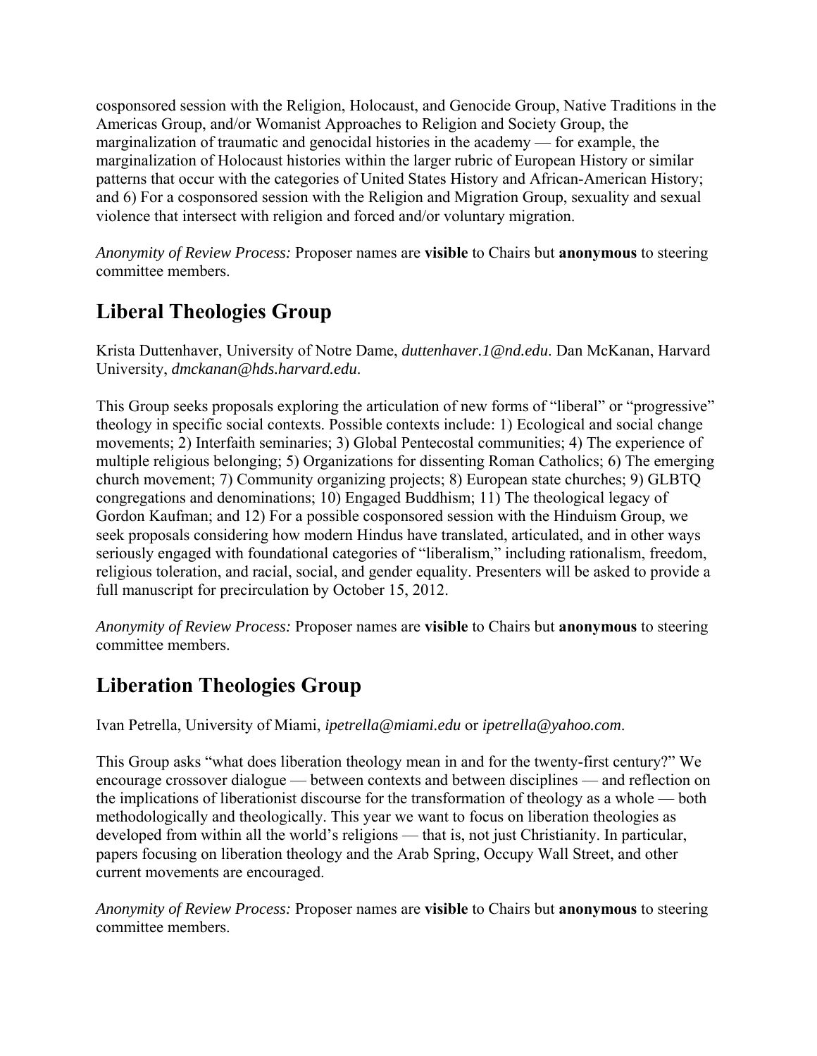cosponsored session with the Religion, Holocaust, and Genocide Group, Native Traditions in the Americas Group, and/or Womanist Approaches to Religion and Society Group, the marginalization of traumatic and genocidal histories in the academy — for example, the marginalization of Holocaust histories within the larger rubric of European History or similar patterns that occur with the categories of United States History and African-American History; and 6) For a cosponsored session with the Religion and Migration Group, sexuality and sexual violence that intersect with religion and forced and/or voluntary migration.

*Anonymity of Review Process:* Proposer names are **visible** to Chairs but **anonymous** to steering committee members.

## Liberal Theologies Group

Krista Duttenhaver, University of Notre Dame, *duttenhaver.1@nd.edu*. Dan McKanan, Harvard University, *dmckanan@hds.harvard.edu*.

This Group seeks proposals exploring the articulation of new forms of "liberal" or "progressive" theology in specific social contexts. Possible contexts include: 1) Ecological and social change movements; 2) Interfaith seminaries; 3) Global Pentecostal communities; 4) The experience of multiple religious belonging; 5) Organizations for dissenting Roman Catholics; 6) The emerging church movement; 7) Community organizing projects; 8) European state churches; 9) GLBTQ congregations and denominations; 10) Engaged Buddhism; 11) The theological legacy of Gordon Kaufman; and 12) For a possible cosponsored session with the Hinduism Group, we seek proposals considering how modern Hindus have translated, articulated, and in other ways seriously engaged with foundational categories of "liberalism," including rationalism, freedom, religious toleration, and racial, social, and gender equality. Presenters will be asked to provide a full manuscript for precirculation by October 15, 2012.

*Anonymity of Review Process:* Proposer names are **visible** to Chairs but **anonymous** to steering committee members.

## Liberation Theologies Group

Ivan Petrella, University of Miami, *ipetrella@miami.edu* or *ipetrella@yahoo.com*.

This Group asks "what does liberation theology mean in and for the twenty-first century?" We encourage crossover dialogue — between contexts and between disciplines — and reflection on the implications of liberationist discourse for the transformation of theology as a whole — both methodologically and theologically. This year we want to focus on liberation theologies as developed from within all the world's religions — that is, not just Christianity. In particular, papers focusing on liberation theology and the Arab Spring, Occupy Wall Street, and other current movements are encouraged.

*Anonymity of Review Process:* Proposer names are **visible** to Chairs but **anonymous** to steering committee members.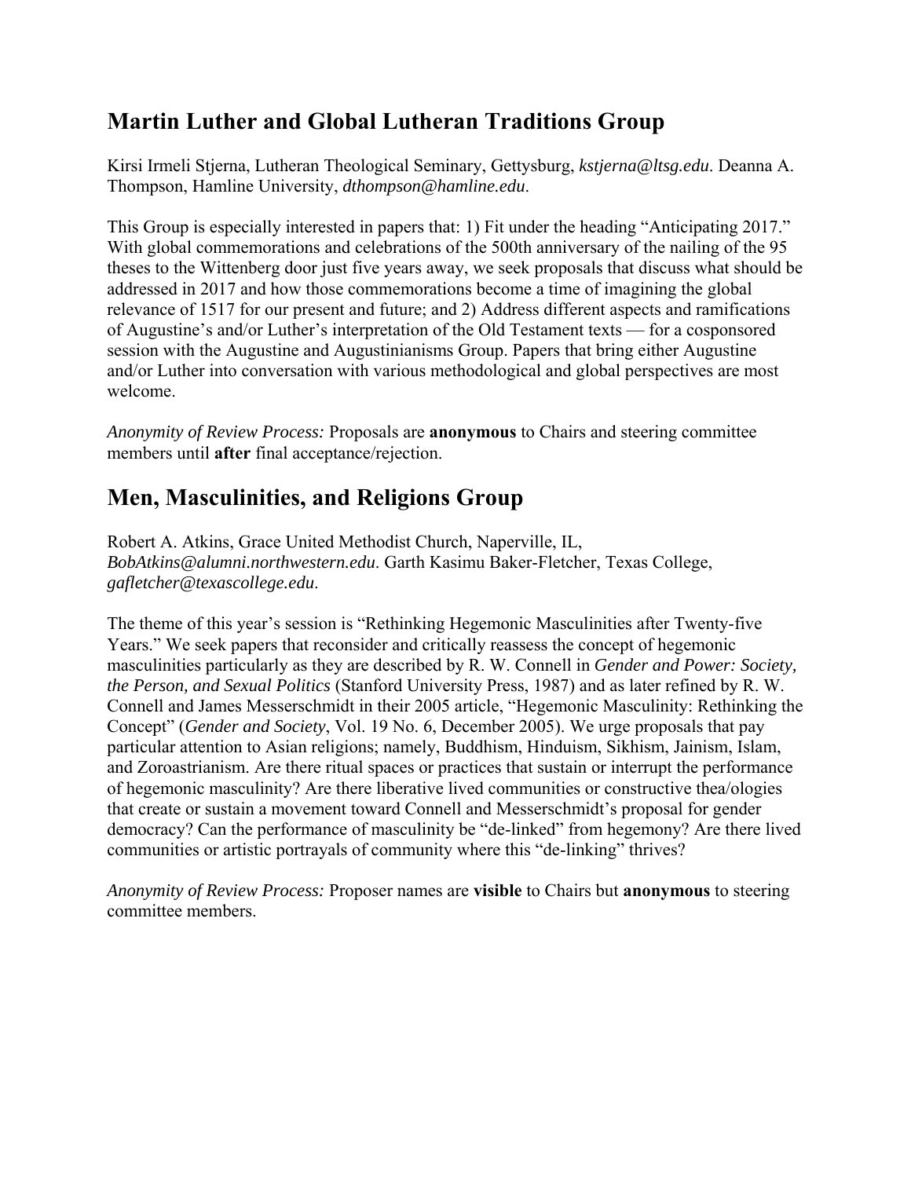## Martin Luther and Global Lutheran Traditions Group

Kirsi Irmeli Stjerna, Lutheran Theological Seminary, Gettysburg, *kstjerna@ltsg.edu*. Deanna A. Thompson, Hamline University, *dthompson@hamline.edu*.

This Group is especially interested in papers that: 1) Fit under the heading “Anticipating 2017.” With global commemorations and celebrations of the 500th anniversary of the nailing of the 95 theses to the Wittenberg door just five years away, we seek proposals that discuss what should be addressed in 2017 and how those commemorations become a time of imagining the global relevance of 1517 for our present and future; and 2) Address different aspects and ramifications of Augustine’s and/or Luther’s interpretation of the Old Testament texts — for a cosponsored session with the Augustine and Augustinianisms Group. Papers that bring either Augustine and/or Luther into conversation with various methodological and global perspectives are most welcome.

*Anonymity of Review Process:* Proposals are **anonymous** to Chairs and steering committee members until **after** final acceptance/rejection.

## Men, Masculinities, and Religions Group

Robert A. Atkins, Grace United Methodist Church, Naperville, IL, *BobAtkins@alumni.northwestern.edu*. Garth Kasimu Baker-Fletcher, Texas College, *gafletcher@texascollege.edu*.

The theme of this year’s session is “Rethinking Hegemonic Masculinities after Twenty-five Years.” We seek papers that reconsider and critically reassess the concept of hegemonic masculinities particularly as they are described by R. W. Connell in *Gender and Power: Society, the Person, and Sexual Politics* (Stanford University Press, 1987) and as later refined by R. W. Connell and James Messerschmidt in their 2005 article, “Hegemonic Masculinity: Rethinking the Concept” (*Gender and Society*, Vol. 19 No. 6, December 2005). We urge proposals that pay particular attention to Asian religions; namely, Buddhism, Hinduism, Sikhism, Jainism, Islam, and Zoroastrianism. Are there ritual spaces or practices that sustain or interrupt the performance of hegemonic masculinity? Are there liberative lived communities or constructive thea/ologies that create or sustain a movement toward Connell and Messerschmidt’s proposal for gender democracy? Can the performance of masculinity be “de-linked” from hegemony? Are there lived communities or artistic portrayals of community where this “de-linking” thrives?

*Anonymity of Review Process:* Proposer names are **visible** to Chairs but **anonymous** to steering committee members.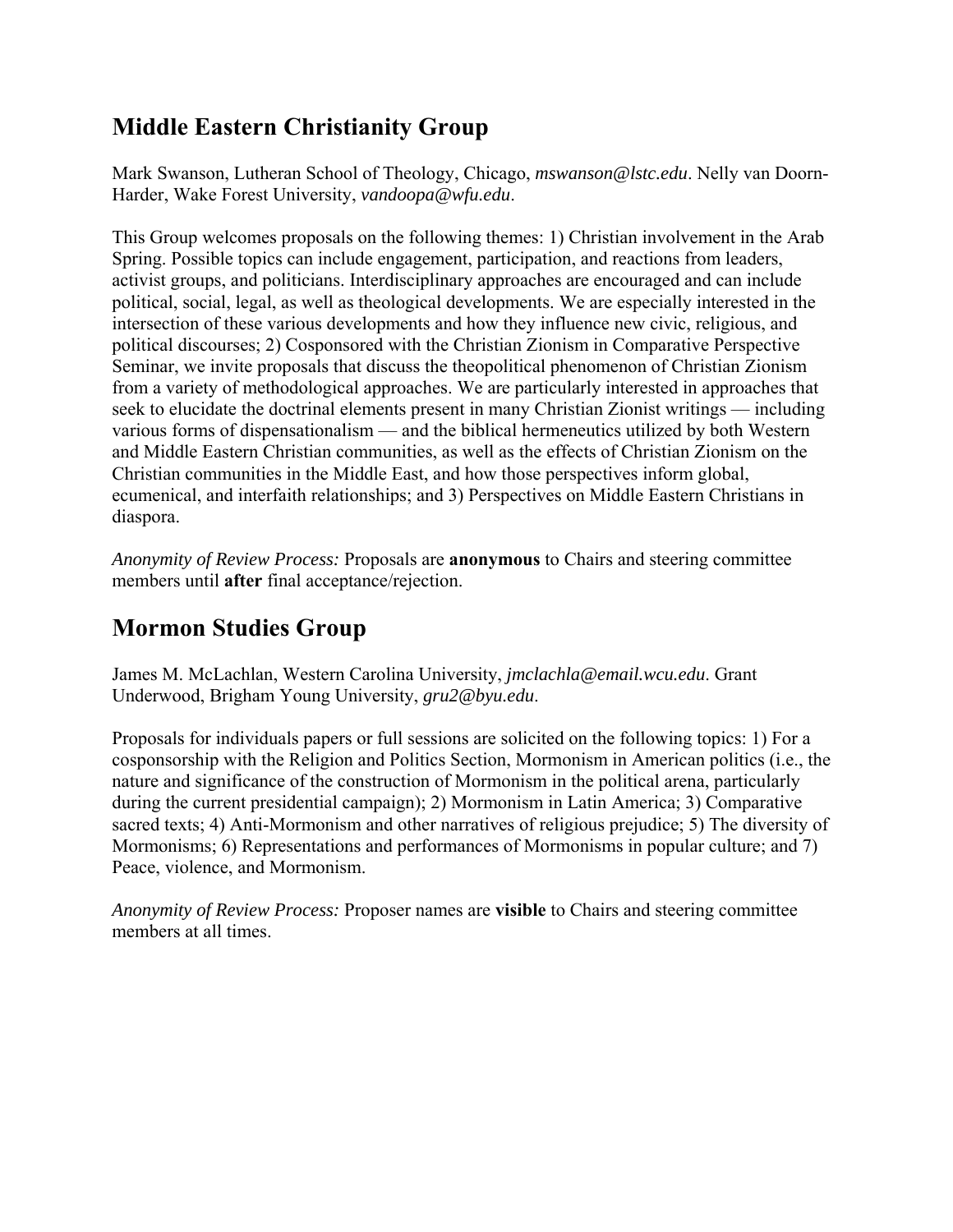## Middle Eastern Christianity Group

Mark Swanson, Lutheran School of Theology, Chicago, *mswanson@lstc.edu*. Nelly van Doorn-Harder, Wake Forest University, *vandoopa@wfu.edu*.

This Group welcomes proposals on the following themes: 1) Christian involvement in the Arab Spring. Possible topics can include engagement, participation, and reactions from leaders, activist groups, and politicians. Interdisciplinary approaches are encouraged and can include political, social, legal, as well as theological developments. We are especially interested in the intersection of these various developments and how they influence new civic, religious, and political discourses; 2) Cosponsored with the Christian Zionism in Comparative Perspective Seminar, we invite proposals that discuss the theopolitical phenomenon of Christian Zionism from a variety of methodological approaches. We are particularly interested in approaches that seek to elucidate the doctrinal elements present in many Christian Zionist writings — including various forms of dispensationalism — and the biblical hermeneutics utilized by both Western and Middle Eastern Christian communities, as well as the effects of Christian Zionism on the Christian communities in the Middle East, and how those perspectives inform global, ecumenical, and interfaith relationships; and 3) Perspectives on Middle Eastern Christians in diaspora.

*Anonymity of Review Process:* Proposals are **anonymous** to Chairs and steering committee members until **after** final acceptance/rejection.

## Mormon Studies Group

James M. McLachlan, Western Carolina University, *jmclachla@email.wcu.edu*. Grant Underwood, Brigham Young University, *gru2@byu.edu*.

Proposals for individuals papers or full sessions are solicited on the following topics: 1) For a cosponsorship with the Religion and Politics Section, Mormonism in American politics (i.e., the nature and significance of the construction of Mormonism in the political arena, particularly during the current presidential campaign); 2) Mormonism in Latin America; 3) Comparative sacred texts; 4) Anti-Mormonism and other narratives of religious prejudice; 5) The diversity of Mormonisms; 6) Representations and performances of Mormonisms in popular culture; and 7) Peace, violence, and Mormonism.

*Anonymity of Review Process:* Proposer names are **visible** to Chairs and steering committee members at all times.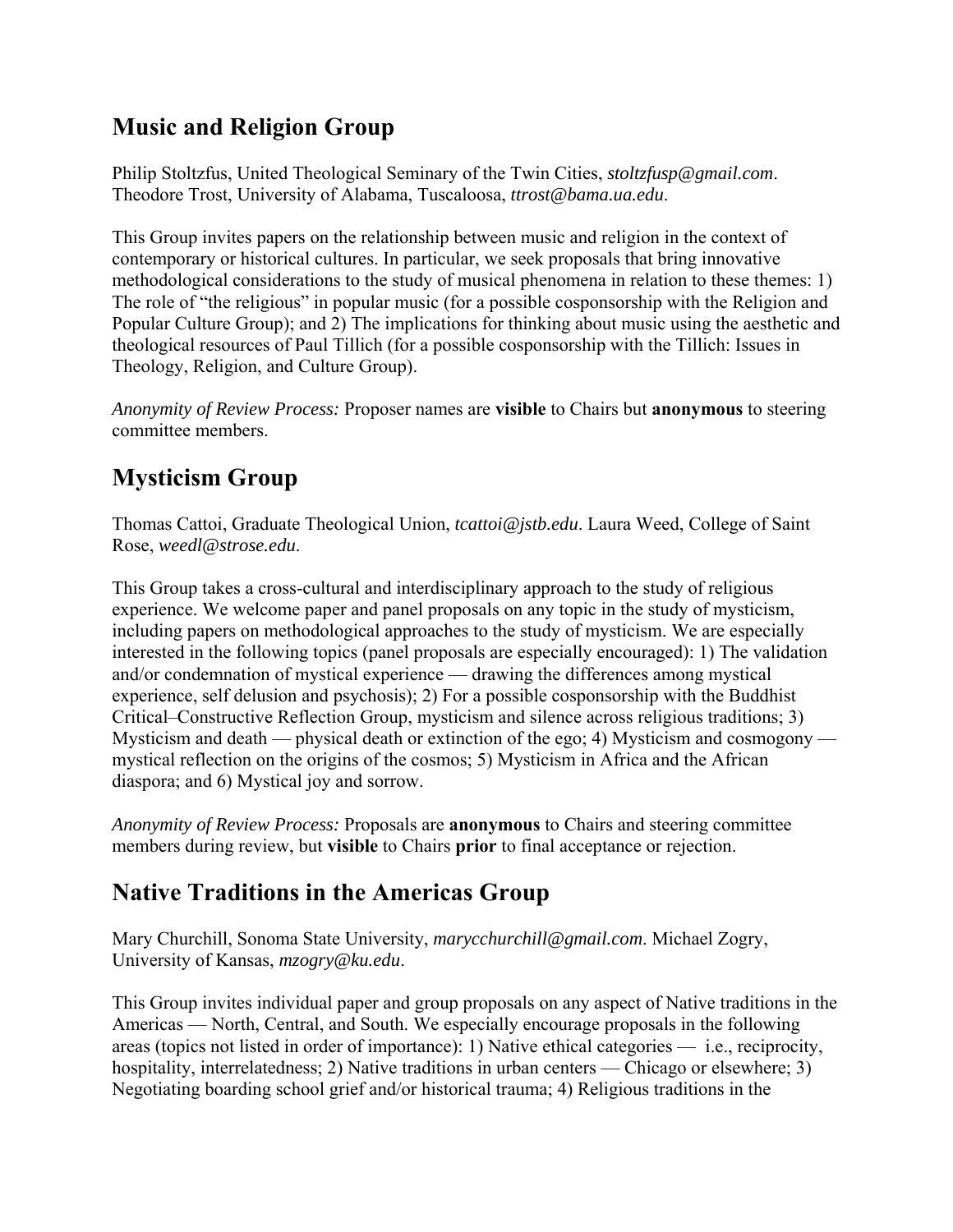## Music and Religion Group

Philip Stoltzfus, United Theological Seminary of the Twin Cities, *stoltzfusp@gmail.com*. Theodore Trost, University of Alabama, Tuscaloosa, *ttrost@bama.ua.edu*.

This Group invites papers on the relationship between music and religion in the context of contemporary or historical cultures. In particular, we seek proposals that bring innovative methodological considerations to the study of musical phenomena in relation to these themes: 1) The role of "the religious" in popular music (for a possible cosponsorship with the Religion and Popular Culture Group); and 2) The implications for thinking about music using the aesthetic and theological resources of Paul Tillich (for a possible cosponsorship with the Tillich: Issues in Theology, Religion, and Culture Group).

*Anonymity of Review Process:* Proposer names are **visible** to Chairs but **anonymous** to steering committee members.

## Mysticism Group

Thomas Cattoi, Graduate Theological Union, *tcattoi@jstb.edu*. Laura Weed, College of Saint Rose, *weedl@strose.edu*.

This Group takes a cross-cultural and interdisciplinary approach to the study of religious experience. We welcome paper and panel proposals on any topic in the study of mysticism, including papers on methodological approaches to the study of mysticism. We are especially interested in the following topics (panel proposals are especially encouraged): 1) The validation and/or condemnation of mystical experience — drawing the differences among mystical experience, self delusion and psychosis); 2) For a possible cosponsorship with the Buddhist Critical–Constructive Reflection Group, mysticism and silence across religious traditions; 3) Mysticism and death — physical death or extinction of the ego; 4) Mysticism and cosmogony — mystical reflection on the origins of the cosmos; 5) Mysticism in Africa and the African diaspora; and 6) Mystical joy and sorrow.

*Anonymity of Review Process:* Proposals are **anonymous** to Chairs and steering committee members during review, but **visible** to Chairs **prior** to final acceptance or rejection.

## Native Traditions in the Americas Group

Mary Churchill, Sonoma State University, *marycchurchill@gmail.com*. Michael Zogry, University of Kansas, *mzogry@ku.edu*.

This Group invites individual paper and group proposals on any aspect of Native traditions in the Americas — North, Central, and South. We especially encourage proposals in the following areas (topics not listed in order of importance): 1) Native ethical categories — i.e., reciprocity, hospitality, interrelatedness; 2) Native traditions in urban centers — Chicago or elsewhere; 3) Negotiating boarding school grief and/or historical trauma; 4) Religious traditions in the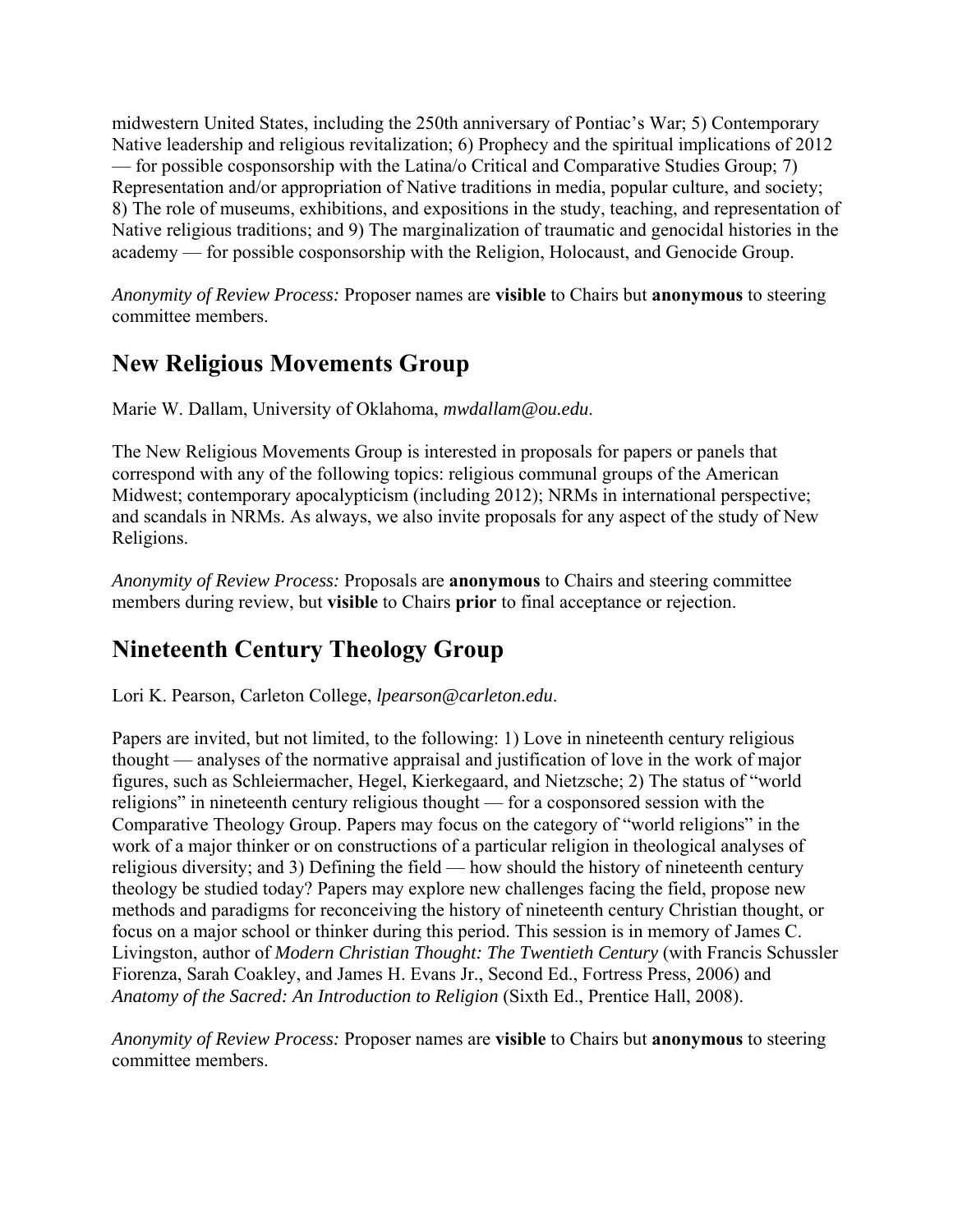midwestern United States, including the 250th anniversary of Pontiac's War; 5) Contemporary Native leadership and religious revitalization; 6) Prophecy and the spiritual implications of 2012 — for possible cosponsorship with the Latina/o Critical and Comparative Studies Group; 7) Representation and/or appropriation of Native traditions in media, popular culture, and society; 8) The role of museums, exhibitions, and expositions in the study, teaching, and representation of Native religious traditions; and 9) The marginalization of traumatic and genocidal histories in the academy — for possible cosponsorship with the Religion, Holocaust, and Genocide Group.

*Anonymity of Review Process:* Proposer names are **visible** to Chairs but **anonymous** to steering committee members.

## New Religious Movements Group

Marie W. Dallam, University of Oklahoma, *mwdallam@ou.edu*.

The New Religious Movements Group is interested in proposals for papers or panels that correspond with any of the following topics: religious communal groups of the American Midwest; contemporary apocalypticism (including 2012); NRMs in international perspective; and scandals in NRMs. As always, we also invite proposals for any aspect of the study of New Religions.

*Anonymity of Review Process:* Proposals are **anonymous** to Chairs and steering committee members during review, but **visible** to Chairs **prior** to final acceptance or rejection.

## Nineteenth Century Theology Group

Lori K. Pearson, Carleton College, *lpearson@carleton.edu*.

Papers are invited, but not limited, to the following: 1) Love in nineteenth century religious thought — analyses of the normative appraisal and justification of love in the work of major figures, such as Schleiermacher, Hegel, Kierkegaard, and Nietzsche; 2) The status of "world religions" in nineteenth century religious thought — for a cosponsored session with the Comparative Theology Group. Papers may focus on the category of "world religions" in the work of a major thinker or on constructions of a particular religion in theological analyses of religious diversity; and 3) Defining the field — how should the history of nineteenth century theology be studied today? Papers may explore new challenges facing the field, propose new methods and paradigms for reconceiving the history of nineteenth century Christian thought, or focus on a major school or thinker during this period. This session is in memory of James C. Livingston, author of *Modern Christian Thought: The Twentieth Century* (with Francis Schussler Fiorenza, Sarah Coakley, and James H. Evans Jr., Second Ed., Fortress Press, 2006) and *Anatomy of the Sacred: An Introduction to Religion* (Sixth Ed., Prentice Hall, 2008).

*Anonymity of Review Process:* Proposer names are **visible** to Chairs but **anonymous** to steering committee members.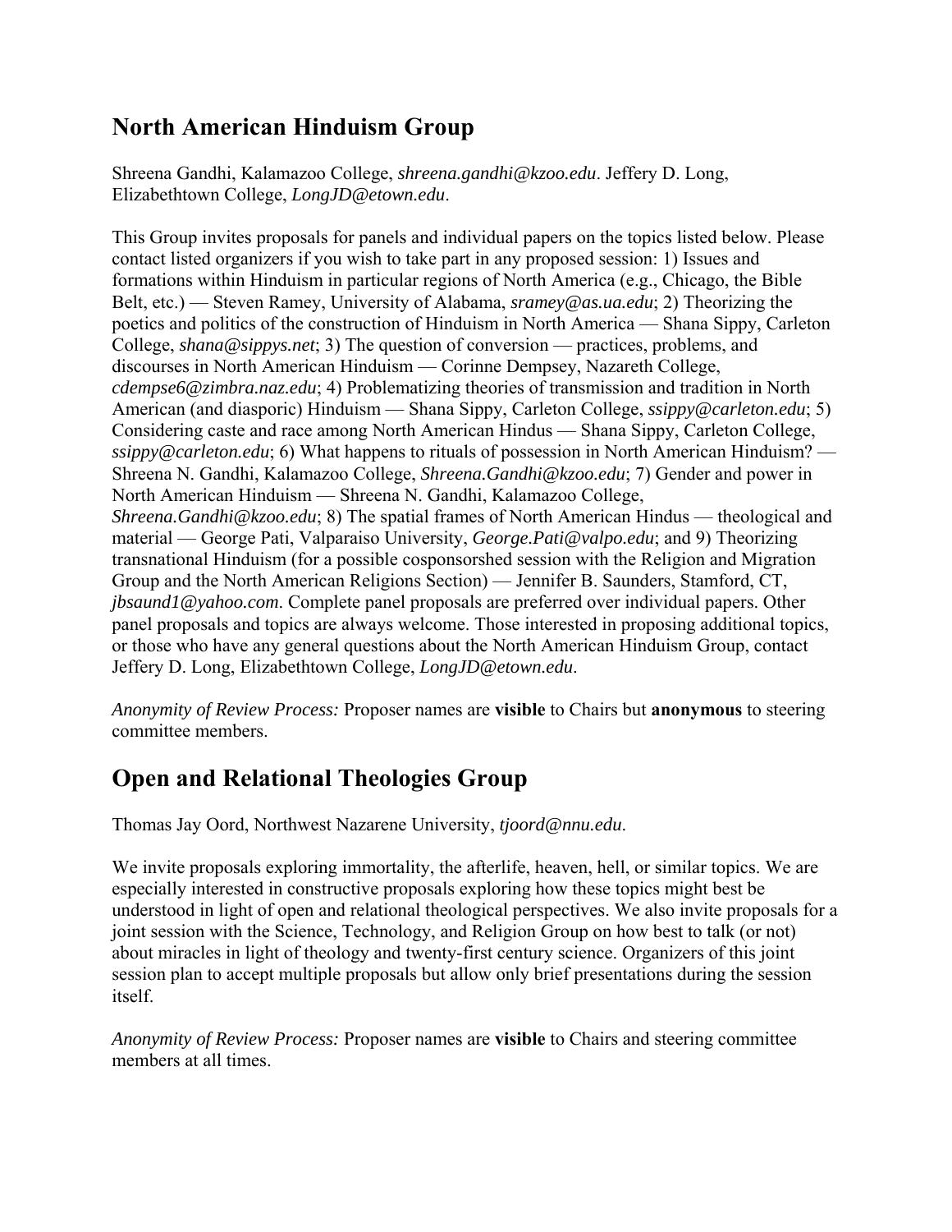## North American Hinduism Group

Shreena Gandhi, Kalamazoo College, *shreena.gandhi@kzoo.edu*. Jeffery D. Long, Elizabethtown College, *LongJD@etown.edu*.

This Group invites proposals for panels and individual papers on the topics listed below. Please contact listed organizers if you wish to take part in any proposed session: 1) Issues and formations within Hinduism in particular regions of North America (e.g., Chicago, the Bible Belt, etc.) — Steven Ramey, University of Alabama, *sramey@as.ua.edu*; 2) Theorizing the poetics and politics of the construction of Hinduism in North America — Shana Sippy, Carleton College, *shana@sippys.net*; 3) The question of conversion — practices, problems, and discourses in North American Hinduism — Corinne Dempsey, Nazareth College, *cdempse6@zimbra.naz.edu*; 4) Problematizing theories of transmission and tradition in North American (and diasporic) Hinduism — Shana Sippy, Carleton College, *ssippy@carleton.edu*; 5) Considering caste and race among North American Hindus — Shana Sippy, Carleton College, *ssippy@carleton.edu*; 6) What happens to rituals of possession in North American Hinduism? — Shreena N. Gandhi, Kalamazoo College, *Shreena.Gandhi@kzoo.edu*; 7) Gender and power in North American Hinduism — Shreena N. Gandhi, Kalamazoo College, *Shreena.Gandhi@kzoo.edu*; 8) The spatial frames of North American Hindus — theological and material — George Pati, Valparaiso University, *George.Pati@valpo.edu*; and 9) Theorizing transnational Hinduism (for a possible cosponsorshed session with the Religion and Migration Group and the North American Religions Section) — Jennifer B. Saunders, Stamford, CT, *jbsaund1@yahoo.com*. Complete panel proposals are preferred over individual papers. Other panel proposals and topics are always welcome. Those interested in proposing additional topics, or those who have any general questions about the North American Hinduism Group, contact Jeffery D. Long, Elizabethtown College, *LongJD@etown.edu*.

*Anonymity of Review Process:* Proposer names are **visible** to Chairs but **anonymous** to steering committee members.

## Open and Relational Theologies Group

Thomas Jay Oord, Northwest Nazarene University, *tjoord@nnu.edu*.

We invite proposals exploring immortality, the afterlife, heaven, hell, or similar topics. We are especially interested in constructive proposals exploring how these topics might best be understood in light of open and relational theological perspectives. We also invite proposals for a joint session with the Science, Technology, and Religion Group on how best to talk (or not) about miracles in light of theology and twenty-first century science. Organizers of this joint session plan to accept multiple proposals but allow only brief presentations during the session itself.

*Anonymity of Review Process:* Proposer names are **visible** to Chairs and steering committee members at all times.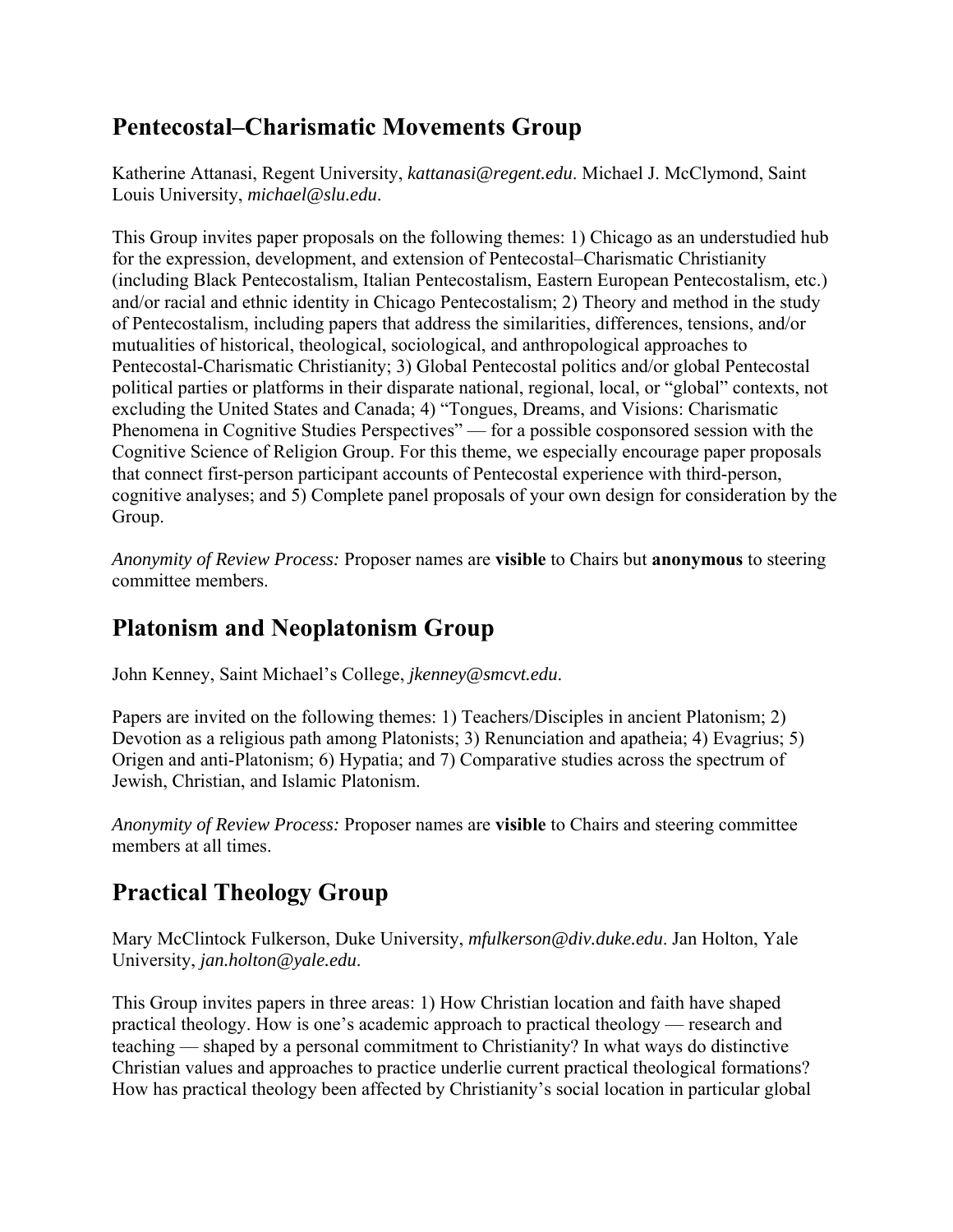## Pentecostal–Charismatic Movements Group

Katherine Attanasi, Regent University, *kattanasi@regent.edu*. Michael J. McClymond, Saint Louis University, *michael@slu.edu*.

This Group invites paper proposals on the following themes: 1) Chicago as an understudied hub for the expression, development, and extension of Pentecostal–Charismatic Christianity (including Black Pentecostalism, Italian Pentecostalism, Eastern European Pentecostalism, etc.) and/or racial and ethnic identity in Chicago Pentecostalism; 2) Theory and method in the study of Pentecostalism, including papers that address the similarities, differences, tensions, and/or mutualities of historical, theological, sociological, and anthropological approaches to Pentecostal-Charismatic Christianity; 3) Global Pentecostal politics and/or global Pentecostal political parties or platforms in their disparate national, regional, local, or "global" contexts, not excluding the United States and Canada; 4) "Tongues, Dreams, and Visions: Charismatic Phenomena in Cognitive Studies Perspectives" — for a possible cosponsored session with the Cognitive Science of Religion Group. For this theme, we especially encourage paper proposals that connect first-person participant accounts of Pentecostal experience with third-person, cognitive analyses; and 5) Complete panel proposals of your own design for consideration by the Group.

*Anonymity of Review Process:* Proposer names are **visible** to Chairs but **anonymous** to steering committee members.

## Platonism and Neoplatonism Group

John Kenney, Saint Michael's College, *jkenney@smcvt.edu*.

Papers are invited on the following themes: 1) Teachers/Disciples in ancient Platonism; 2) Devotion as a religious path among Platonists; 3) Renunciation and apatheia; 4) Evagrius; 5) Origen and anti-Platonism; 6) Hypatia; and 7) Comparative studies across the spectrum of Jewish, Christian, and Islamic Platonism.

*Anonymity of Review Process:* Proposer names are **visible** to Chairs and steering committee members at all times.

## Practical Theology Group

Mary McClintock Fulkerson, Duke University, *mfulkerson@div.duke.edu*. Jan Holton, Yale University, *jan.holton@yale.edu*.

This Group invites papers in three areas: 1) How Christian location and faith have shaped practical theology. How is one's academic approach to practical theology — research and teaching — shaped by a personal commitment to Christianity? In what ways do distinctive Christian values and approaches to practice underlie current practical theological formations? How has practical theology been affected by Christianity's social location in particular global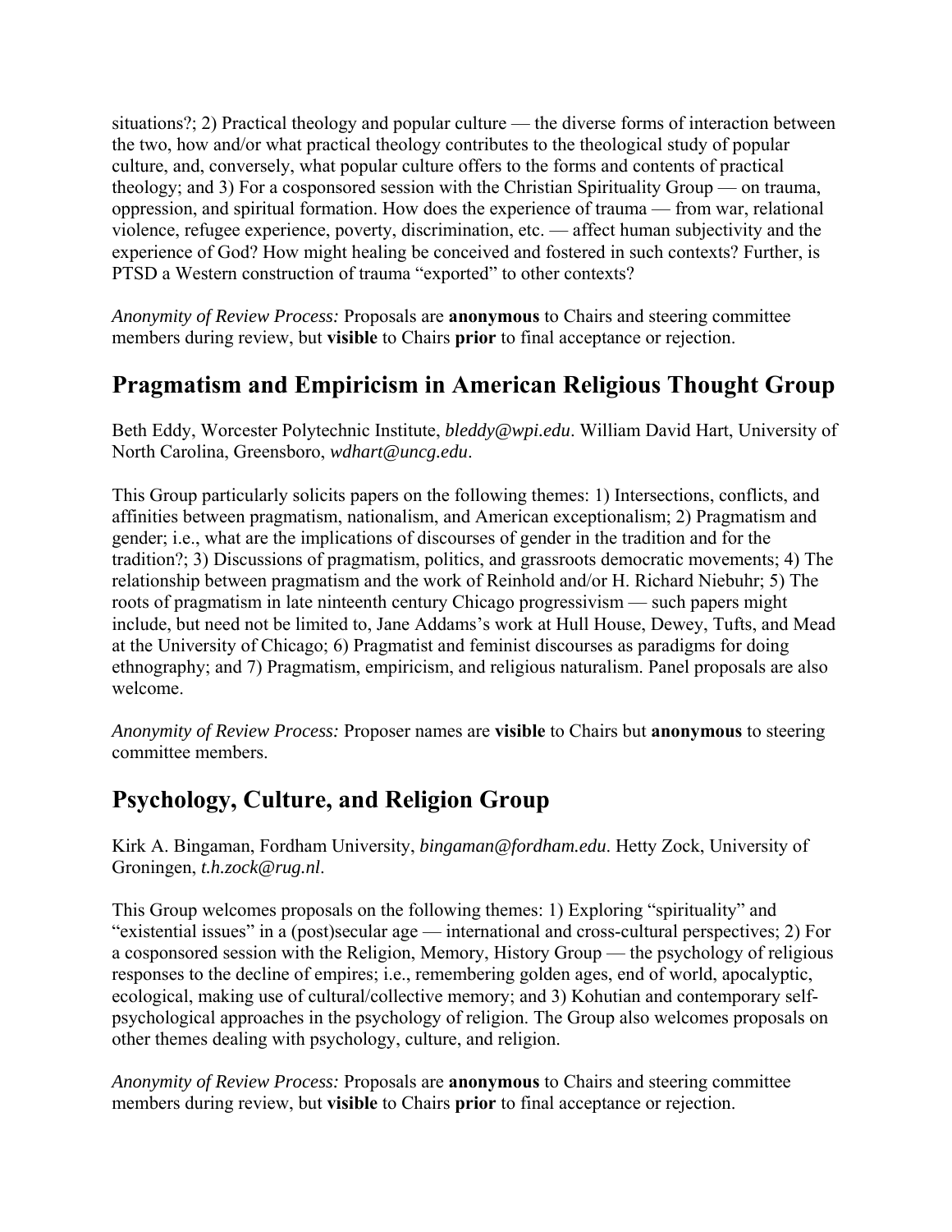situations?; 2) Practical theology and popular culture — the diverse forms of interaction between the two, how and/or what practical theology contributes to the theological study of popular culture, and, conversely, what popular culture offers to the forms and contents of practical theology; and 3) For a cosponsored session with the Christian Spirituality Group — on trauma, oppression, and spiritual formation. How does the experience of trauma — from war, relational violence, refugee experience, poverty, discrimination, etc. — affect human subjectivity and the experience of God? How might healing be conceived and fostered in such contexts? Further, is PTSD a Western construction of trauma "exported" to other contexts?

*Anonymity of Review Process:* Proposals are **anonymous** to Chairs and steering committee members during review, but **visible** to Chairs **prior** to final acceptance or rejection.

## Pragmatism and Empiricism in American Religious Thought Group

Beth Eddy, Worcester Polytechnic Institute, *bleddy@wpi.edu*. William David Hart, University of North Carolina, Greensboro, *wdhart@uncg.edu*.

This Group particularly solicits papers on the following themes: 1) Intersections, conflicts, and affinities between pragmatism, nationalism, and American exceptionalism; 2) Pragmatism and gender; i.e., what are the implications of discourses of gender in the tradition and for the tradition?; 3) Discussions of pragmatism, politics, and grassroots democratic movements; 4) The relationship between pragmatism and the work of Reinhold and/or H. Richard Niebuhr; 5) The roots of pragmatism in late nineteenth century Chicago progressivism — such papers might include, but need not be limited to, Jane Addams's work at Hull House, Dewey, Tufts, and Mead at the University of Chicago; 6) Pragmatist and feminist discourses as paradigms for doing ethnography; and 7) Pragmatism, empiricism, and religious naturalism. Panel proposals are also welcome.

*Anonymity of Review Process:* Proposer names are **visible** to Chairs but **anonymous** to steering committee members.

## Psychology, Culture, and Religion Group

Kirk A. Bingaman, Fordham University, *bingaman@fordham.edu*. Hetty Zock, University of Groningen, *t.h.zock@rug.nl*.

This Group welcomes proposals on the following themes: 1) Exploring "spirituality" and "existential issues" in a (post)secular age — international and cross-cultural perspectives; 2) For a cosponsored session with the Religion, Memory, History Group — the psychology of religious responses to the decline of empires; i.e., remembering golden ages, end of world, apocalyptic, ecological, making use of cultural/collective memory; and 3) Kohutian and contemporary self-psychological approaches in the psychology of religion. The Group also welcomes proposals on other themes dealing with psychology, culture, and religion.

*Anonymity of Review Process:* Proposals are **anonymous** to Chairs and steering committee members during review, but **visible** to Chairs **prior** to final acceptance or rejection.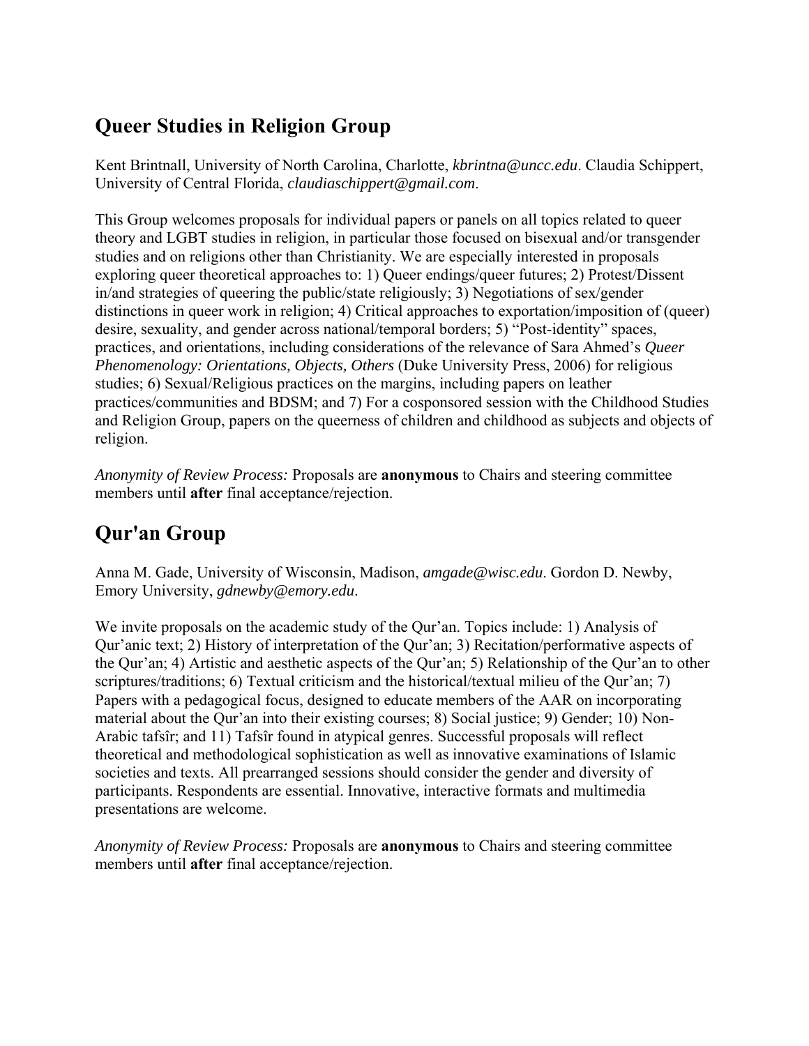## Queer Studies in Religion Group

Kent Brintnall, University of North Carolina, Charlotte, *kbrintna@uncc.edu*. Claudia Schippert, University of Central Florida, *claudiaschippert@gmail.com*.

This Group welcomes proposals for individual papers or panels on all topics related to queer theory and LGBT studies in religion, in particular those focused on bisexual and/or transgender studies and on religions other than Christianity. We are especially interested in proposals exploring queer theoretical approaches to: 1) Queer endings/queer futures; 2) Protest/Dissent in/and strategies of queering the public/state religiously; 3) Negotiations of sex/gender distinctions in queer work in religion; 4) Critical approaches to exportation/imposition of (queer) desire, sexuality, and gender across national/temporal borders; 5) "Post-identity" spaces, practices, and orientations, including considerations of the relevance of Sara Ahmed's *Queer Phenomenology: Orientations, Objects, Others* (Duke University Press, 2006) for religious studies; 6) Sexual/Religious practices on the margins, including papers on leather practices/communities and BDSM; and 7) For a cosponsored session with the Childhood Studies and Religion Group, papers on the queerness of children and childhood as subjects and objects of religion.

*Anonymity of Review Process:* Proposals are **anonymous** to Chairs and steering committee members until **after** final acceptance/rejection.

## Qur'an Group

Anna M. Gade, University of Wisconsin, Madison, *amgade@wisc.edu*. Gordon D. Newby, Emory University, *gdnewby@emory.edu*.

We invite proposals on the academic study of the Qur'an. Topics include: 1) Analysis of Qur'anic text; 2) History of interpretation of the Qur'an; 3) Recitation/performative aspects of the Qur'an; 4) Artistic and aesthetic aspects of the Qur'an; 5) Relationship of the Qur'an to other scriptures/traditions; 6) Textual criticism and the historical/textual milieu of the Qur'an; 7) Papers with a pedagogical focus, designed to educate members of the AAR on incorporating material about the Qur'an into their existing courses; 8) Social justice; 9) Gender; 10) Non-Arabic tafsîr; and 11) Tafsîr found in atypical genres. Successful proposals will reflect theoretical and methodological sophistication as well as innovative examinations of Islamic societies and texts. All prearranged sessions should consider the gender and diversity of participants. Respondents are essential. Innovative, interactive formats and multimedia presentations are welcome.

*Anonymity of Review Process:* Proposals are **anonymous** to Chairs and steering committee members until **after** final acceptance/rejection.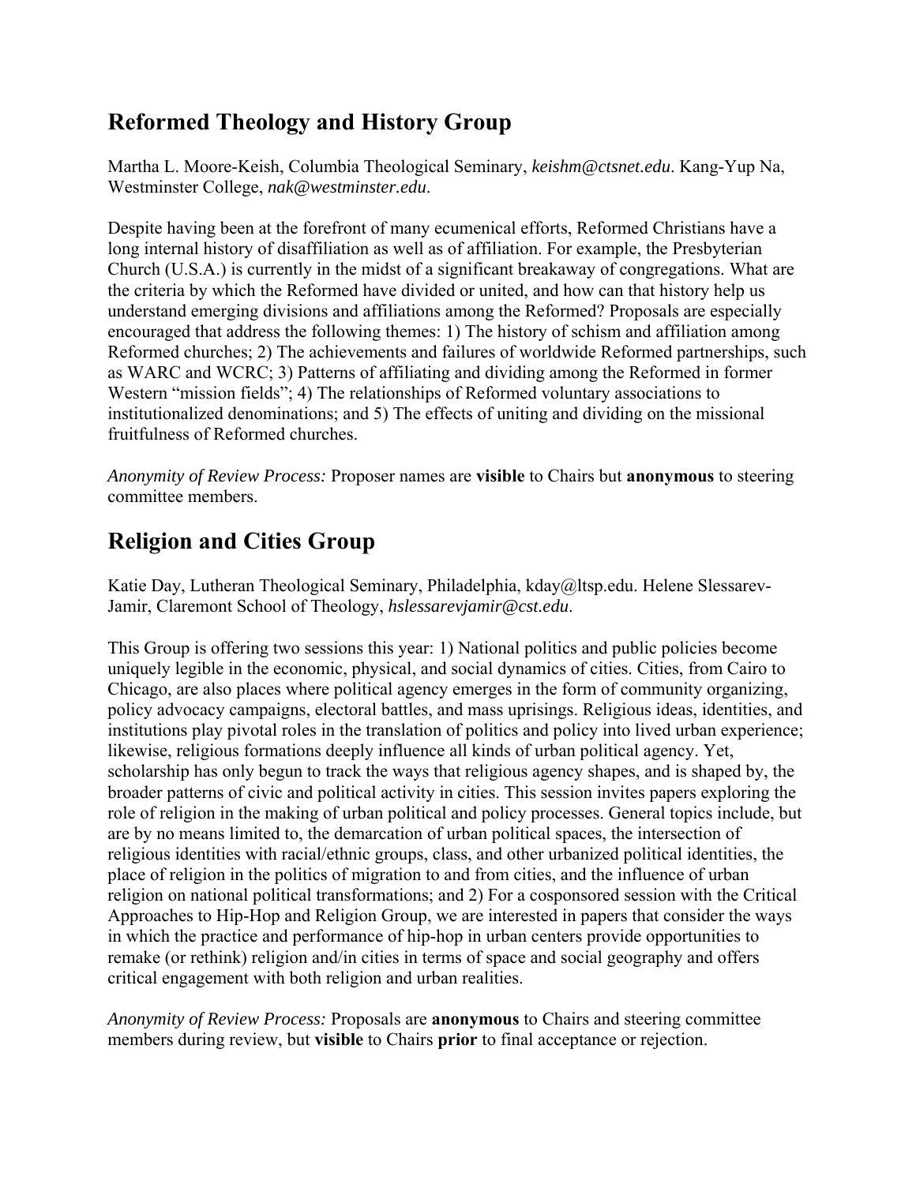## Reformed Theology and History Group

Martha L. Moore-Keish, Columbia Theological Seminary, *keishm@ctsnet.edu*. Kang-Yup Na, Westminster College, *nak@westminster.edu*.

Despite having been at the forefront of many ecumenical efforts, Reformed Christians have a long internal history of disaffiliation as well as of affiliation. For example, the Presbyterian Church (U.S.A.) is currently in the midst of a significant breakaway of congregations. What are the criteria by which the Reformed have divided or united, and how can that history help us understand emerging divisions and affiliations among the Reformed? Proposals are especially encouraged that address the following themes: 1) The history of schism and affiliation among Reformed churches; 2) The achievements and failures of worldwide Reformed partnerships, such as WARC and WCRC; 3) Patterns of affiliating and dividing among the Reformed in former Western "mission fields"; 4) The relationships of Reformed voluntary associations to institutionalized denominations; and 5) The effects of uniting and dividing on the missional fruitfulness of Reformed churches.

*Anonymity of Review Process:* Proposer names are **visible** to Chairs but **anonymous** to steering committee members.

## Religion and Cities Group

Katie Day, Lutheran Theological Seminary, Philadelphia, kday@ltsp.edu. Helene Slessarev-Jamir, Claremont School of Theology, *hslessarevjamir@cst.edu*.

This Group is offering two sessions this year: 1) National politics and public policies become uniquely legible in the economic, physical, and social dynamics of cities. Cities, from Cairo to Chicago, are also places where political agency emerges in the form of community organizing, policy advocacy campaigns, electoral battles, and mass uprisings. Religious ideas, identities, and institutions play pivotal roles in the translation of politics and policy into lived urban experience; likewise, religious formations deeply influence all kinds of urban political agency. Yet, scholarship has only begun to track the ways that religious agency shapes, and is shaped by, the broader patterns of civic and political activity in cities. This session invites papers exploring the role of religion in the making of urban political and policy processes. General topics include, but are by no means limited to, the demarcation of urban political spaces, the intersection of religious identities with racial/ethnic groups, class, and other urbanized political identities, the place of religion in the politics of migration to and from cities, and the influence of urban religion on national political transformations; and 2) For a cosponsored session with the Critical Approaches to Hip-Hop and Religion Group, we are interested in papers that consider the ways in which the practice and performance of hip-hop in urban centers provide opportunities to remake (or rethink) religion and/in cities in terms of space and social geography and offers critical engagement with both religion and urban realities.

*Anonymity of Review Process:* Proposals are **anonymous** to Chairs and steering committee members during review, but **visible** to Chairs **prior** to final acceptance or rejection.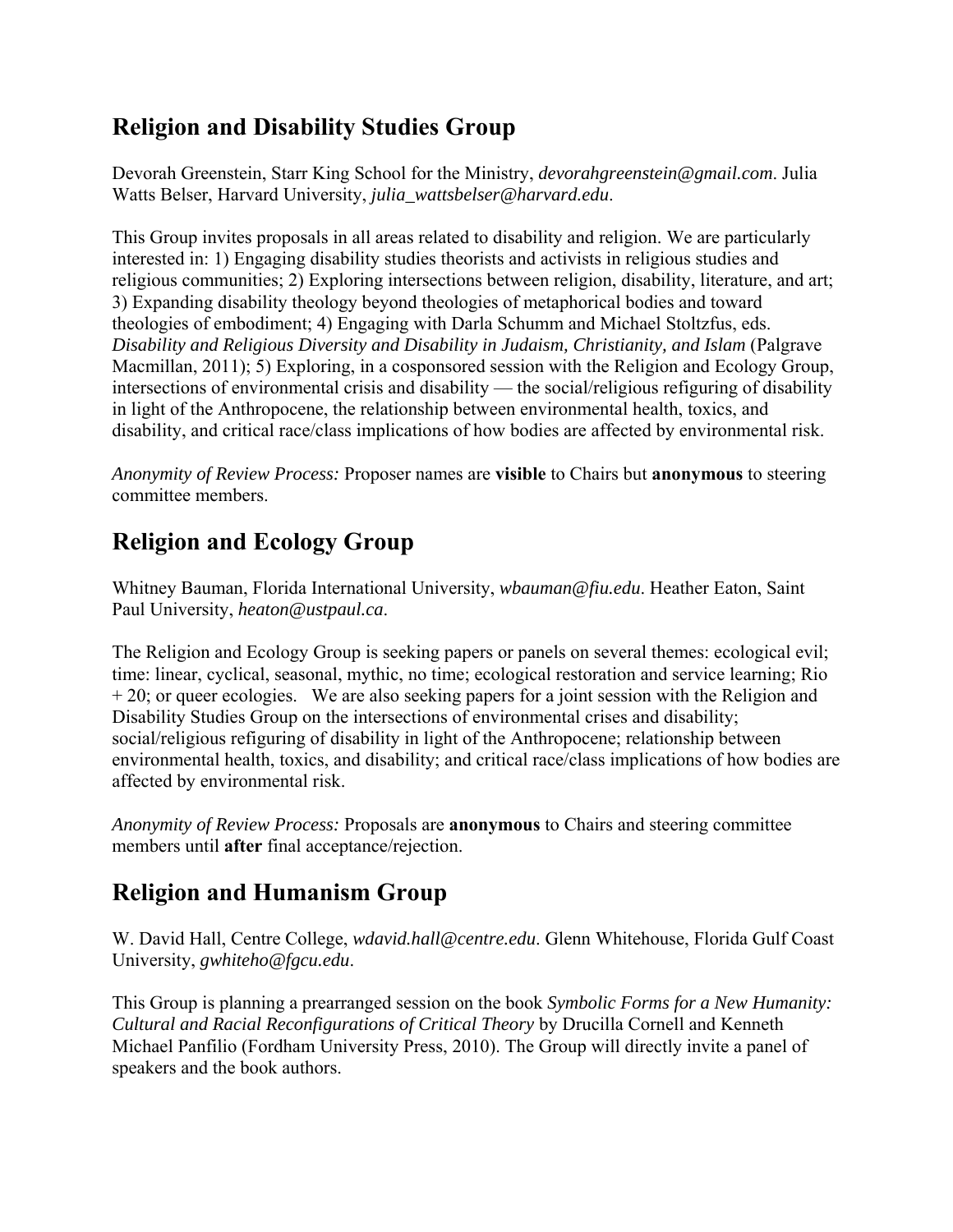## Religion and Disability Studies Group

Devorah Greenstein, Starr King School for the Ministry, *devorahgreenstein@gmail.com*. Julia Watts Belser, Harvard University, *julia_wattsbelser@harvard.edu*.

This Group invites proposals in all areas related to disability and religion. We are particularly interested in: 1) Engaging disability studies theorists and activists in religious studies and religious communities; 2) Exploring intersections between religion, disability, literature, and art; 3) Expanding disability theology beyond theologies of metaphorical bodies and toward theologies of embodiment; 4) Engaging with Darla Schumm and Michael Stoltzfus, eds. *Disability and Religious Diversity and Disability in Judaism, Christianity, and Islam* (Palgrave Macmillan, 2011); 5) Exploring, in a cosponsored session with the Religion and Ecology Group, intersections of environmental crisis and disability — the social/religious refiguring of disability in light of the Anthropocene, the relationship between environmental health, toxics, and disability, and critical race/class implications of how bodies are affected by environmental risk.

*Anonymity of Review Process:* Proposer names are **visible** to Chairs but **anonymous** to steering committee members.

## Religion and Ecology Group

Whitney Bauman, Florida International University, *wbauman@fiu.edu*. Heather Eaton, Saint Paul University, *heaton@ustpaul.ca*.

The Religion and Ecology Group is seeking papers or panels on several themes: ecological evil; time: linear, cyclical, seasonal, mythic, no time; ecological restoration and service learning; Rio + 20; or queer ecologies. We are also seeking papers for a joint session with the Religion and Disability Studies Group on the intersections of environmental crises and disability; social/religious refiguring of disability in light of the Anthropocene; relationship between environmental health, toxics, and disability; and critical race/class implications of how bodies are affected by environmental risk.

*Anonymity of Review Process:* Proposals are **anonymous** to Chairs and steering committee members until **after** final acceptance/rejection.

## Religion and Humanism Group

W. David Hall, Centre College, *wdavid.hall@centre.edu*. Glenn Whitehouse, Florida Gulf Coast University, *gwhiteho@fgcu.edu*.

This Group is planning a prearranged session on the book *Symbolic Forms for a New Humanity: Cultural and Racial Reconfigurations of Critical Theory* by Drucilla Cornell and Kenneth Michael Panfilio (Fordham University Press, 2010). The Group will directly invite a panel of speakers and the book authors.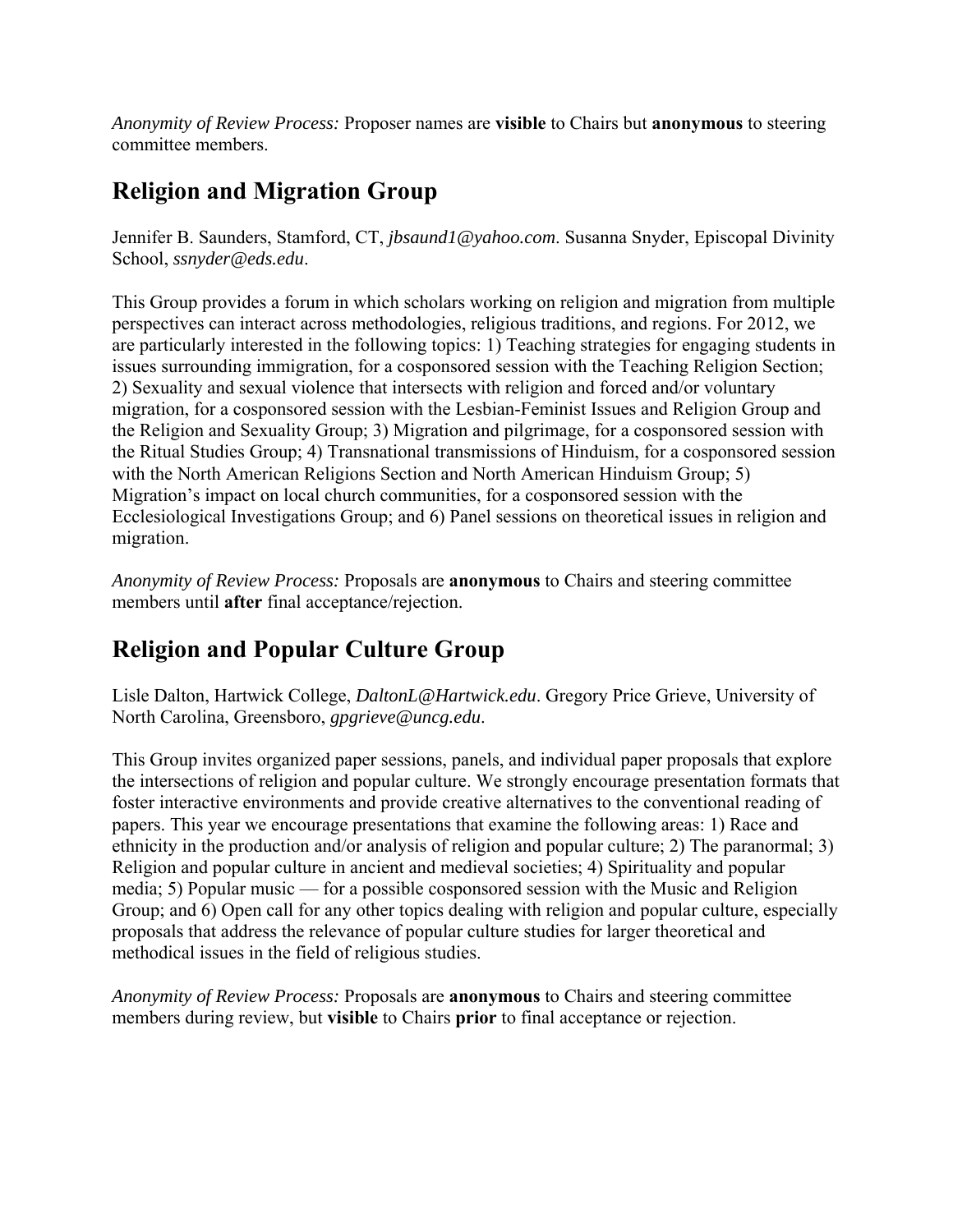*Anonymity of Review Process:* Proposer names are **visible** to Chairs but **anonymous** to steering committee members.

## Religion and Migration Group

Jennifer B. Saunders, Stamford, CT, *jbsaund1@yahoo.com*. Susanna Snyder, Episcopal Divinity School, *ssnyder@eds.edu*.

This Group provides a forum in which scholars working on religion and migration from multiple perspectives can interact across methodologies, religious traditions, and regions. For 2012, we are particularly interested in the following topics: 1) Teaching strategies for engaging students in issues surrounding immigration, for a cosponsored session with the Teaching Religion Section; 2) Sexuality and sexual violence that intersects with religion and forced and/or voluntary migration, for a cosponsored session with the Lesbian-Feminist Issues and Religion Group and the Religion and Sexuality Group; 3) Migration and pilgrimage, for a cosponsored session with the Ritual Studies Group; 4) Transnational transmissions of Hinduism, for a cosponsored session with the North American Religions Section and North American Hinduism Group; 5) Migration's impact on local church communities, for a cosponsored session with the Ecclesiological Investigations Group; and 6) Panel sessions on theoretical issues in religion and migration.

*Anonymity of Review Process:* Proposals are **anonymous** to Chairs and steering committee members until **after** final acceptance/rejection.

## Religion and Popular Culture Group

Lisle Dalton, Hartwick College, *DaltonL@Hartwick.edu*. Gregory Price Grieve, University of North Carolina, Greensboro, *gpgrieve@uncg.edu*.

This Group invites organized paper sessions, panels, and individual paper proposals that explore the intersections of religion and popular culture. We strongly encourage presentation formats that foster interactive environments and provide creative alternatives to the conventional reading of papers. This year we encourage presentations that examine the following areas: 1) Race and ethnicity in the production and/or analysis of religion and popular culture; 2) The paranormal; 3) Religion and popular culture in ancient and medieval societies; 4) Spirituality and popular media; 5) Popular music — for a possible cosponsored session with the Music and Religion Group; and 6) Open call for any other topics dealing with religion and popular culture, especially proposals that address the relevance of popular culture studies for larger theoretical and methodical issues in the field of religious studies.

*Anonymity of Review Process:* Proposals are **anonymous** to Chairs and steering committee members during review, but **visible** to Chairs **prior** to final acceptance or rejection.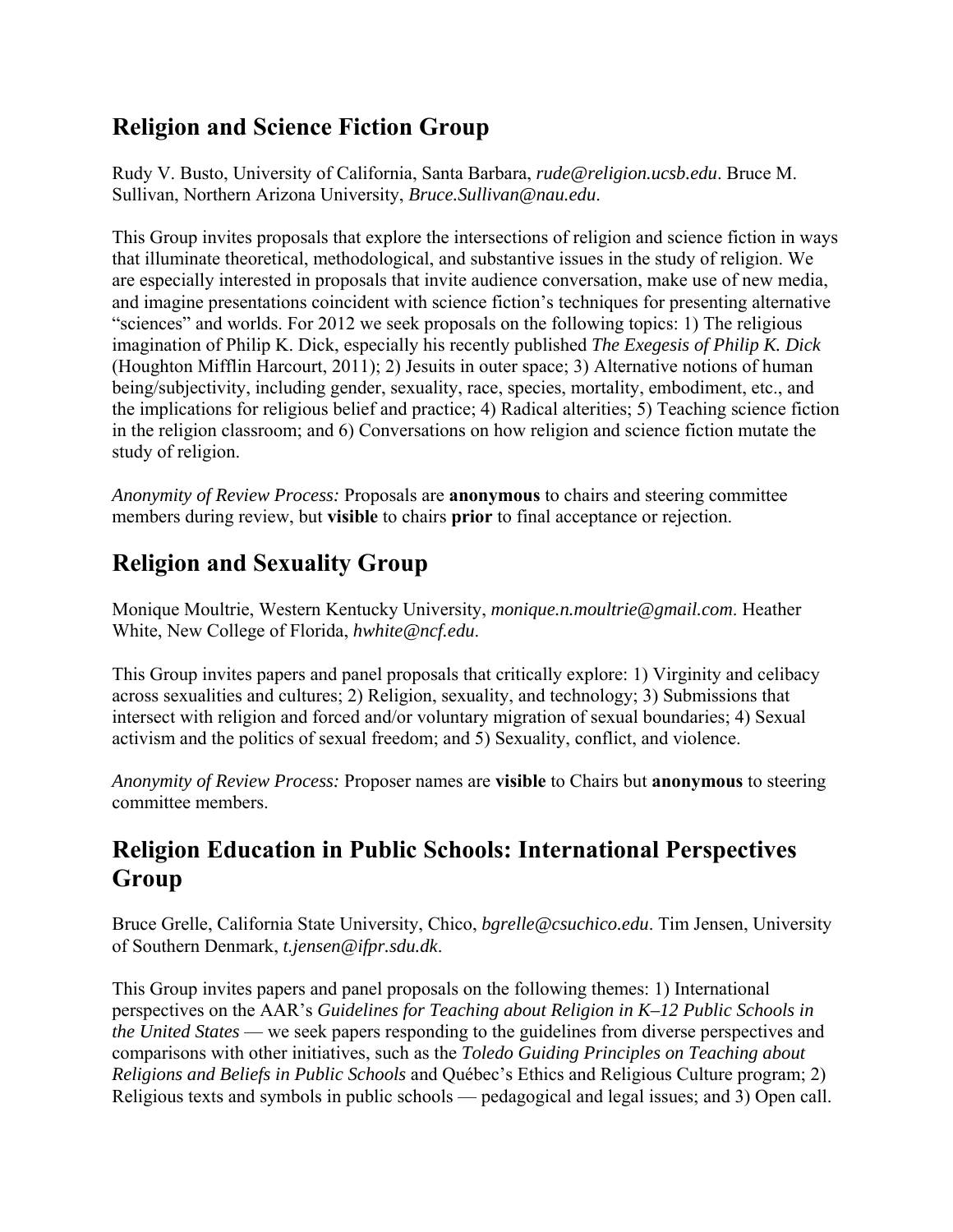## Religion and Science Fiction Group

Rudy V. Busto, University of California, Santa Barbara, *rude@religion.ucsb.edu*. Bruce M. Sullivan, Northern Arizona University, *Bruce.Sullivan@nau.edu*.

This Group invites proposals that explore the intersections of religion and science fiction in ways that illuminate theoretical, methodological, and substantive issues in the study of religion. We are especially interested in proposals that invite audience conversation, make use of new media, and imagine presentations coincident with science fiction's techniques for presenting alternative "sciences" and worlds. For 2012 we seek proposals on the following topics: 1) The religious imagination of Philip K. Dick, especially his recently published *The Exegesis of Philip K. Dick* (Houghton Mifflin Harcourt, 2011); 2) Jesuits in outer space; 3) Alternative notions of human being/subjectivity, including gender, sexuality, race, species, mortality, embodiment, etc., and the implications for religious belief and practice; 4) Radical alterities; 5) Teaching science fiction in the religion classroom; and 6) Conversations on how religion and science fiction mutate the study of religion.

*Anonymity of Review Process:* Proposals are **anonymous** to chairs and steering committee members during review, but **visible** to chairs **prior** to final acceptance or rejection.

## Religion and Sexuality Group

Monique Moultrie, Western Kentucky University, *monique.n.moultrie@gmail.com*. Heather White, New College of Florida, *hwhite@ncf.edu*.

This Group invites papers and panel proposals that critically explore: 1) Virginity and celibacy across sexualities and cultures; 2) Religion, sexuality, and technology; 3) Submissions that intersect with religion and forced and/or voluntary migration of sexual boundaries; 4) Sexual activism and the politics of sexual freedom; and 5) Sexuality, conflict, and violence.

*Anonymity of Review Process:* Proposer names are **visible** to Chairs but **anonymous** to steering committee members.

## Religion Education in Public Schools: International Perspectives Group

Bruce Grelle, California State University, Chico, *bgrelle@csuchico.edu*. Tim Jensen, University of Southern Denmark, *t.jensen@ifpr.sdu.dk*.

This Group invites papers and panel proposals on the following themes: 1) International perspectives on the AAR's *Guidelines for Teaching about Religion in K–12 Public Schools in the United States* — we seek papers responding to the guidelines from diverse perspectives and comparisons with other initiatives, such as the *Toledo Guiding Principles on Teaching about Religions and Beliefs in Public Schools* and Québec's Ethics and Religious Culture program; 2) Religious texts and symbols in public schools — pedagogical and legal issues; and 3) Open call.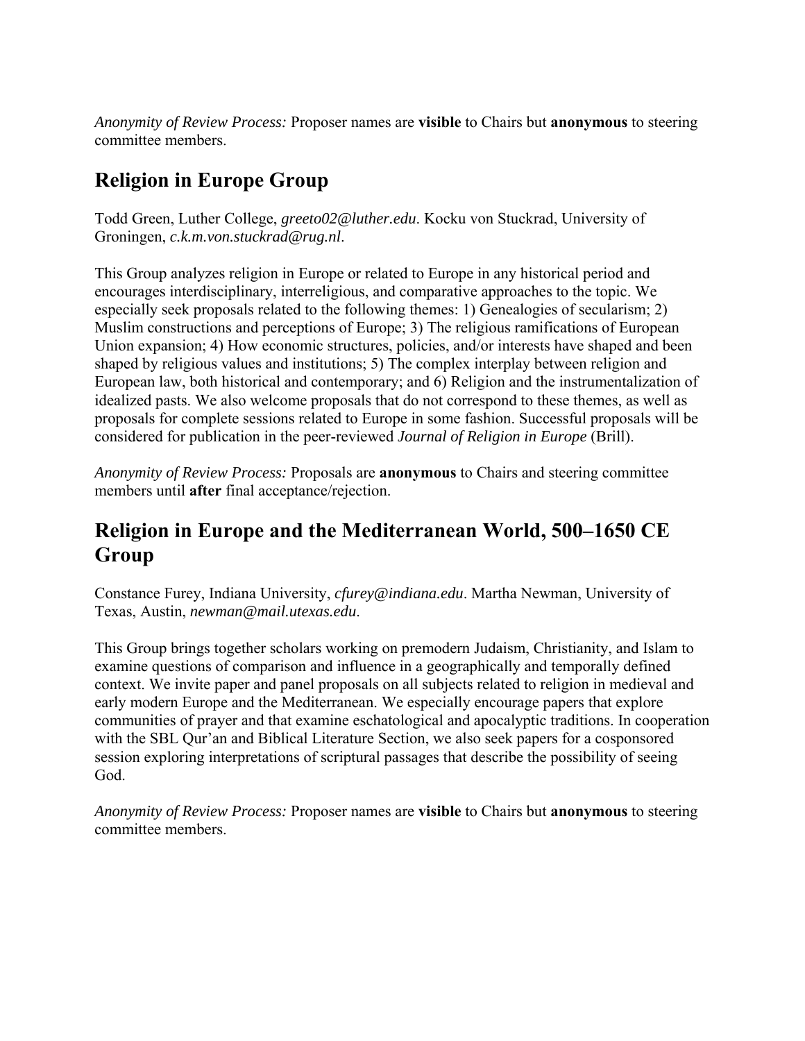*Anonymity of Review Process:* Proposer names are **visible** to Chairs but **anonymous** to steering committee members.

## Religion in Europe Group

Todd Green, Luther College, *greeto02@luther.edu*. Kocku von Stuckrad, University of Groningen, *c.k.m.von.stuckrad@rug.nl*.

This Group analyzes religion in Europe or related to Europe in any historical period and encourages interdisciplinary, interreligious, and comparative approaches to the topic. We especially seek proposals related to the following themes: 1) Genealogies of secularism; 2) Muslim constructions and perceptions of Europe; 3) The religious ramifications of European Union expansion; 4) How economic structures, policies, and/or interests have shaped and been shaped by religious values and institutions; 5) The complex interplay between religion and European law, both historical and contemporary; and 6) Religion and the instrumentalization of idealized pasts. We also welcome proposals that do not correspond to these themes, as well as proposals for complete sessions related to Europe in some fashion. Successful proposals will be considered for publication in the peer-reviewed *Journal of Religion in Europe* (Brill).

*Anonymity of Review Process:* Proposals are **anonymous** to Chairs and steering committee members until **after** final acceptance/rejection.

## Religion in Europe and the Mediterranean World, 500–1650 CE Group

Constance Furey, Indiana University, *cfurey@indiana.edu*. Martha Newman, University of Texas, Austin, *newman@mail.utexas.edu*.

This Group brings together scholars working on premodern Judaism, Christianity, and Islam to examine questions of comparison and influence in a geographically and temporally defined context. We invite paper and panel proposals on all subjects related to religion in medieval and early modern Europe and the Mediterranean. We especially encourage papers that explore communities of prayer and that examine eschatological and apocalyptic traditions. In cooperation with the SBL Qur'an and Biblical Literature Section, we also seek papers for a cosponsored session exploring interpretations of scriptural passages that describe the possibility of seeing God.

*Anonymity of Review Process:* Proposer names are **visible** to Chairs but **anonymous** to steering committee members.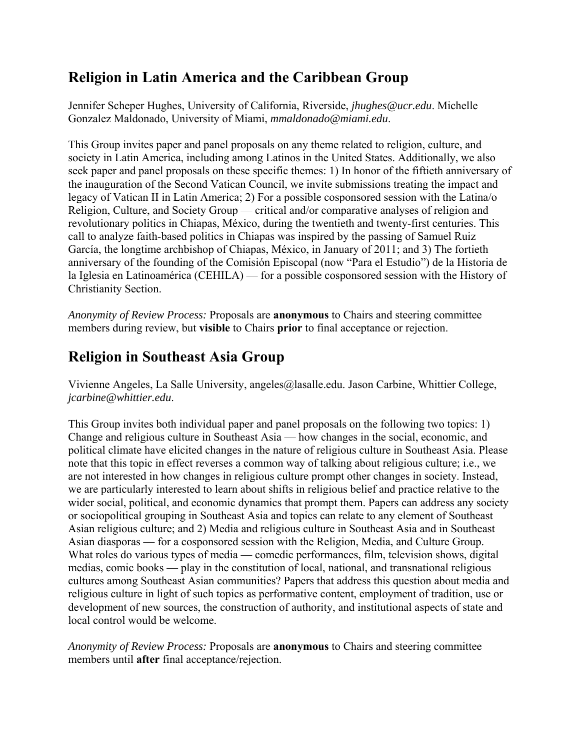## Religion in Latin America and the Caribbean Group

Jennifer Scheper Hughes, University of California, Riverside, *jhughes@ucr.edu*. Michelle Gonzalez Maldonado, University of Miami, *mmaldonado@miami.edu*.

This Group invites paper and panel proposals on any theme related to religion, culture, and society in Latin America, including among Latinos in the United States. Additionally, we also seek paper and panel proposals on these specific themes: 1) In honor of the fiftieth anniversary of the inauguration of the Second Vatican Council, we invite submissions treating the impact and legacy of Vatican II in Latin America; 2) For a possible cosponsored session with the Latina/o Religion, Culture, and Society Group — critical and/or comparative analyses of religion and revolutionary politics in Chiapas, México, during the twentieth and twenty-first centuries. This call to analyze faith-based politics in Chiapas was inspired by the passing of Samuel Ruiz García, the longtime archbishop of Chiapas, México, in January of 2011; and 3) The fortieth anniversary of the founding of the Comisión Episcopal (now "Para el Estudio") de la Historia de la Iglesia en Latinoamérica (CEHILA) — for a possible cosponsored session with the History of Christianity Section.

*Anonymity of Review Process:* Proposals are **anonymous** to Chairs and steering committee members during review, but **visible** to Chairs **prior** to final acceptance or rejection.

## Religion in Southeast Asia Group

Vivienne Angeles, La Salle University, angeles@lasalle.edu. Jason Carbine, Whittier College, *jcarbine@whittier.edu*.

This Group invites both individual paper and panel proposals on the following two topics: 1) Change and religious culture in Southeast Asia — how changes in the social, economic, and political climate have elicited changes in the nature of religious culture in Southeast Asia. Please note that this topic in effect reverses a common way of talking about religious culture; i.e., we are not interested in how changes in religious culture prompt other changes in society. Instead, we are particularly interested to learn about shifts in religious belief and practice relative to the wider social, political, and economic dynamics that prompt them. Papers can address any society or sociopolitical grouping in Southeast Asia and topics can relate to any element of Southeast Asian religious culture; and 2) Media and religious culture in Southeast Asia and in Southeast Asian diasporas — for a cosponsored session with the Religion, Media, and Culture Group. What roles do various types of media — comedic performances, film, television shows, digital medias, comic books — play in the constitution of local, national, and transnational religious cultures among Southeast Asian communities? Papers that address this question about media and religious culture in light of such topics as performative content, employment of tradition, use or development of new sources, the construction of authority, and institutional aspects of state and local control would be welcome.

*Anonymity of Review Process:* Proposals are **anonymous** to Chairs and steering committee members until **after** final acceptance/rejection.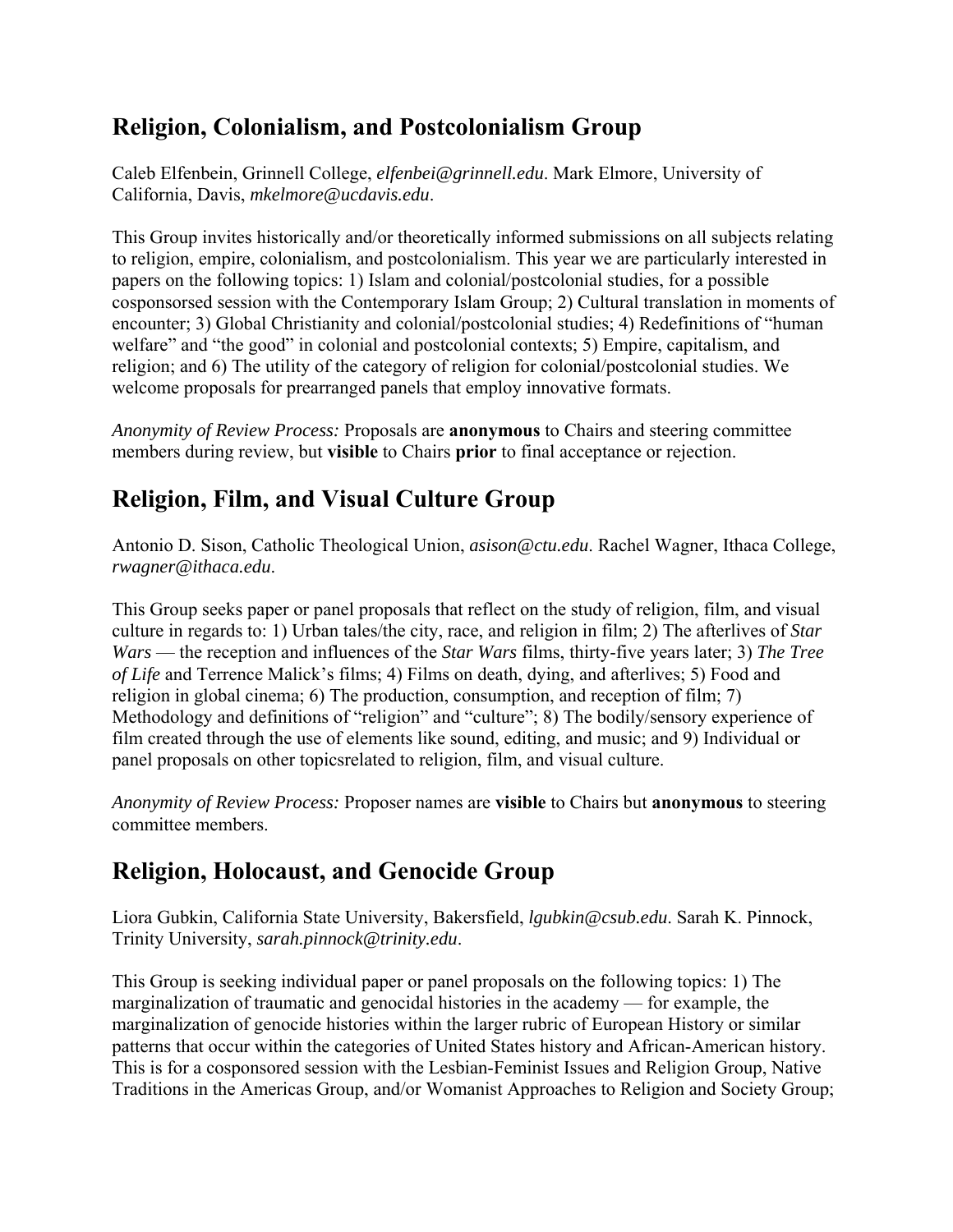## Religion, Colonialism, and Postcolonialism Group

Caleb Elfenbein, Grinnell College, *elfenbei@grinnell.edu*. Mark Elmore, University of California, Davis, *mkelmore@ucdavis.edu*.

This Group invites historically and/or theoretically informed submissions on all subjects relating to religion, empire, colonialism, and postcolonialism. This year we are particularly interested in papers on the following topics: 1) Islam and colonial/postcolonial studies, for a possible cosponsorsed session with the Contemporary Islam Group; 2) Cultural translation in moments of encounter; 3) Global Christianity and colonial/postcolonial studies; 4) Redefinitions of "human welfare" and "the good" in colonial and postcolonial contexts; 5) Empire, capitalism, and religion; and 6) The utility of the category of religion for colonial/postcolonial studies. We welcome proposals for prearranged panels that employ innovative formats.

*Anonymity of Review Process:* Proposals are **anonymous** to Chairs and steering committee members during review, but **visible** to Chairs **prior** to final acceptance or rejection.

## Religion, Film, and Visual Culture Group

Antonio D. Sison, Catholic Theological Union, *asison@ctu.edu*. Rachel Wagner, Ithaca College, *rwagner@ithaca.edu*.

This Group seeks paper or panel proposals that reflect on the study of religion, film, and visual culture in regards to: 1) Urban tales/the city, race, and religion in film; 2) The afterlives of *Star Wars* — the reception and influences of the *Star Wars* films, thirty-five years later; 3) *The Tree of Life* and Terrence Malick's films; 4) Films on death, dying, and afterlives; 5) Food and religion in global cinema; 6) The production, consumption, and reception of film; 7) Methodology and definitions of "religion" and "culture"; 8) The bodily/sensory experience of film created through the use of elements like sound, editing, and music; and 9) Individual or panel proposals on other topicsrelated to religion, film, and visual culture.

*Anonymity of Review Process:* Proposer names are **visible** to Chairs but **anonymous** to steering committee members.

## Religion, Holocaust, and Genocide Group

Liora Gubkin, California State University, Bakersfield, *lgubkin@csub.edu*. Sarah K. Pinnock, Trinity University, *sarah.pinnock@trinity.edu*.

This Group is seeking individual paper or panel proposals on the following topics: 1) The marginalization of traumatic and genocidal histories in the academy — for example, the marginalization of genocide histories within the larger rubric of European History or similar patterns that occur within the categories of United States history and African-American history. This is for a cosponsored session with the Lesbian-Feminist Issues and Religion Group, Native Traditions in the Americas Group, and/or Womanist Approaches to Religion and Society Group;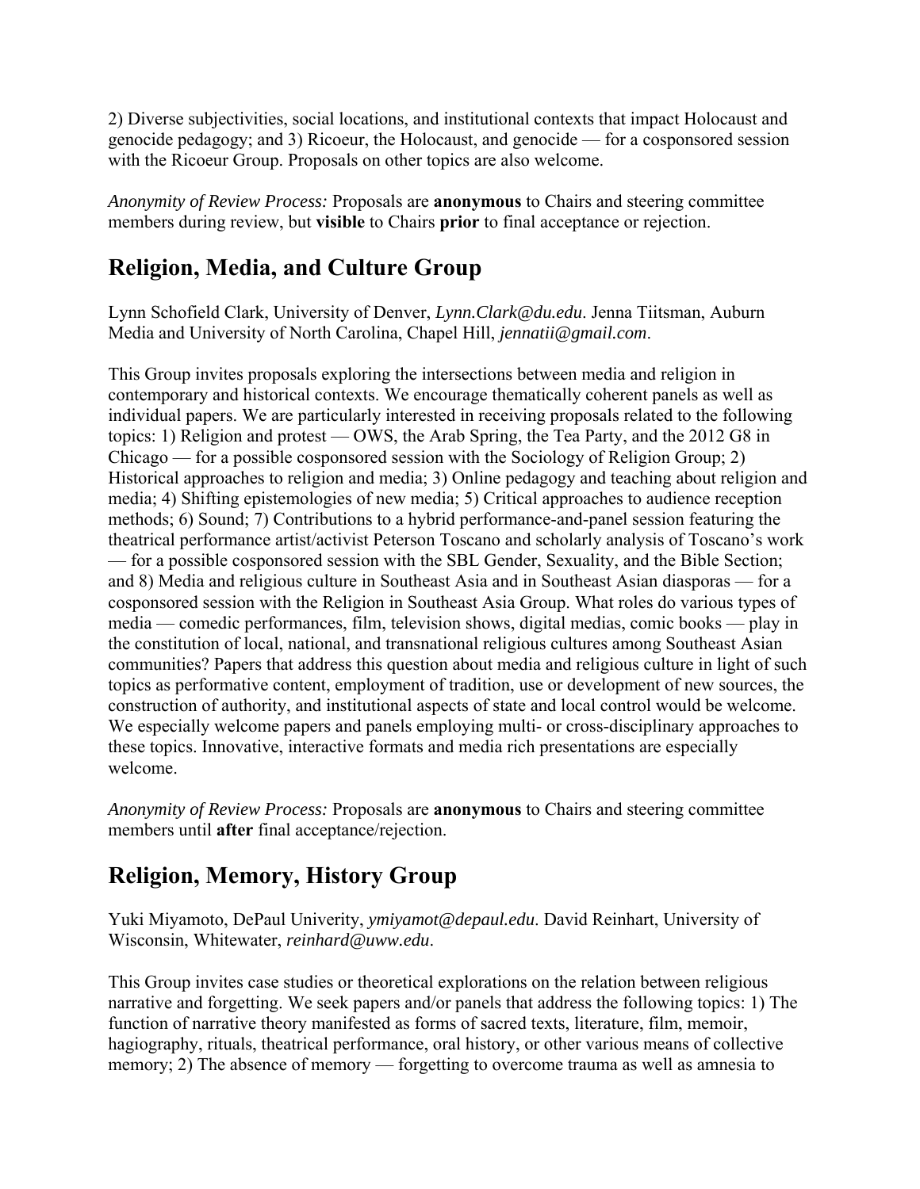2) Diverse subjectivities, social locations, and institutional contexts that impact Holocaust and genocide pedagogy; and 3) Ricoeur, the Holocaust, and genocide — for a cosponsored session with the Ricoeur Group. Proposals on other topics are also welcome.

*Anonymity of Review Process:* Proposals are **anonymous** to Chairs and steering committee members during review, but **visible** to Chairs **prior** to final acceptance or rejection.

## Religion, Media, and Culture Group

Lynn Schofield Clark, University of Denver, *Lynn.Clark@du.edu*. Jenna Tiitsman, Auburn Media and University of North Carolina, Chapel Hill, *jennatii@gmail.com*.

This Group invites proposals exploring the intersections between media and religion in contemporary and historical contexts. We encourage thematically coherent panels as well as individual papers. We are particularly interested in receiving proposals related to the following topics: 1) Religion and protest — OWS, the Arab Spring, the Tea Party, and the 2012 G8 in Chicago — for a possible cosponsored session with the Sociology of Religion Group; 2) Historical approaches to religion and media; 3) Online pedagogy and teaching about religion and media; 4) Shifting epistemologies of new media; 5) Critical approaches to audience reception methods; 6) Sound; 7) Contributions to a hybrid performance-and-panel session featuring the theatrical performance artist/activist Peterson Toscano and scholarly analysis of Toscano's work — for a possible cosponsored session with the SBL Gender, Sexuality, and the Bible Section; and 8) Media and religious culture in Southeast Asia and in Southeast Asian diasporas — for a cosponsored session with the Religion in Southeast Asia Group. What roles do various types of media — comedic performances, film, television shows, digital medias, comic books — play in the constitution of local, national, and transnational religious cultures among Southeast Asian communities? Papers that address this question about media and religious culture in light of such topics as performative content, employment of tradition, use or development of new sources, the construction of authority, and institutional aspects of state and local control would be welcome. We especially welcome papers and panels employing multi- or cross-disciplinary approaches to these topics. Innovative, interactive formats and media rich presentations are especially welcome.

*Anonymity of Review Process:* Proposals are **anonymous** to Chairs and steering committee members until **after** final acceptance/rejection.

## Religion, Memory, History Group

Yuki Miyamoto, DePaul Univerity, *ymiyamot@depaul.edu*. David Reinhart, University of Wisconsin, Whitewater, *reinhard@uww.edu*.

This Group invites case studies or theoretical explorations on the relation between religious narrative and forgetting. We seek papers and/or panels that address the following topics: 1) The function of narrative theory manifested as forms of sacred texts, literature, film, memoir, hagiography, rituals, theatrical performance, oral history, or other various means of collective memory; 2) The absence of memory — forgetting to overcome trauma as well as amnesia to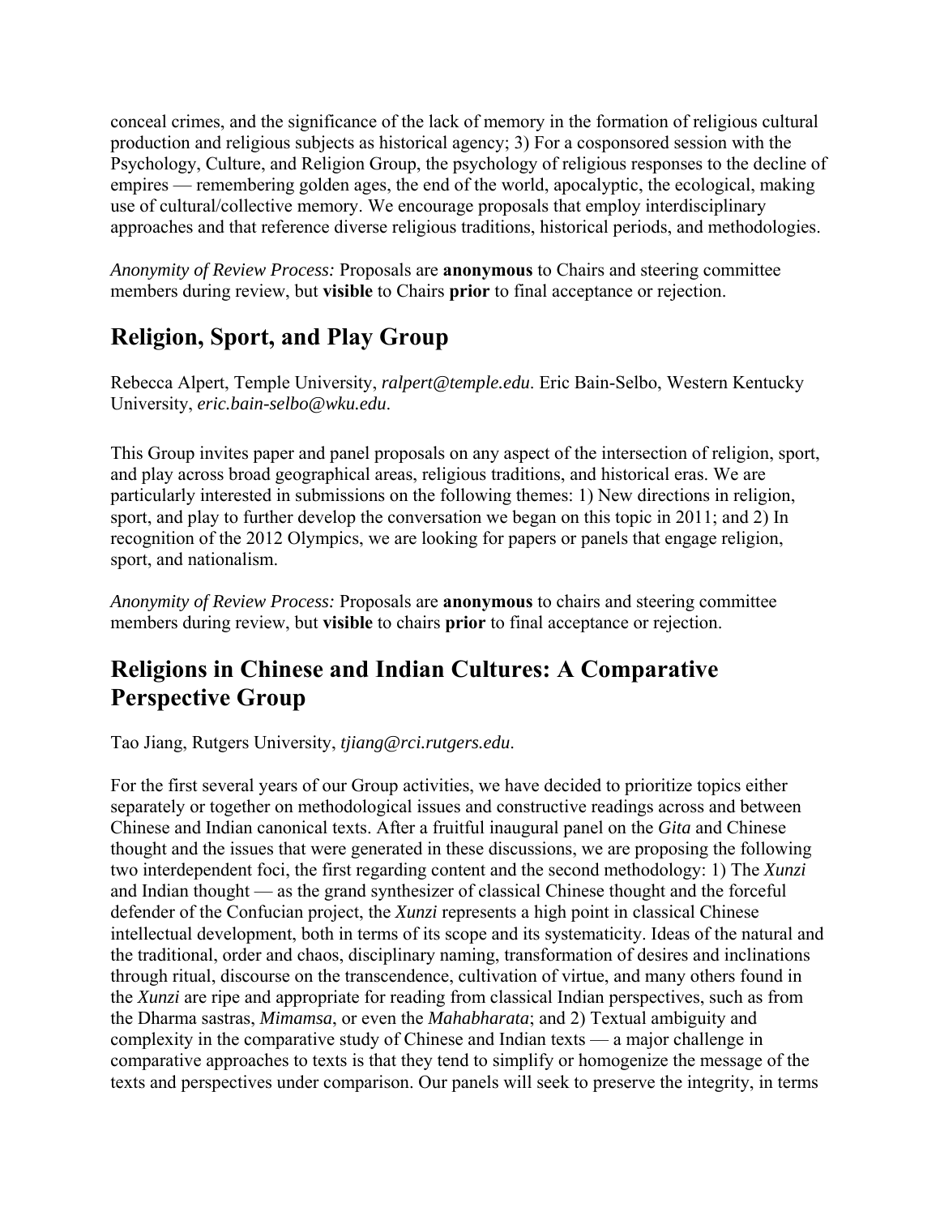conceal crimes, and the significance of the lack of memory in the formation of religious cultural production and religious subjects as historical agency; 3) For a cosponsored session with the Psychology, Culture, and Religion Group, the psychology of religious responses to the decline of empires — remembering golden ages, the end of the world, apocalyptic, the ecological, making use of cultural/collective memory. We encourage proposals that employ interdisciplinary approaches and that reference diverse religious traditions, historical periods, and methodologies.

*Anonymity of Review Process:* Proposals are **anonymous** to Chairs and steering committee members during review, but **visible** to Chairs **prior** to final acceptance or rejection.

## Religion, Sport, and Play Group

Rebecca Alpert, Temple University, *ralpert@temple.edu*. Eric Bain-Selbo, Western Kentucky University, *eric.bain-selbo@wku.edu*.

This Group invites paper and panel proposals on any aspect of the intersection of religion, sport, and play across broad geographical areas, religious traditions, and historical eras. We are particularly interested in submissions on the following themes: 1) New directions in religion, sport, and play to further develop the conversation we began on this topic in 2011; and 2) In recognition of the 2012 Olympics, we are looking for papers or panels that engage religion, sport, and nationalism.

*Anonymity of Review Process:* Proposals are **anonymous** to chairs and steering committee members during review, but **visible** to chairs **prior** to final acceptance or rejection.

## Religions in Chinese and Indian Cultures: A Comparative Perspective Group

Tao Jiang, Rutgers University, *tjiang@rci.rutgers.edu*.

For the first several years of our Group activities, we have decided to prioritize topics either separately or together on methodological issues and constructive readings across and between Chinese and Indian canonical texts. After a fruitful inaugural panel on the *Gita* and Chinese thought and the issues that were generated in these discussions, we are proposing the following two interdependent foci, the first regarding content and the second methodology: 1) The *Xunzi* and Indian thought — as the grand synthesizer of classical Chinese thought and the forceful defender of the Confucian project, the *Xunzi* represents a high point in classical Chinese intellectual development, both in terms of its scope and its systematicity. Ideas of the natural and the traditional, order and chaos, disciplinary naming, transformation of desires and inclinations through ritual, discourse on the transcendence, cultivation of virtue, and many others found in the *Xunzi* are ripe and appropriate for reading from classical Indian perspectives, such as from the Dharma sastras, *Mimamsa*, or even the *Mahabharata*; and 2) Textual ambiguity and complexity in the comparative study of Chinese and Indian texts — a major challenge in comparative approaches to texts is that they tend to simplify or homogenize the message of the texts and perspectives under comparison. Our panels will seek to preserve the integrity, in terms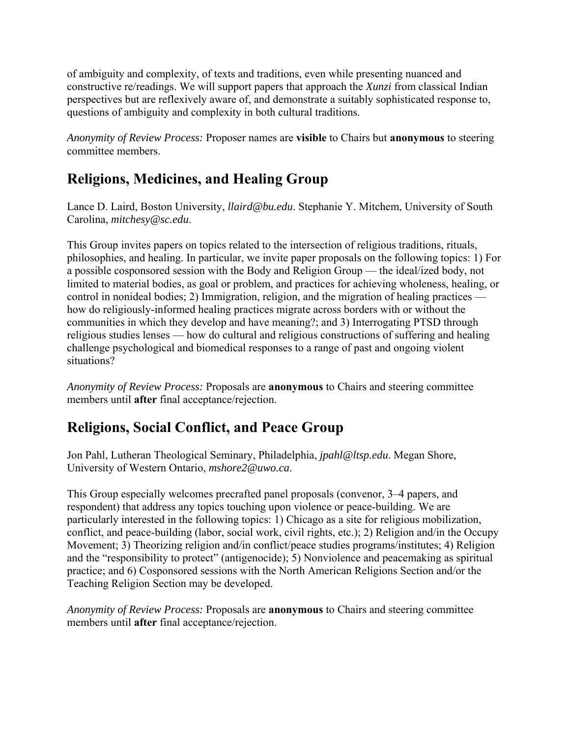of ambiguity and complexity, of texts and traditions, even while presenting nuanced and constructive re/readings. We will support papers that approach the *Xunzi* from classical Indian perspectives but are reflexively aware of, and demonstrate a suitably sophisticated response to, questions of ambiguity and complexity in both cultural traditions.

*Anonymity of Review Process:* Proposer names are **visible** to Chairs but **anonymous** to steering committee members.

## Religions, Medicines, and Healing Group

Lance D. Laird, Boston University, *llaird@bu.edu*. Stephanie Y. Mitchem, University of South Carolina, *mitchesy@sc.edu*.

This Group invites papers on topics related to the intersection of religious traditions, rituals, philosophies, and healing. In particular, we invite paper proposals on the following topics: 1) For a possible cosponsored session with the Body and Religion Group — the ideal/ized body, not limited to material bodies, as goal or problem, and practices for achieving wholeness, healing, or control in nonideal bodies; 2) Immigration, religion, and the migration of healing practices — how do religiously-informed healing practices migrate across borders with or without the communities in which they develop and have meaning?; and 3) Interrogating PTSD through religious studies lenses — how do cultural and religious constructions of suffering and healing challenge psychological and biomedical responses to a range of past and ongoing violent situations?

*Anonymity of Review Process:* Proposals are **anonymous** to Chairs and steering committee members until **after** final acceptance/rejection.

## Religions, Social Conflict, and Peace Group

Jon Pahl, Lutheran Theological Seminary, Philadelphia, *jpahl@ltsp.edu*. Megan Shore, University of Western Ontario, *mshore2@uwo.ca*.

This Group especially welcomes precrafted panel proposals (convenor, 3–4 papers, and respondent) that address any topics touching upon violence or peace-building. We are particularly interested in the following topics: 1) Chicago as a site for religious mobilization, conflict, and peace-building (labor, social work, civil rights, etc.); 2) Religion and/in the Occupy Movement; 3) Theorizing religion and/in conflict/peace studies programs/institutes; 4) Religion and the "responsibility to protect" (antigenocide); 5) Nonviolence and peacemaking as spiritual practice; and 6) Cosponsored sessions with the North American Religions Section and/or the Teaching Religion Section may be developed.

*Anonymity of Review Process:* Proposals are **anonymous** to Chairs and steering committee members until **after** final acceptance/rejection.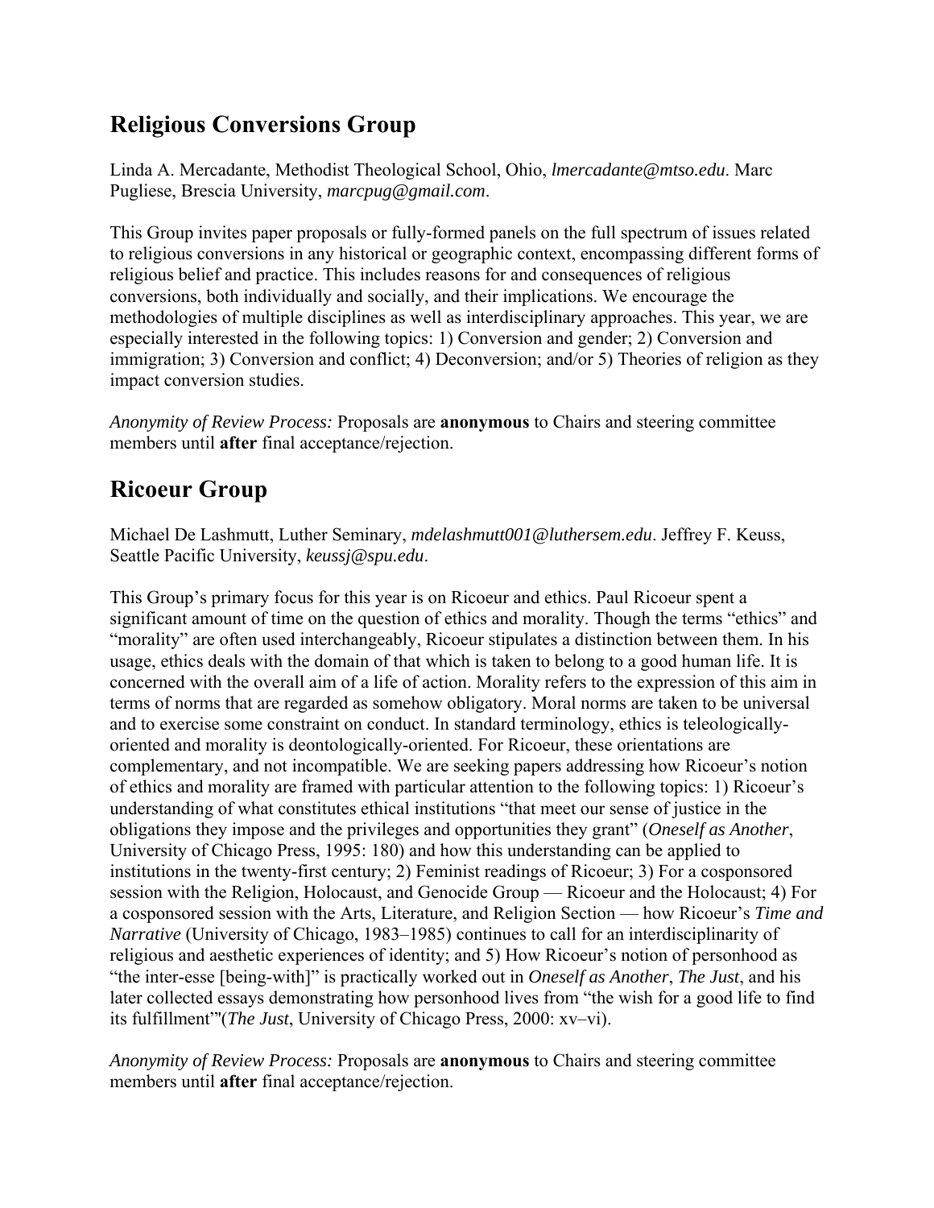## Religious Conversions Group

Linda A. Mercadante, Methodist Theological School, Ohio, *lmercadante@mtso.edu*. Marc Pugliese, Brescia University, *marcpug@gmail.com*.

This Group invites paper proposals or fully-formed panels on the full spectrum of issues related to religious conversions in any historical or geographic context, encompassing different forms of religious belief and practice. This includes reasons for and consequences of religious conversions, both individually and socially, and their implications. We encourage the methodologies of multiple disciplines as well as interdisciplinary approaches. This year, we are especially interested in the following topics: 1) Conversion and gender; 2) Conversion and immigration; 3) Conversion and conflict; 4) Deconversion; and/or 5) Theories of religion as they impact conversion studies.

*Anonymity of Review Process:* Proposals are **anonymous** to Chairs and steering committee members until **after** final acceptance/rejection.

## Ricoeur Group

Michael De Lashmutt, Luther Seminary, *mdelashmutt001@luthersem.edu*. Jeffrey F. Keuss, Seattle Pacific University, *keussj@spu.edu*.

This Group's primary focus for this year is on Ricoeur and ethics. Paul Ricoeur spent a significant amount of time on the question of ethics and morality. Though the terms "ethics" and "morality" are often used interchangeably, Ricoeur stipulates a distinction between them. In his usage, ethics deals with the domain of that which is taken to belong to a good human life. It is concerned with the overall aim of a life of action. Morality refers to the expression of this aim in terms of norms that are regarded as somehow obligatory. Moral norms are taken to be universal and to exercise some constraint on conduct. In standard terminology, ethics is teleologically-oriented and morality is deontologically-oriented. For Ricoeur, these orientations are complementary, and not incompatible. We are seeking papers addressing how Ricoeur's notion of ethics and morality are framed with particular attention to the following topics: 1) Ricoeur's understanding of what constitutes ethical institutions "that meet our sense of justice in the obligations they impose and the privileges and opportunities they grant" (*Oneself as Another*, University of Chicago Press, 1995: 180) and how this understanding can be applied to institutions in the twenty-first century; 2) Feminist readings of Ricoeur; 3) For a cosponsored session with the Religion, Holocaust, and Genocide Group — Ricoeur and the Holocaust; 4) For a cosponsored session with the Arts, Literature, and Religion Section — how Ricoeur's *Time and Narrative* (University of Chicago, 1983–1985) continues to call for an interdisciplinarity of religious and aesthetic experiences of identity; and 5) How Ricoeur's notion of personhood as "the inter-esse [being-with]" is practically worked out in *Oneself as Another*, *The Just*, and his later collected essays demonstrating how personhood lives from "the wish for a good life to find its fulfillment""(*The Just*, University of Chicago Press, 2000: xv–vi).

*Anonymity of Review Process:* Proposals are **anonymous** to Chairs and steering committee members until **after** final acceptance/rejection.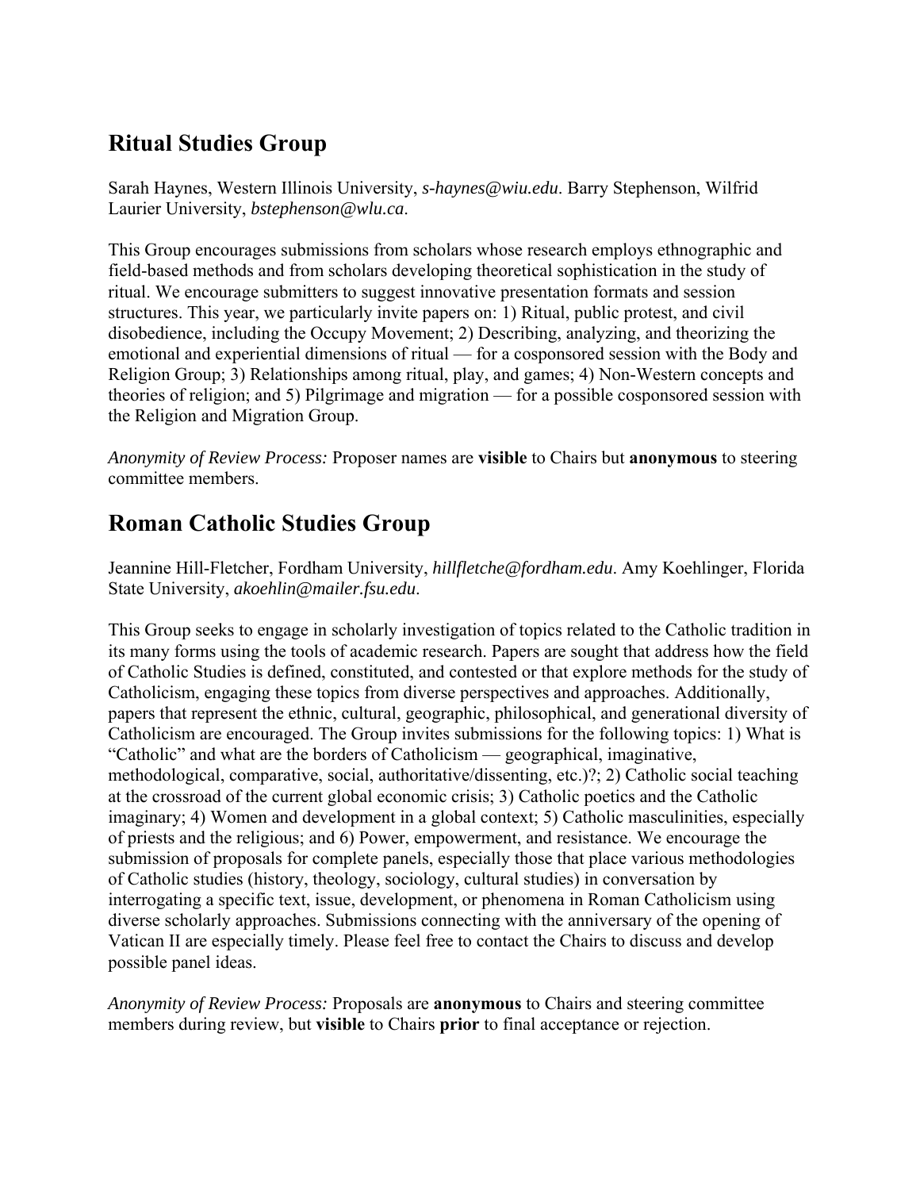## Ritual Studies Group

Sarah Haynes, Western Illinois University, *s-haynes@wiu.edu*. Barry Stephenson, Wilfrid Laurier University, *bstephenson@wlu.ca*.

This Group encourages submissions from scholars whose research employs ethnographic and field-based methods and from scholars developing theoretical sophistication in the study of ritual. We encourage submitters to suggest innovative presentation formats and session structures. This year, we particularly invite papers on: 1) Ritual, public protest, and civil disobedience, including the Occupy Movement; 2) Describing, analyzing, and theorizing the emotional and experiential dimensions of ritual — for a cosponsored session with the Body and Religion Group; 3) Relationships among ritual, play, and games; 4) Non-Western concepts and theories of religion; and 5) Pilgrimage and migration — for a possible cosponsored session with the Religion and Migration Group.

*Anonymity of Review Process:* Proposer names are **visible** to Chairs but **anonymous** to steering committee members.

## Roman Catholic Studies Group

Jeannine Hill-Fletcher, Fordham University, *hillfletche@fordham.edu*. Amy Koehlinger, Florida State University, *akoehlin@mailer.fsu.edu*.

This Group seeks to engage in scholarly investigation of topics related to the Catholic tradition in its many forms using the tools of academic research. Papers are sought that address how the field of Catholic Studies is defined, constituted, and contested or that explore methods for the study of Catholicism, engaging these topics from diverse perspectives and approaches. Additionally, papers that represent the ethnic, cultural, geographic, philosophical, and generational diversity of Catholicism are encouraged. The Group invites submissions for the following topics: 1) What is "Catholic" and what are the borders of Catholicism — geographical, imaginative, methodological, comparative, social, authoritative/dissenting, etc.)?; 2) Catholic social teaching at the crossroad of the current global economic crisis; 3) Catholic poetics and the Catholic imaginary; 4) Women and development in a global context; 5) Catholic masculinities, especially of priests and the religious; and 6) Power, empowerment, and resistance. We encourage the submission of proposals for complete panels, especially those that place various methodologies of Catholic studies (history, theology, sociology, cultural studies) in conversation by interrogating a specific text, issue, development, or phenomena in Roman Catholicism using diverse scholarly approaches. Submissions connecting with the anniversary of the opening of Vatican II are especially timely. Please feel free to contact the Chairs to discuss and develop possible panel ideas.

*Anonymity of Review Process:* Proposals are **anonymous** to Chairs and steering committee members during review, but **visible** to Chairs **prior** to final acceptance or rejection.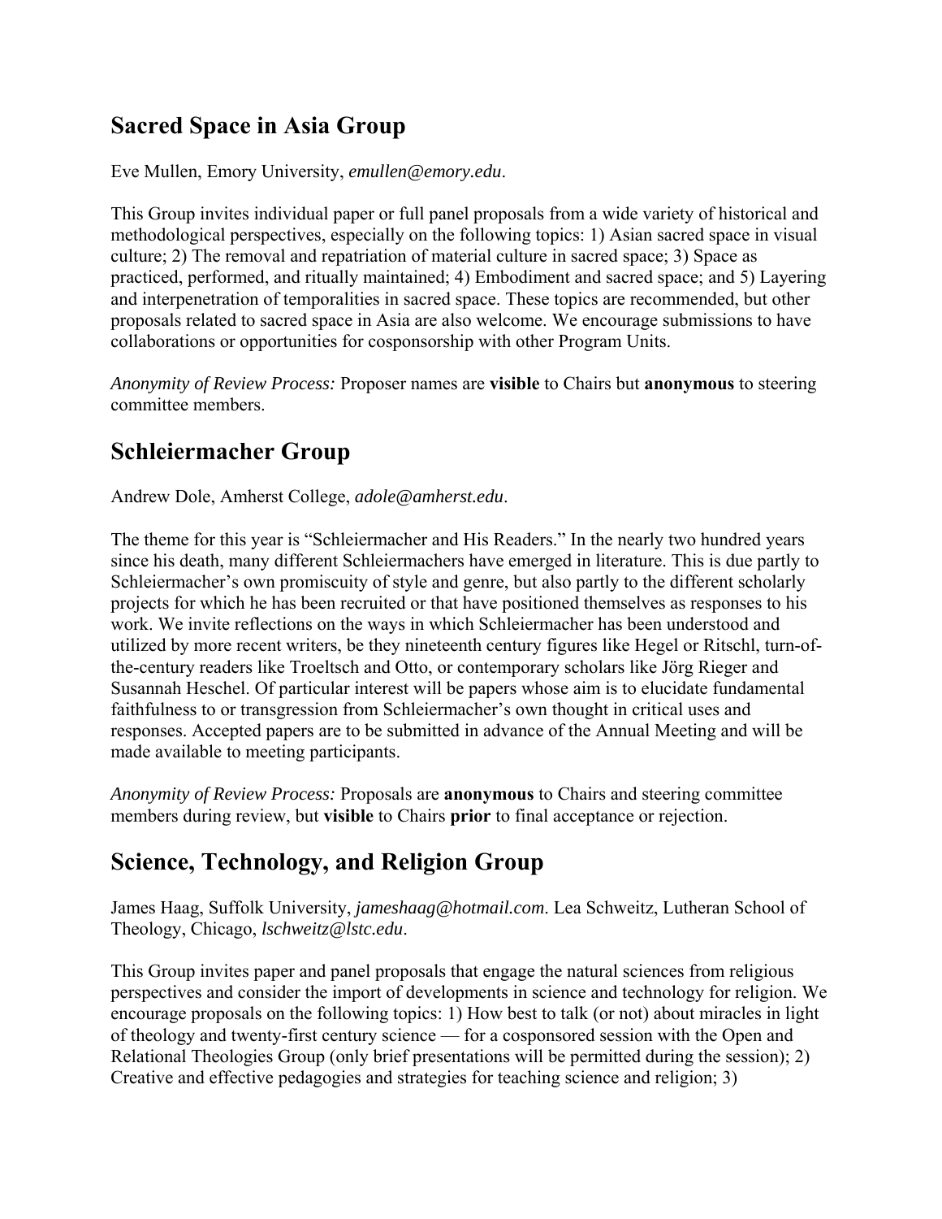## Sacred Space in Asia Group

Eve Mullen, Emory University, *emullen@emory.edu*.

This Group invites individual paper or full panel proposals from a wide variety of historical and methodological perspectives, especially on the following topics: 1) Asian sacred space in visual culture; 2) The removal and repatriation of material culture in sacred space; 3) Space as practiced, performed, and ritually maintained; 4) Embodiment and sacred space; and 5) Layering and interpenetration of temporalities in sacred space. These topics are recommended, but other proposals related to sacred space in Asia are also welcome. We encourage submissions to have collaborations or opportunities for cosponsorship with other Program Units.

*Anonymity of Review Process:* Proposer names are **visible** to Chairs but **anonymous** to steering committee members.

## Schleiermacher Group

Andrew Dole, Amherst College, *adole@amherst.edu*.

The theme for this year is "Schleiermacher and His Readers." In the nearly two hundred years since his death, many different Schleiermachers have emerged in literature. This is due partly to Schleiermacher's own promiscuity of style and genre, but also partly to the different scholarly projects for which he has been recruited or that have positioned themselves as responses to his work. We invite reflections on the ways in which Schleiermacher has been understood and utilized by more recent writers, be they nineteenth century figures like Hegel or Ritschl, turn-of-the-century readers like Troeltsch and Otto, or contemporary scholars like Jörg Rieger and Susannah Heschel. Of particular interest will be papers whose aim is to elucidate fundamental faithfulness to or transgression from Schleiermacher's own thought in critical uses and responses. Accepted papers are to be submitted in advance of the Annual Meeting and will be made available to meeting participants.

*Anonymity of Review Process:* Proposals are **anonymous** to Chairs and steering committee members during review, but **visible** to Chairs **prior** to final acceptance or rejection.

## Science, Technology, and Religion Group

James Haag, Suffolk University, *jameshaag@hotmail.com*. Lea Schweitz, Lutheran School of Theology, Chicago, *lschweitz@lstc.edu*.

This Group invites paper and panel proposals that engage the natural sciences from religious perspectives and consider the import of developments in science and technology for religion. We encourage proposals on the following topics: 1) How best to talk (or not) about miracles in light of theology and twenty-first century science — for a cosponsored session with the Open and Relational Theologies Group (only brief presentations will be permitted during the session); 2) Creative and effective pedagogies and strategies for teaching science and religion; 3)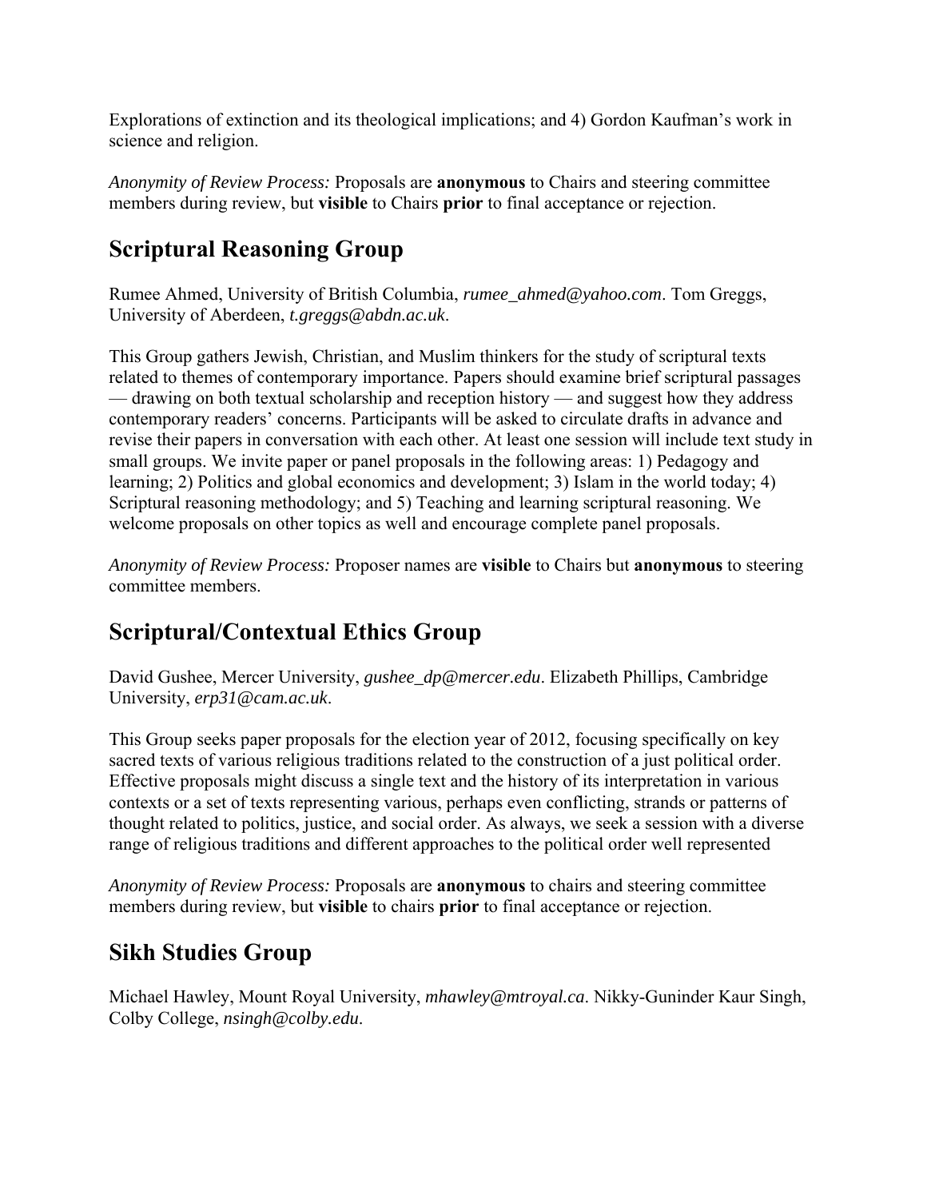Explorations of extinction and its theological implications; and 4) Gordon Kaufman's work in science and religion.

*Anonymity of Review Process:* Proposals are **anonymous** to Chairs and steering committee members during review, but **visible** to Chairs **prior** to final acceptance or rejection.

## Scriptural Reasoning Group

Rumee Ahmed, University of British Columbia, *rumee_ahmed@yahoo.com*. Tom Greggs, University of Aberdeen, *t.greggs@abdn.ac.uk*.

This Group gathers Jewish, Christian, and Muslim thinkers for the study of scriptural texts related to themes of contemporary importance. Papers should examine brief scriptural passages — drawing on both textual scholarship and reception history — and suggest how they address contemporary readers' concerns. Participants will be asked to circulate drafts in advance and revise their papers in conversation with each other. At least one session will include text study in small groups. We invite paper or panel proposals in the following areas: 1) Pedagogy and learning; 2) Politics and global economics and development; 3) Islam in the world today; 4) Scriptural reasoning methodology; and 5) Teaching and learning scriptural reasoning. We welcome proposals on other topics as well and encourage complete panel proposals.

*Anonymity of Review Process:* Proposer names are **visible** to Chairs but **anonymous** to steering committee members.

## Scriptural/Contextual Ethics Group

David Gushee, Mercer University, *gushee_dp@mercer.edu*. Elizabeth Phillips, Cambridge University, *erp31@cam.ac.uk*.

This Group seeks paper proposals for the election year of 2012, focusing specifically on key sacred texts of various religious traditions related to the construction of a just political order. Effective proposals might discuss a single text and the history of its interpretation in various contexts or a set of texts representing various, perhaps even conflicting, strands or patterns of thought related to politics, justice, and social order. As always, we seek a session with a diverse range of religious traditions and different approaches to the political order well represented

*Anonymity of Review Process:* Proposals are **anonymous** to chairs and steering committee members during review, but **visible** to chairs **prior** to final acceptance or rejection.

## Sikh Studies Group

Michael Hawley, Mount Royal University, *mhawley@mtroyal.ca*. Nikky-Guninder Kaur Singh, Colby College, *nsingh@colby.edu*.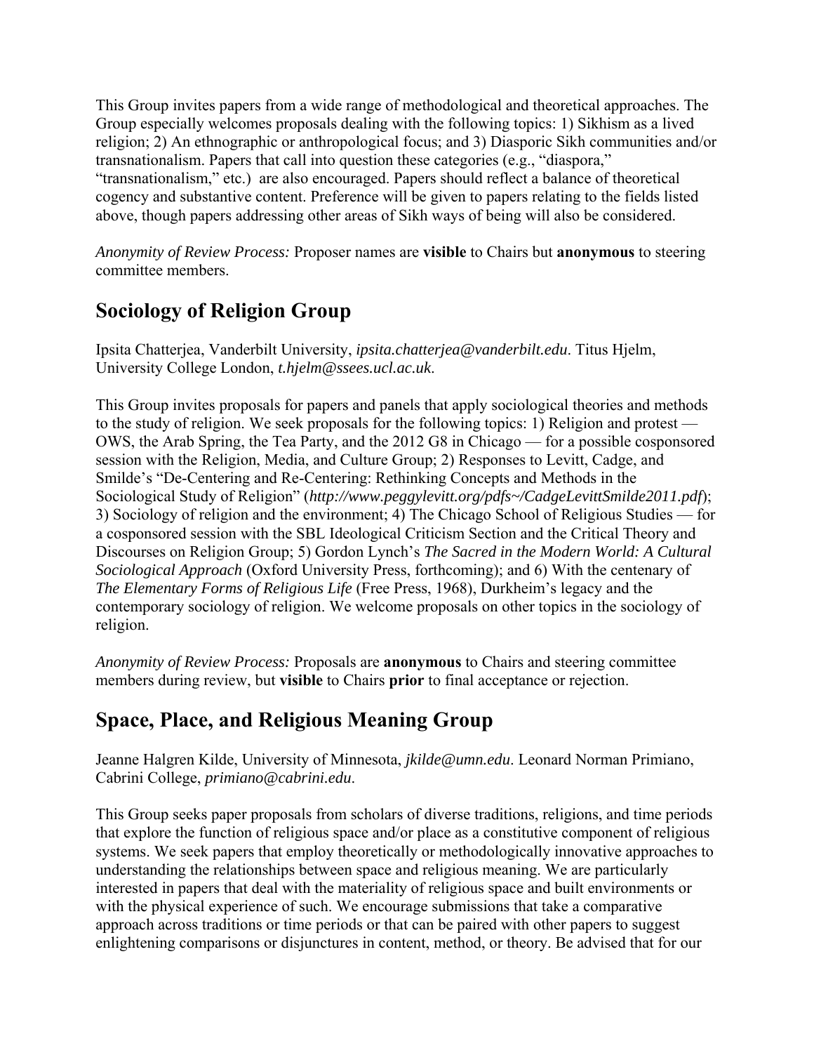This Group invites papers from a wide range of methodological and theoretical approaches. The Group especially welcomes proposals dealing with the following topics: 1) Sikhism as a lived religion; 2) An ethnographic or anthropological focus; and 3) Diasporic Sikh communities and/or transnationalism. Papers that call into question these categories (e.g., "diaspora," "transnationalism," etc.) are also encouraged. Papers should reflect a balance of theoretical cogency and substantive content. Preference will be given to papers relating to the fields listed above, though papers addressing other areas of Sikh ways of being will also be considered.

*Anonymity of Review Process:* Proposer names are **visible** to Chairs but **anonymous** to steering committee members.

## Sociology of Religion Group

Ipsita Chatterjea, Vanderbilt University, *ipsita.chatterjea@vanderbilt.edu*. Titus Hjelm, University College London, *t.hjelm@ssees.ucl.ac.uk*.

This Group invites proposals for papers and panels that apply sociological theories and methods to the study of religion. We seek proposals for the following topics: 1) Religion and protest — OWS, the Arab Spring, the Tea Party, and the 2012 G8 in Chicago — for a possible cosponsored session with the Religion, Media, and Culture Group; 2) Responses to Levitt, Cadge, and Smilde's "De-Centering and Re-Centering: Rethinking Concepts and Methods in the Sociological Study of Religion" (*http://www.peggylevitt.org/pdfs~/CadgeLevittSmilde2011.pdf*); 3) Sociology of religion and the environment; 4) The Chicago School of Religious Studies — for a cosponsored session with the SBL Ideological Criticism Section and the Critical Theory and Discourses on Religion Group; 5) Gordon Lynch's *The Sacred in the Modern World: A Cultural Sociological Approach* (Oxford University Press, forthcoming); and 6) With the centenary of *The Elementary Forms of Religious Life* (Free Press, 1968), Durkheim's legacy and the contemporary sociology of religion. We welcome proposals on other topics in the sociology of religion.

*Anonymity of Review Process:* Proposals are **anonymous** to Chairs and steering committee members during review, but **visible** to Chairs **prior** to final acceptance or rejection.

## Space, Place, and Religious Meaning Group

Jeanne Halgren Kilde, University of Minnesota, *jkilde@umn.edu*. Leonard Norman Primiano, Cabrini College, *primiano@cabrini.edu*.

This Group seeks paper proposals from scholars of diverse traditions, religions, and time periods that explore the function of religious space and/or place as a constitutive component of religious systems. We seek papers that employ theoretically or methodologically innovative approaches to understanding the relationships between space and religious meaning. We are particularly interested in papers that deal with the materiality of religious space and built environments or with the physical experience of such. We encourage submissions that take a comparative approach across traditions or time periods or that can be paired with other papers to suggest enlightening comparisons or disjunctures in content, method, or theory. Be advised that for our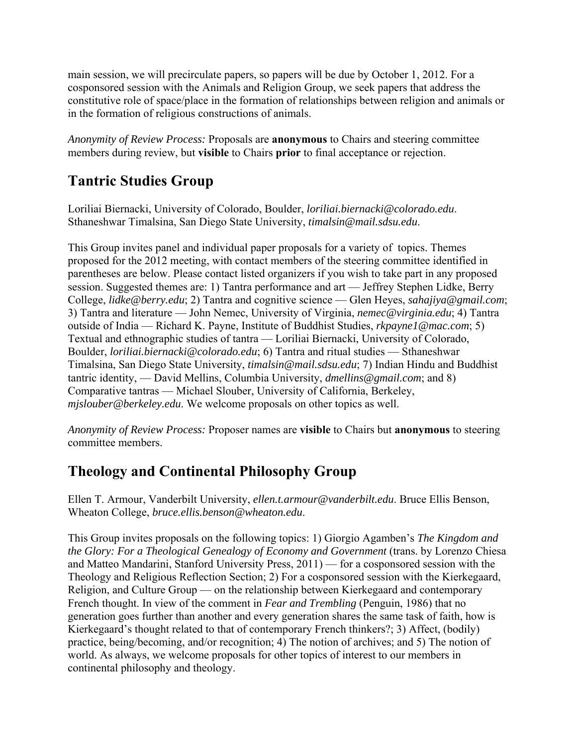main session, we will precirculate papers, so papers will be due by October 1, 2012. For a cosponsored session with the Animals and Religion Group, we seek papers that address the constitutive role of space/place in the formation of relationships between religion and animals or in the formation of religious constructions of animals.

*Anonymity of Review Process:* Proposals are **anonymous** to Chairs and steering committee members during review, but **visible** to Chairs **prior** to final acceptance or rejection.

## Tantric Studies Group

Loriliai Biernacki, University of Colorado, Boulder, *loriliai.biernacki@colorado.edu*. Sthaneshwar Timalsina, San Diego State University, *timalsin@mail.sdsu.edu*.

This Group invites panel and individual paper proposals for a variety of topics. Themes proposed for the 2012 meeting, with contact members of the steering committee identified in parentheses are below. Please contact listed organizers if you wish to take part in any proposed session. Suggested themes are: 1) Tantra performance and art — Jeffrey Stephen Lidke, Berry College, *lidke@berry.edu*; 2) Tantra and cognitive science — Glen Heyes, *sahajiya@gmail.com*; 3) Tantra and literature — John Nemec, University of Virginia, *nemec@virginia.edu*; 4) Tantra outside of India — Richard K. Payne, Institute of Buddhist Studies, *rkpayne1@mac.com*; 5) Textual and ethnographic studies of tantra — Loriliai Biernacki, University of Colorado, Boulder, *loriliai.biernacki@colorado.edu*; 6) Tantra and ritual studies — Sthaneshwar Timalsina, San Diego State University, *timalsin@mail.sdsu.edu*; 7) Indian Hindu and Buddhist tantric identity, — David Mellins, Columbia University, *dmellins@gmail.com*; and 8) Comparative tantras — Michael Slouber, University of California, Berkeley, *mjslouber@berkeley.edu*. We welcome proposals on other topics as well.

*Anonymity of Review Process:* Proposer names are **visible** to Chairs but **anonymous** to steering committee members.

## Theology and Continental Philosophy Group

Ellen T. Armour, Vanderbilt University, *ellen.t.armour@vanderbilt.edu*. Bruce Ellis Benson, Wheaton College, *bruce.ellis.benson@wheaton.edu*.

This Group invites proposals on the following topics: 1) Giorgio Agamben's *The Kingdom and the Glory: For a Theological Genealogy of Economy and Government* (trans. by Lorenzo Chiesa and Matteo Mandarini, Stanford University Press, 2011) — for a cosponsored session with the Theology and Religious Reflection Section; 2) For a cosponsored session with the Kierkegaard, Religion, and Culture Group — on the relationship between Kierkegaard and contemporary French thought. In view of the comment in *Fear and Trembling* (Penguin, 1986) that no generation goes further than another and every generation shares the same task of faith, how is Kierkegaard's thought related to that of contemporary French thinkers?; 3) Affect, (bodily) practice, being/becoming, and/or recognition; 4) The notion of archives; and 5) The notion of world. As always, we welcome proposals for other topics of interest to our members in continental philosophy and theology.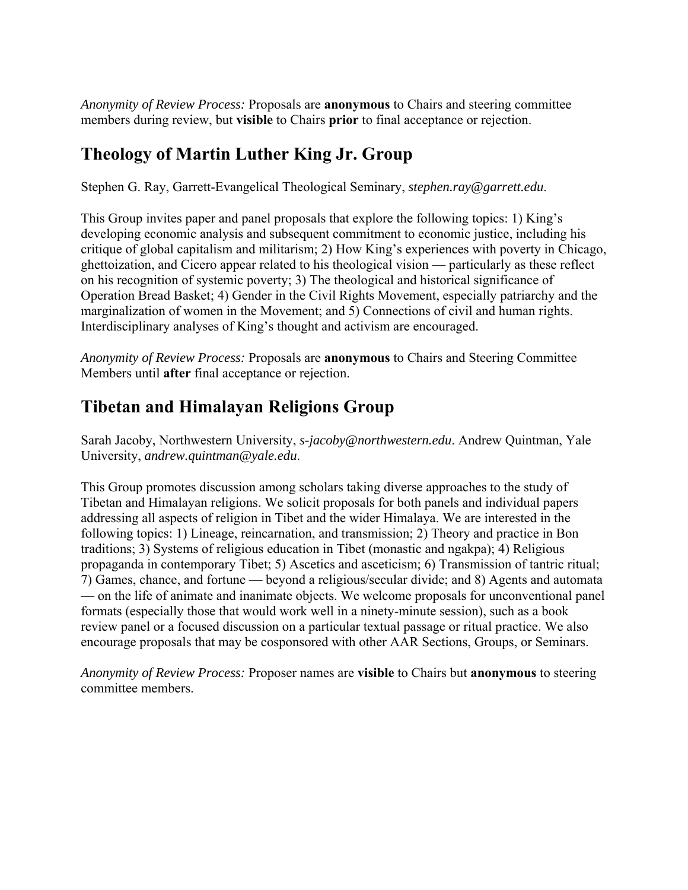*Anonymity of Review Process:* Proposals are **anonymous** to Chairs and steering committee members during review, but **visible** to Chairs **prior** to final acceptance or rejection.

## Theology of Martin Luther King Jr. Group

Stephen G. Ray, Garrett-Evangelical Theological Seminary, *stephen.ray@garrett.edu*.

This Group invites paper and panel proposals that explore the following topics: 1) King's developing economic analysis and subsequent commitment to economic justice, including his critique of global capitalism and militarism; 2) How King's experiences with poverty in Chicago, ghettoization, and Cicero appear related to his theological vision — particularly as these reflect on his recognition of systemic poverty; 3) The theological and historical significance of Operation Bread Basket; 4) Gender in the Civil Rights Movement, especially patriarchy and the marginalization of women in the Movement; and 5) Connections of civil and human rights. Interdisciplinary analyses of King's thought and activism are encouraged.

*Anonymity of Review Process:* Proposals are **anonymous** to Chairs and Steering Committee Members until **after** final acceptance or rejection.

## Tibetan and Himalayan Religions Group

Sarah Jacoby, Northwestern University, *s-jacoby@northwestern.edu*. Andrew Quintman, Yale University, *andrew.quintman@yale.edu*.

This Group promotes discussion among scholars taking diverse approaches to the study of Tibetan and Himalayan religions. We solicit proposals for both panels and individual papers addressing all aspects of religion in Tibet and the wider Himalaya. We are interested in the following topics: 1) Lineage, reincarnation, and transmission; 2) Theory and practice in Bon traditions; 3) Systems of religious education in Tibet (monastic and ngakpa); 4) Religious propaganda in contemporary Tibet; 5) Ascetics and asceticism; 6) Transmission of tantric ritual; 7) Games, chance, and fortune — beyond a religious/secular divide; and 8) Agents and automata — on the life of animate and inanimate objects. We welcome proposals for unconventional panel formats (especially those that would work well in a ninety-minute session), such as a book review panel or a focused discussion on a particular textual passage or ritual practice. We also encourage proposals that may be cosponsored with other AAR Sections, Groups, or Seminars.

*Anonymity of Review Process:* Proposer names are **visible** to Chairs but **anonymous** to steering committee members.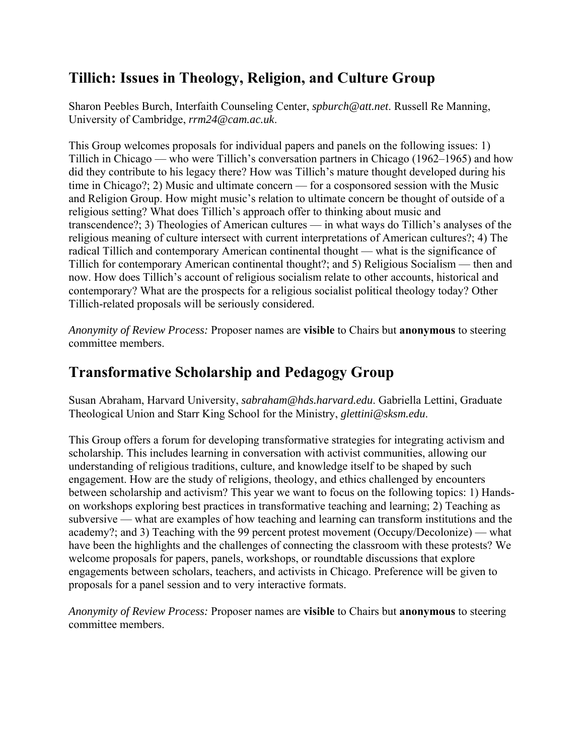## Tillich: Issues in Theology, Religion, and Culture Group

Sharon Peebles Burch, Interfaith Counseling Center, *spburch@att.net*. Russell Re Manning, University of Cambridge, *rrm24@cam.ac.uk*.

This Group welcomes proposals for individual papers and panels on the following issues: 1) Tillich in Chicago — who were Tillich's conversation partners in Chicago (1962–1965) and how did they contribute to his legacy there? How was Tillich's mature thought developed during his time in Chicago?; 2) Music and ultimate concern — for a cosponsored session with the Music and Religion Group. How might music's relation to ultimate concern be thought of outside of a religious setting? What does Tillich's approach offer to thinking about music and transcendence?; 3) Theologies of American cultures — in what ways do Tillich's analyses of the religious meaning of culture intersect with current interpretations of American cultures?; 4) The radical Tillich and contemporary American continental thought — what is the significance of Tillich for contemporary American continental thought?; and 5) Religious Socialism — then and now. How does Tillich's account of religious socialism relate to other accounts, historical and contemporary? What are the prospects for a religious socialist political theology today? Other Tillich-related proposals will be seriously considered.

*Anonymity of Review Process:* Proposer names are **visible** to Chairs but **anonymous** to steering committee members.

## Transformative Scholarship and Pedagogy Group

Susan Abraham, Harvard University, *sabraham@hds.harvard.edu*. Gabriella Lettini, Graduate Theological Union and Starr King School for the Ministry, *glettini@sksm.edu*.

This Group offers a forum for developing transformative strategies for integrating activism and scholarship. This includes learning in conversation with activist communities, allowing our understanding of religious traditions, culture, and knowledge itself to be shaped by such engagement. How are the study of religions, theology, and ethics challenged by encounters between scholarship and activism? This year we want to focus on the following topics: 1) Hands-on workshops exploring best practices in transformative teaching and learning; 2) Teaching as subversive — what are examples of how teaching and learning can transform institutions and the academy?; and 3) Teaching with the 99 percent protest movement (Occupy/Decolonize) — what have been the highlights and the challenges of connecting the classroom with these protests? We welcome proposals for papers, panels, workshops, or roundtable discussions that explore engagements between scholars, teachers, and activists in Chicago. Preference will be given to proposals for a panel session and to very interactive formats.

*Anonymity of Review Process:* Proposer names are **visible** to Chairs but **anonymous** to steering committee members.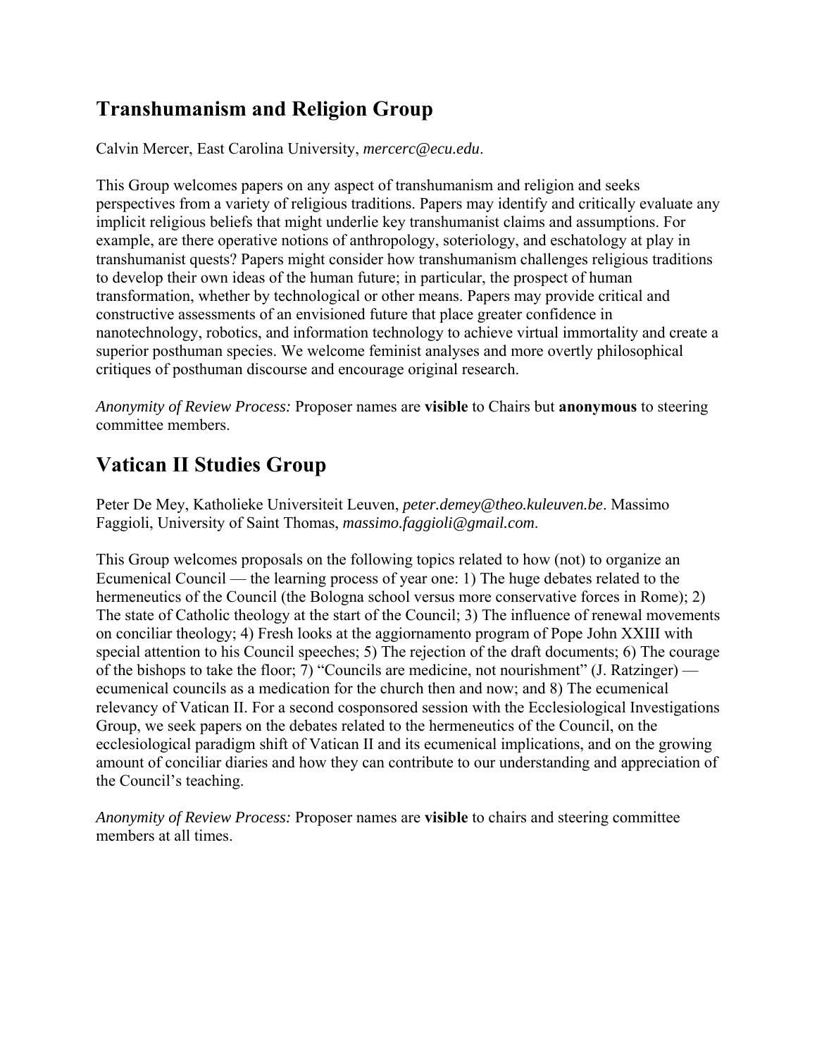## Transhumanism and Religion Group

Calvin Mercer, East Carolina University, *mercerc@ecu.edu*.

This Group welcomes papers on any aspect of transhumanism and religion and seeks perspectives from a variety of religious traditions. Papers may identify and critically evaluate any implicit religious beliefs that might underlie key transhumanist claims and assumptions. For example, are there operative notions of anthropology, soteriology, and eschatology at play in transhumanist quests? Papers might consider how transhumanism challenges religious traditions to develop their own ideas of the human future; in particular, the prospect of human transformation, whether by technological or other means. Papers may provide critical and constructive assessments of an envisioned future that place greater confidence in nanotechnology, robotics, and information technology to achieve virtual immortality and create a superior posthuman species. We welcome feminist analyses and more overtly philosophical critiques of posthuman discourse and encourage original research.

*Anonymity of Review Process:* Proposer names are **visible** to Chairs but **anonymous** to steering committee members.

## Vatican II Studies Group

Peter De Mey, Katholieke Universiteit Leuven, *peter.demey@theo.kuleuven.be*. Massimo Faggioli, University of Saint Thomas, *massimo.faggioli@gmail.com*.

This Group welcomes proposals on the following topics related to how (not) to organize an Ecumenical Council — the learning process of year one: 1) The huge debates related to the hermeneutics of the Council (the Bologna school versus more conservative forces in Rome); 2) The state of Catholic theology at the start of the Council; 3) The influence of renewal movements on conciliar theology; 4) Fresh looks at the aggiornamento program of Pope John XXIII with special attention to his Council speeches; 5) The rejection of the draft documents; 6) The courage of the bishops to take the floor; 7) "Councils are medicine, not nourishment" (J. Ratzinger) — ecumenical councils as a medication for the church then and now; and 8) The ecumenical relevancy of Vatican II. For a second cosponsored session with the Ecclesiological Investigations Group, we seek papers on the debates related to the hermeneutics of the Council, on the ecclesiological paradigm shift of Vatican II and its ecumenical implications, and on the growing amount of conciliar diaries and how they can contribute to our understanding and appreciation of the Council's teaching.

*Anonymity of Review Process:* Proposer names are **visible** to chairs and steering committee members at all times.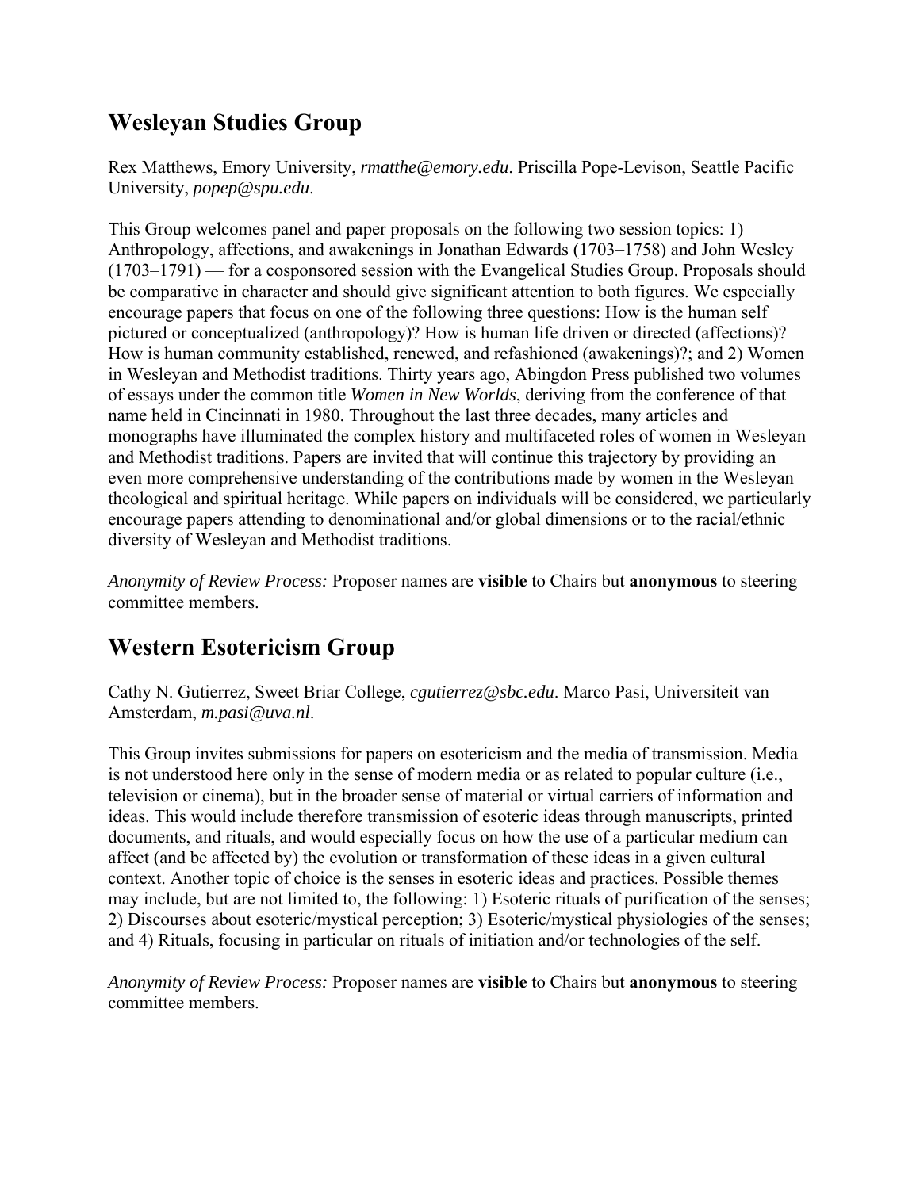## Wesleyan Studies Group

Rex Matthews, Emory University, *rmatthe@emory.edu*. Priscilla Pope-Levison, Seattle Pacific University, *popep@spu.edu*.

This Group welcomes panel and paper proposals on the following two session topics: 1) Anthropology, affections, and awakenings in Jonathan Edwards (1703–1758) and John Wesley (1703–1791) — for a cosponsored session with the Evangelical Studies Group. Proposals should be comparative in character and should give significant attention to both figures. We especially encourage papers that focus on one of the following three questions: How is the human self pictured or conceptualized (anthropology)? How is human life driven or directed (affections)? How is human community established, renewed, and refashioned (awakenings)?; and 2) Women in Wesleyan and Methodist traditions. Thirty years ago, Abingdon Press published two volumes of essays under the common title *Women in New Worlds*, deriving from the conference of that name held in Cincinnati in 1980. Throughout the last three decades, many articles and monographs have illuminated the complex history and multifaceted roles of women in Wesleyan and Methodist traditions. Papers are invited that will continue this trajectory by providing an even more comprehensive understanding of the contributions made by women in the Wesleyan theological and spiritual heritage. While papers on individuals will be considered, we particularly encourage papers attending to denominational and/or global dimensions or to the racial/ethnic diversity of Wesleyan and Methodist traditions.

*Anonymity of Review Process:* Proposer names are **visible** to Chairs but **anonymous** to steering committee members.

## Western Esotericism Group

Cathy N. Gutierrez, Sweet Briar College, *cgutierrez@sbc.edu*. Marco Pasi, Universiteit van Amsterdam, *m.pasi@uva.nl*.

This Group invites submissions for papers on esotericism and the media of transmission. Media is not understood here only in the sense of modern media or as related to popular culture (i.e., television or cinema), but in the broader sense of material or virtual carriers of information and ideas. This would include therefore transmission of esoteric ideas through manuscripts, printed documents, and rituals, and would especially focus on how the use of a particular medium can affect (and be affected by) the evolution or transformation of these ideas in a given cultural context. Another topic of choice is the senses in esoteric ideas and practices. Possible themes may include, but are not limited to, the following: 1) Esoteric rituals of purification of the senses; 2) Discourses about esoteric/mystical perception; 3) Esoteric/mystical physiologies of the senses; and 4) Rituals, focusing in particular on rituals of initiation and/or technologies of the self.

*Anonymity of Review Process:* Proposer names are **visible** to Chairs but **anonymous** to steering committee members.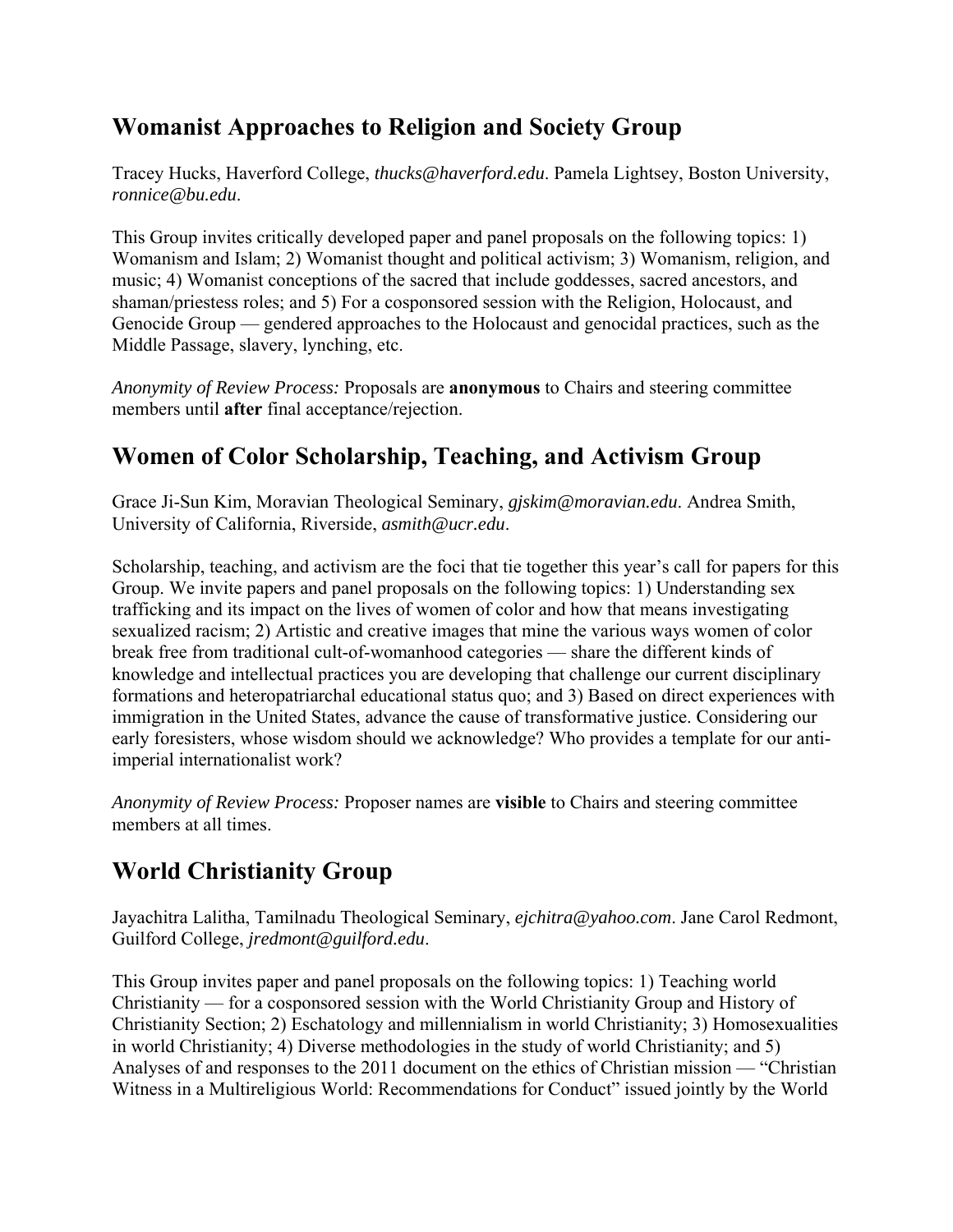## Womanist Approaches to Religion and Society Group

Tracey Hucks, Haverford College, *thucks@haverford.edu*. Pamela Lightsey, Boston University, *ronnice@bu.edu*.

This Group invites critically developed paper and panel proposals on the following topics: 1) Womanism and Islam; 2) Womanist thought and political activism; 3) Womanism, religion, and music; 4) Womanist conceptions of the sacred that include goddesses, sacred ancestors, and shaman/priestess roles; and 5) For a cosponsored session with the Religion, Holocaust, and Genocide Group — gendered approaches to the Holocaust and genocidal practices, such as the Middle Passage, slavery, lynching, etc.

*Anonymity of Review Process:* Proposals are **anonymous** to Chairs and steering committee members until **after** final acceptance/rejection.

## Women of Color Scholarship, Teaching, and Activism Group

Grace Ji-Sun Kim, Moravian Theological Seminary, *gjskim@moravian.edu*. Andrea Smith, University of California, Riverside, *asmith@ucr.edu*.

Scholarship, teaching, and activism are the foci that tie together this year's call for papers for this Group. We invite papers and panel proposals on the following topics: 1) Understanding sex trafficking and its impact on the lives of women of color and how that means investigating sexualized racism; 2) Artistic and creative images that mine the various ways women of color break free from traditional cult-of-womanhood categories — share the different kinds of knowledge and intellectual practices you are developing that challenge our current disciplinary formations and heteropatriarchal educational status quo; and 3) Based on direct experiences with immigration in the United States, advance the cause of transformative justice. Considering our early foresisters, whose wisdom should we acknowledge? Who provides a template for our anti-imperial internationalist work?

*Anonymity of Review Process:* Proposer names are **visible** to Chairs and steering committee members at all times.

## World Christianity Group

Jayachitra Lalitha, Tamilnadu Theological Seminary, *ejchitra@yahoo.com*. Jane Carol Redmont, Guilford College, *jredmont@guilford.edu*.

This Group invites paper and panel proposals on the following topics: 1) Teaching world Christianity — for a cosponsored session with the World Christianity Group and History of Christianity Section; 2) Eschatology and millennialism in world Christianity; 3) Homosexualities in world Christianity; 4) Diverse methodologies in the study of world Christianity; and 5) Analyses of and responses to the 2011 document on the ethics of Christian mission — "Christian Witness in a Multireligious World: Recommendations for Conduct" issued jointly by the World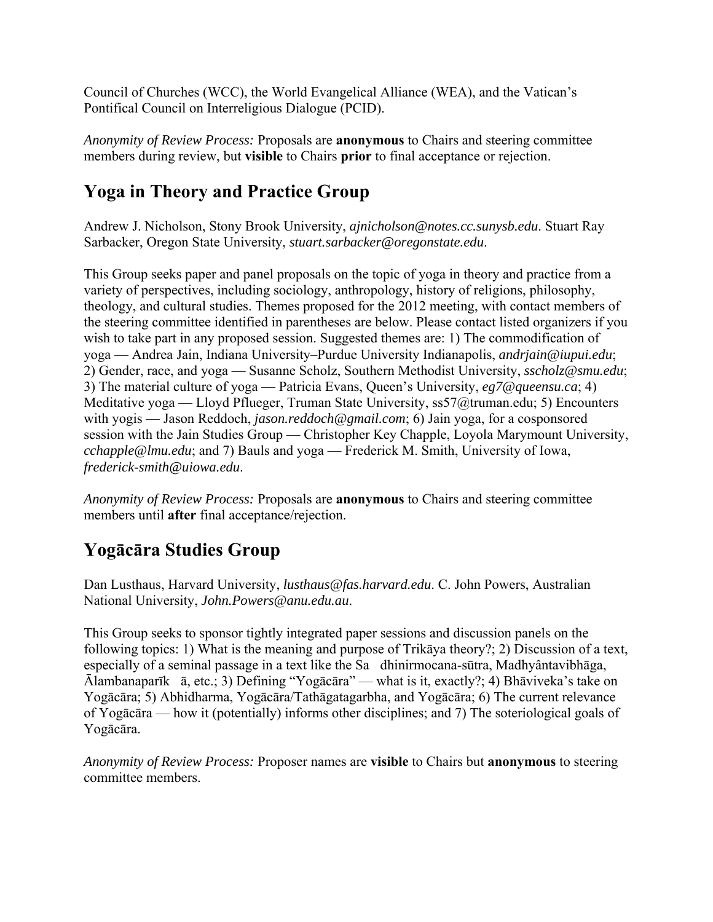Council of Churches (WCC), the World Evangelical Alliance (WEA), and the Vatican's Pontifical Council on Interreligious Dialogue (PCID).

*Anonymity of Review Process:* Proposals are **anonymous** to Chairs and steering committee members during review, but **visible** to Chairs **prior** to final acceptance or rejection.

## Yoga in Theory and Practice Group

Andrew J. Nicholson, Stony Brook University, *ajnicholson@notes.cc.sunysb.edu*. Stuart Ray Sarbacker, Oregon State University, *stuart.sarbacker@oregonstate.edu*.

This Group seeks paper and panel proposals on the topic of yoga in theory and practice from a variety of perspectives, including sociology, anthropology, history of religions, philosophy, theology, and cultural studies. Themes proposed for the 2012 meeting, with contact members of the steering committee identified in parentheses are below. Please contact listed organizers if you wish to take part in any proposed session. Suggested themes are: 1) The commodification of yoga — Andrea Jain, Indiana University–Purdue University Indianapolis, *andrjain@iupui.edu*; 2) Gender, race, and yoga — Susanne Scholz, Southern Methodist University, *sscholz@smu.edu*; 3) The material culture of yoga — Patricia Evans, Queen's University, *eg7@queensu.ca*; 4) Meditative yoga — Lloyd Pflueger, Truman State University, ss57@truman.edu; 5) Encounters with yogis — Jason Reddoch, *jason.reddoch@gmail.com*; 6) Jain yoga, for a cosponsored session with the Jain Studies Group — Christopher Key Chapple, Loyola Marymount University, *cchapple@lmu.edu*; and 7) Bauls and yoga — Frederick M. Smith, University of Iowa, *frederick-smith@uiowa.edu*.

*Anonymity of Review Process:* Proposals are **anonymous** to Chairs and steering committee members until **after** final acceptance/rejection.

## Yogācāra Studies Group

Dan Lusthaus, Harvard University, *lusthaus@fas.harvard.edu*. C. John Powers, Australian National University, *John.Powers@anu.edu.au*.

This Group seeks to sponsor tightly integrated paper sessions and discussion panels on the following topics: 1) What is the meaning and purpose of Trikāya theory?; 2) Discussion of a text, especially of a seminal passage in a text like the Sa dhinirmocana-sūtra, Madhyântavibhāga, Ālambanaparīk ā, etc.; 3) Defining "Yogācāra" — what is it, exactly?; 4) Bhāviveka's take on Yogācāra; 5) Abhidharma, Yogācāra/Tathāgatagarbha, and Yogācāra; 6) The current relevance of Yogācāra — how it (potentially) informs other disciplines; and 7) The soteriological goals of Yogācāra.

*Anonymity of Review Process:* Proposer names are **visible** to Chairs but **anonymous** to steering committee members.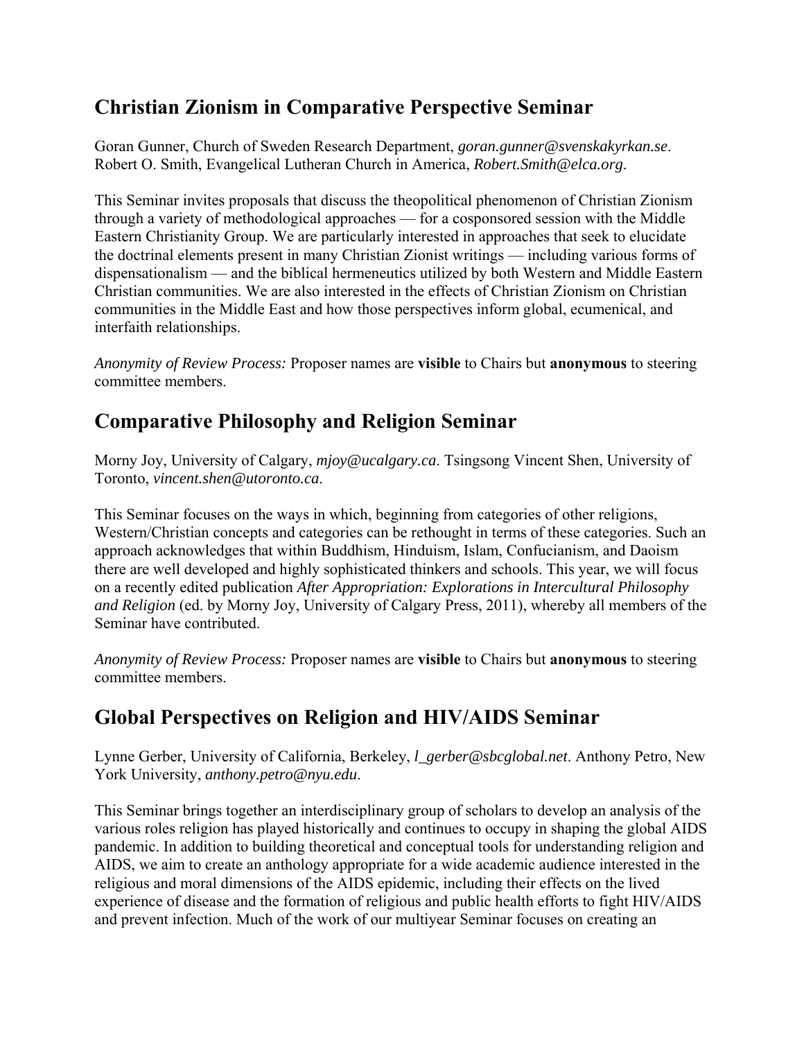## Christian Zionism in Comparative Perspective Seminar

Goran Gunner, Church of Sweden Research Department, *goran.gunner@svenskakyrkan.se*. Robert O. Smith, Evangelical Lutheran Church in America, *Robert.Smith@elca.org*.

This Seminar invites proposals that discuss the theopolitical phenomenon of Christian Zionism through a variety of methodological approaches — for a cosponsored session with the Middle Eastern Christianity Group. We are particularly interested in approaches that seek to elucidate the doctrinal elements present in many Christian Zionist writings — including various forms of dispensationalism — and the biblical hermeneutics utilized by both Western and Middle Eastern Christian communities. We are also interested in the effects of Christian Zionism on Christian communities in the Middle East and how those perspectives inform global, ecumenical, and interfaith relationships.

*Anonymity of Review Process:* Proposer names are **visible** to Chairs but **anonymous** to steering committee members.

## Comparative Philosophy and Religion Seminar

Morny Joy, University of Calgary, *mjoy@ucalgary.ca*. Tsingsong Vincent Shen, University of Toronto, *vincent.shen@utoronto.ca*.

This Seminar focuses on the ways in which, beginning from categories of other religions, Western/Christian concepts and categories can be rethought in terms of these categories. Such an approach acknowledges that within Buddhism, Hinduism, Islam, Confucianism, and Daoism there are well developed and highly sophisticated thinkers and schools. This year, we will focus on a recently edited publication *After Appropriation: Explorations in Intercultural Philosophy and Religion* (ed. by Morny Joy, University of Calgary Press, 2011), whereby all members of the Seminar have contributed.

*Anonymity of Review Process:* Proposer names are **visible** to Chairs but **anonymous** to steering committee members.

## Global Perspectives on Religion and HIV/AIDS Seminar

Lynne Gerber, University of California, Berkeley, *l_gerber@sbcglobal.net*. Anthony Petro, New York University, *anthony.petro@nyu.edu*.

This Seminar brings together an interdisciplinary group of scholars to develop an analysis of the various roles religion has played historically and continues to occupy in shaping the global AIDS pandemic. In addition to building theoretical and conceptual tools for understanding religion and AIDS, we aim to create an anthology appropriate for a wide academic audience interested in the religious and moral dimensions of the AIDS epidemic, including their effects on the lived experience of disease and the formation of religious and public health efforts to fight HIV/AIDS and prevent infection. Much of the work of our multiyear Seminar focuses on creating an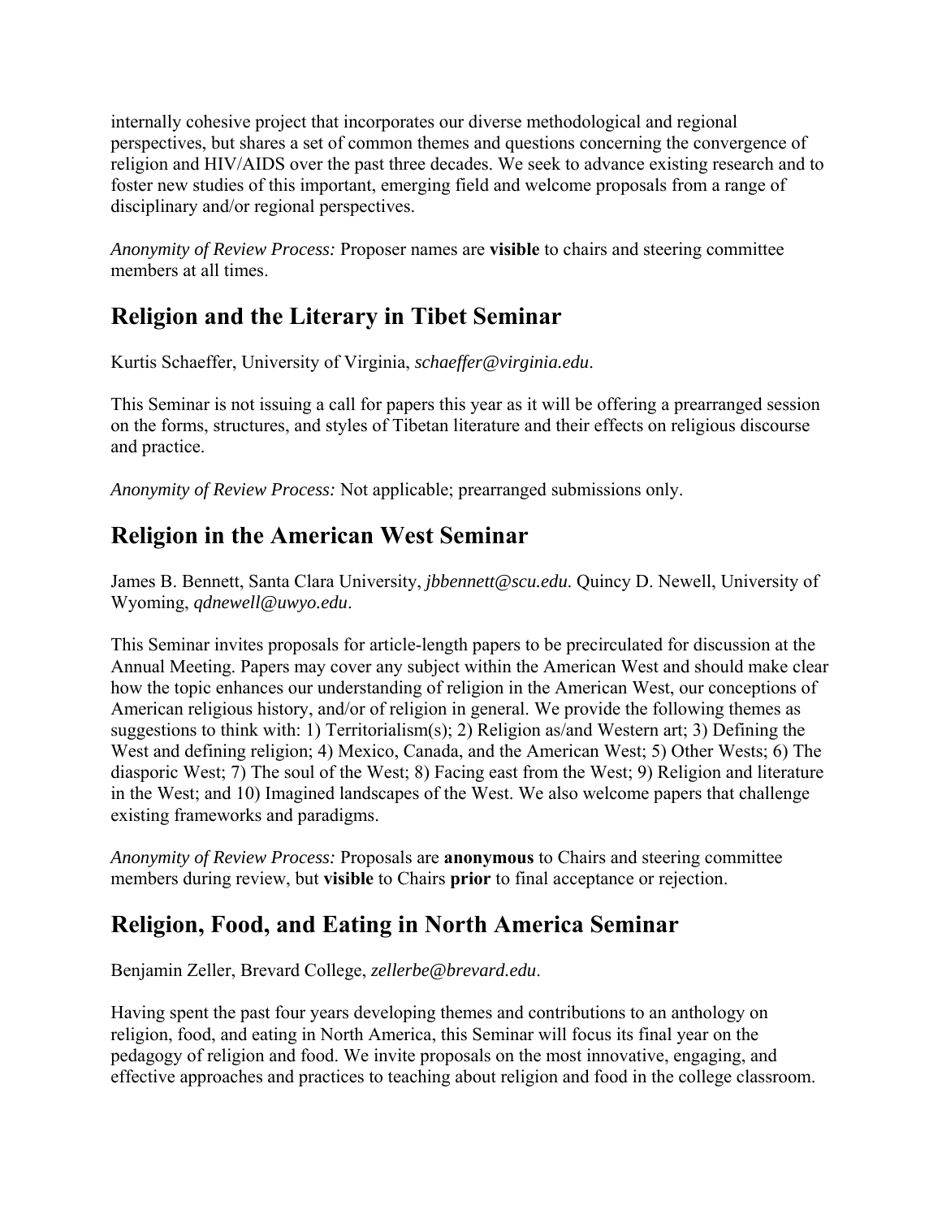internally cohesive project that incorporates our diverse methodological and regional perspectives, but shares a set of common themes and questions concerning the convergence of religion and HIV/AIDS over the past three decades. We seek to advance existing research and to foster new studies of this important, emerging field and welcome proposals from a range of disciplinary and/or regional perspectives.

*Anonymity of Review Process:* Proposer names are **visible** to chairs and steering committee members at all times.

## Religion and the Literary in Tibet Seminar

Kurtis Schaeffer, University of Virginia, *schaeffer@virginia.edu*.

This Seminar is not issuing a call for papers this year as it will be offering a prearranged session on the forms, structures, and styles of Tibetan literature and their effects on religious discourse and practice.

*Anonymity of Review Process:* Not applicable; prearranged submissions only.

## Religion in the American West Seminar

James B. Bennett, Santa Clara University, *jbbennett@scu.edu.* Quincy D. Newell, University of Wyoming, *qdnewell@uwyo.edu*.

This Seminar invites proposals for article-length papers to be precirculated for discussion at the Annual Meeting. Papers may cover any subject within the American West and should make clear how the topic enhances our understanding of religion in the American West, our conceptions of American religious history, and/or of religion in general. We provide the following themes as suggestions to think with: 1) Territorialism(s); 2) Religion as/and Western art; 3) Defining the West and defining religion; 4) Mexico, Canada, and the American West; 5) Other Wests; 6) The diasporic West; 7) The soul of the West; 8) Facing east from the West; 9) Religion and literature in the West; and 10) Imagined landscapes of the West. We also welcome papers that challenge existing frameworks and paradigms.

*Anonymity of Review Process:* Proposals are **anonymous** to Chairs and steering committee members during review, but **visible** to Chairs **prior** to final acceptance or rejection.

## Religion, Food, and Eating in North America Seminar

Benjamin Zeller, Brevard College, *zellerbe@brevard.edu*.

Having spent the past four years developing themes and contributions to an anthology on religion, food, and eating in North America, this Seminar will focus its final year on the pedagogy of religion and food. We invite proposals on the most innovative, engaging, and effective approaches and practices to teaching about religion and food in the college classroom.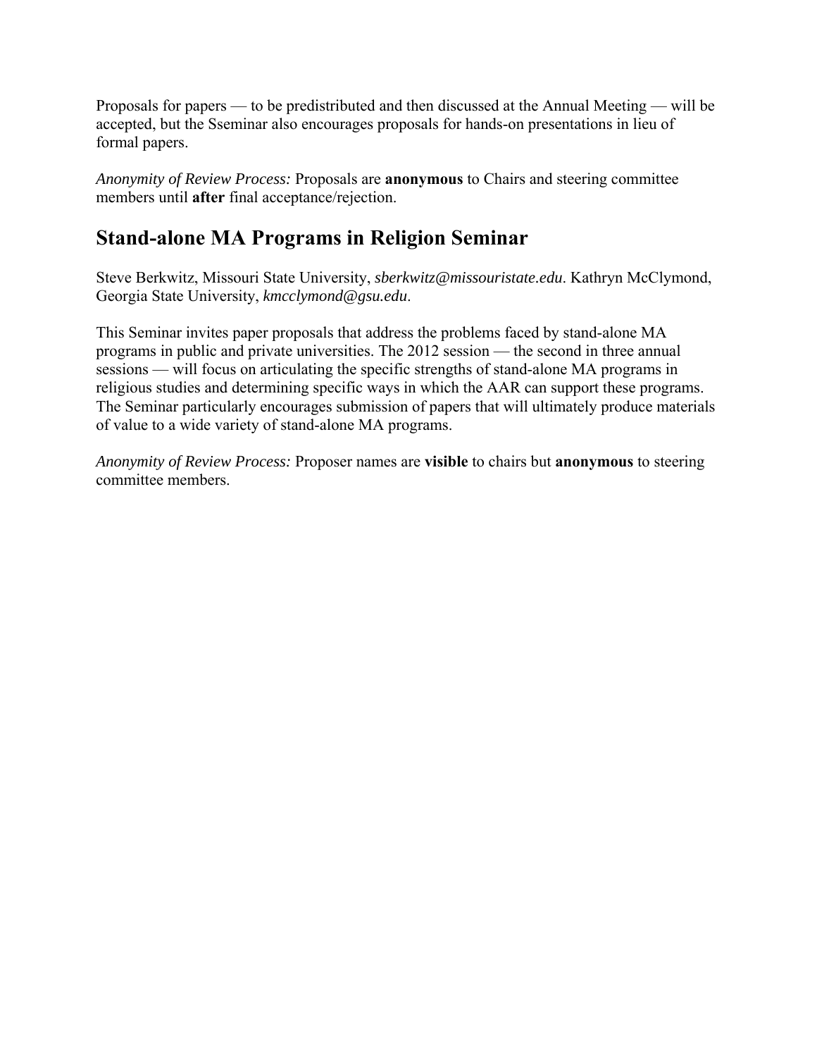Proposals for papers — to be predistributed and then discussed at the Annual Meeting — will be accepted, but the Sseminar also encourages proposals for hands-on presentations in lieu of formal papers.

*Anonymity of Review Process:* Proposals are **anonymous** to Chairs and steering committee members until **after** final acceptance/rejection.

## Stand-alone MA Programs in Religion Seminar

Steve Berkwitz, Missouri State University, *sberkwitz@missouristate.edu*. Kathryn McClymond, Georgia State University, *kmcclymond@gsu.edu*.

This Seminar invites paper proposals that address the problems faced by stand-alone MA programs in public and private universities. The 2012 session — the second in three annual sessions — will focus on articulating the specific strengths of stand-alone MA programs in religious studies and determining specific ways in which the AAR can support these programs. The Seminar particularly encourages submission of papers that will ultimately produce materials of value to a wide variety of stand-alone MA programs.

*Anonymity of Review Process:* Proposer names are **visible** to chairs but **anonymous** to steering committee members.